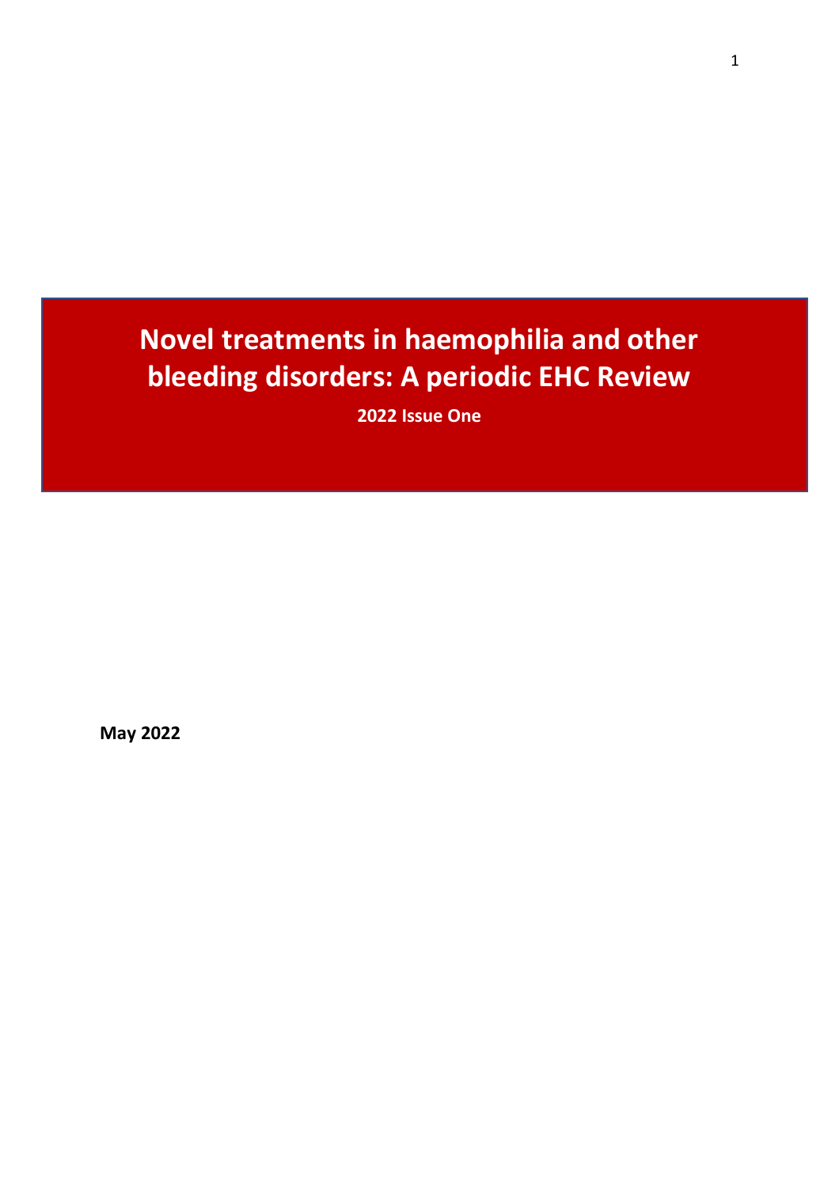# Novel treatments in haemophilia and other bleeding disorders: A periodic EHC Review

**2022 Issue One**

**May 2022**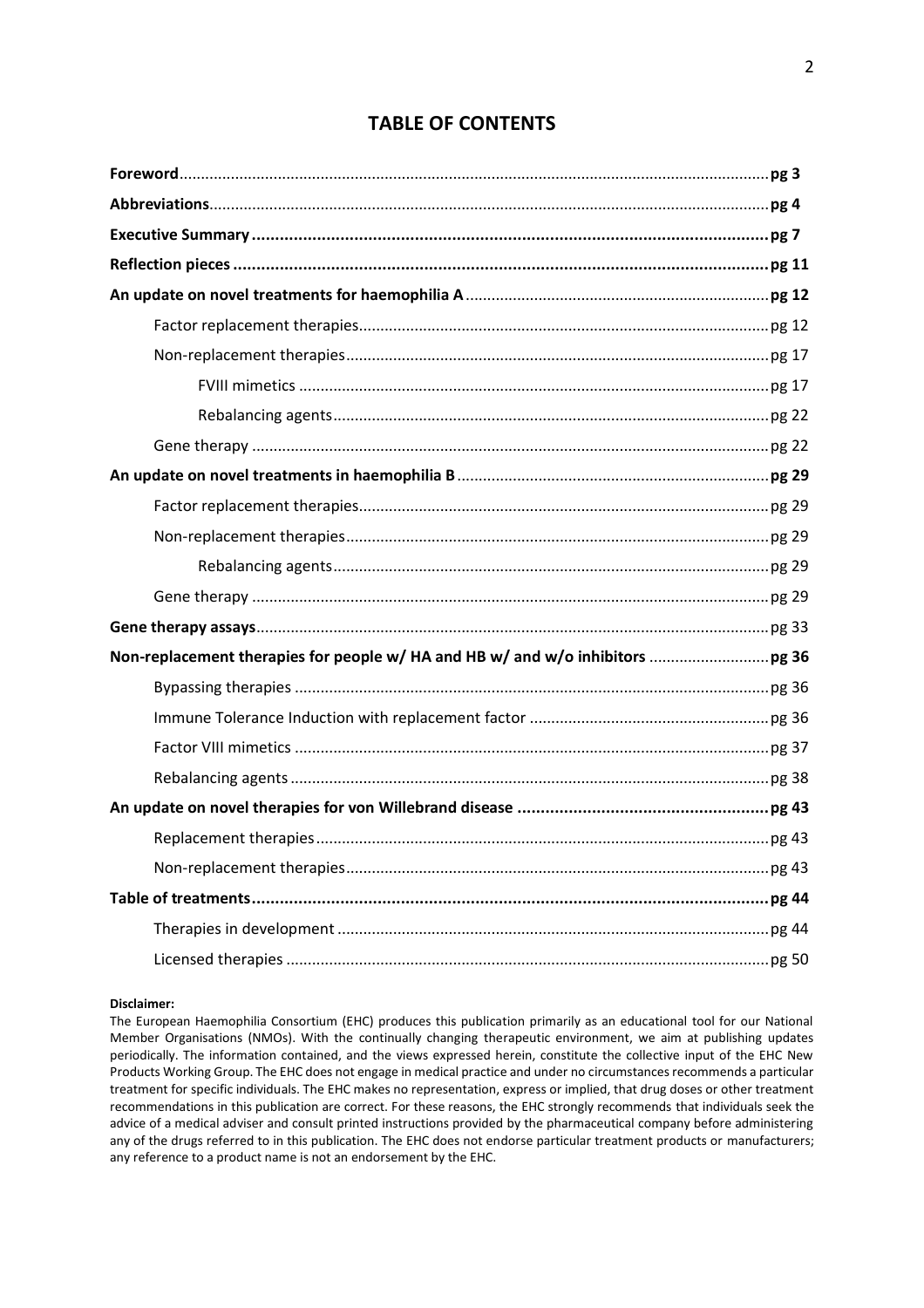# TABLE OF CONTENTS

**Foreword** ... **pg 3**

**Abbreviations** ... **pg 4**

**Executive Summary** ... **pg 7**

**Reflection pieces** ... **pg 11**

**An update on novel treatments for haemophilia A** ... **pg 12**

- Factor replacement therapies ... pg 12
- Non-replacement therapies ... pg 17
  - FVIII mimetics ... pg 17
  - Rebalancing agents ... pg 22
- Gene therapy ... pg 22

**An update on novel treatments in haemophilia B** ... **pg 29**

- Factor replacement therapies ... pg 29
- Non-replacement therapies ... pg 29
  - Rebalancing agents ... pg 29
- Gene therapy ... pg 29

**Gene therapy assays** ... pg 33

**Non-replacement therapies for people w/ HA and HB w/ and w/o inhibitors** ... **pg 36**

- Bypassing therapies ... pg 36
- Immune Tolerance Induction with replacement factor ... pg 36
- Factor VIII mimetics ... pg 37
- Rebalancing agents ... pg 38

**An update on novel therapies for von Willebrand disease** ... **pg 43**

- Replacement therapies ... pg 43
- Non-replacement therapies ... pg 43

**Table of treatments** ... **pg 44**

- Therapies in development ... pg 44
- Licensed therapies ... pg 50

**Disclaimer:**

The European Haemophilia Consortium (EHC) produces this publication primarily as an educational tool for our National Member Organisations (NMOs). With the continually changing therapeutic environment, we aim at publishing updates periodically. The information contained, and the views expressed herein, constitute the collective input of the EHC New Products Working Group. The EHC does not engage in medical practice and under no circumstances recommends a particular treatment for specific individuals. The EHC makes no representation, express or implied, that drug doses or other treatment recommendations in this publication are correct. For these reasons, the EHC strongly recommends that individuals seek the advice of a medical adviser and consult printed instructions provided by the pharmaceutical company before administering any of the drugs referred to in this publication. The EHC does not endorse particular treatment products or manufacturers; any reference to a product name is not an endorsement by the EHC.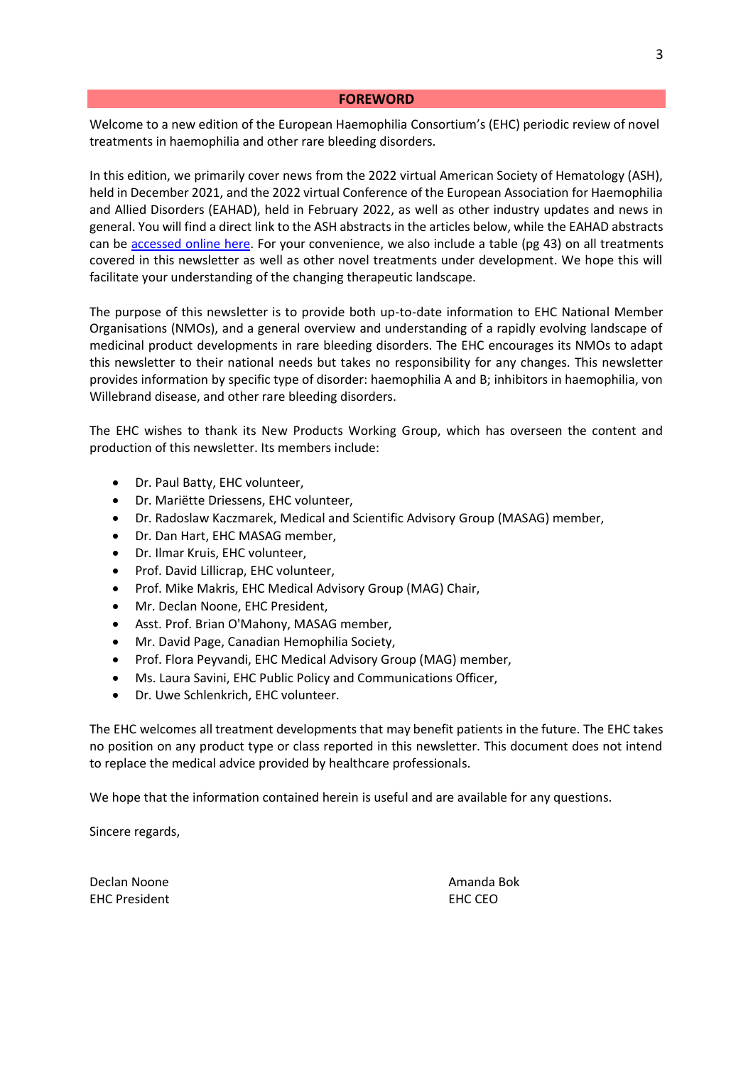## FOREWORD

Welcome to a new edition of the European Haemophilia Consortium's (EHC) periodic review of novel treatments in haemophilia and other rare bleeding disorders.

In this edition, we primarily cover news from the 2022 virtual American Society of Hematology (ASH), held in December 2021, and the 2022 virtual Conference of the European Association for Haemophilia and Allied Disorders (EAHAD), held in February 2022, as well as other industry updates and news in general. You will find a direct link to the ASH abstracts in the articles below, while the EAHAD abstracts can be accessed online here. For your convenience, we also include a table (pg 43) on all treatments covered in this newsletter as well as other novel treatments under development. We hope this will facilitate your understanding of the changing therapeutic landscape.

The purpose of this newsletter is to provide both up-to-date information to EHC National Member Organisations (NMOs), and a general overview and understanding of a rapidly evolving landscape of medicinal product developments in rare bleeding disorders. The EHC encourages its NMOs to adapt this newsletter to their national needs but takes no responsibility for any changes. This newsletter provides information by specific type of disorder: haemophilia A and B; inhibitors in haemophilia, von Willebrand disease, and other rare bleeding disorders.

The EHC wishes to thank its New Products Working Group, which has overseen the content and production of this newsletter. Its members include:

- Dr. Paul Batty, EHC volunteer,
- Dr. Mariëtte Driessens, EHC volunteer,
- Dr. Radoslaw Kaczmarek, Medical and Scientific Advisory Group (MASAG) member,
- Dr. Dan Hart, EHC MASAG member,
- Dr. Ilmar Kruis, EHC volunteer,
- Prof. David Lillicrap, EHC volunteer,
- Prof. Mike Makris, EHC Medical Advisory Group (MAG) Chair,
- Mr. Declan Noone, EHC President,
- Asst. Prof. Brian O'Mahony, MASAG member,
- Mr. David Page, Canadian Hemophilia Society,
- Prof. Flora Peyvandi, EHC Medical Advisory Group (MAG) member,
- Ms. Laura Savini, EHC Public Policy and Communications Officer,
- Dr. Uwe Schlenkrich, EHC volunteer.

The EHC welcomes all treatment developments that may benefit patients in the future. The EHC takes no position on any product type or class reported in this newsletter. This document does not intend to replace the medical advice provided by healthcare professionals.

We hope that the information contained herein is useful and are available for any questions.

Sincere regards,

Declan Noone
EHC President

Amanda Bok
EHC CEO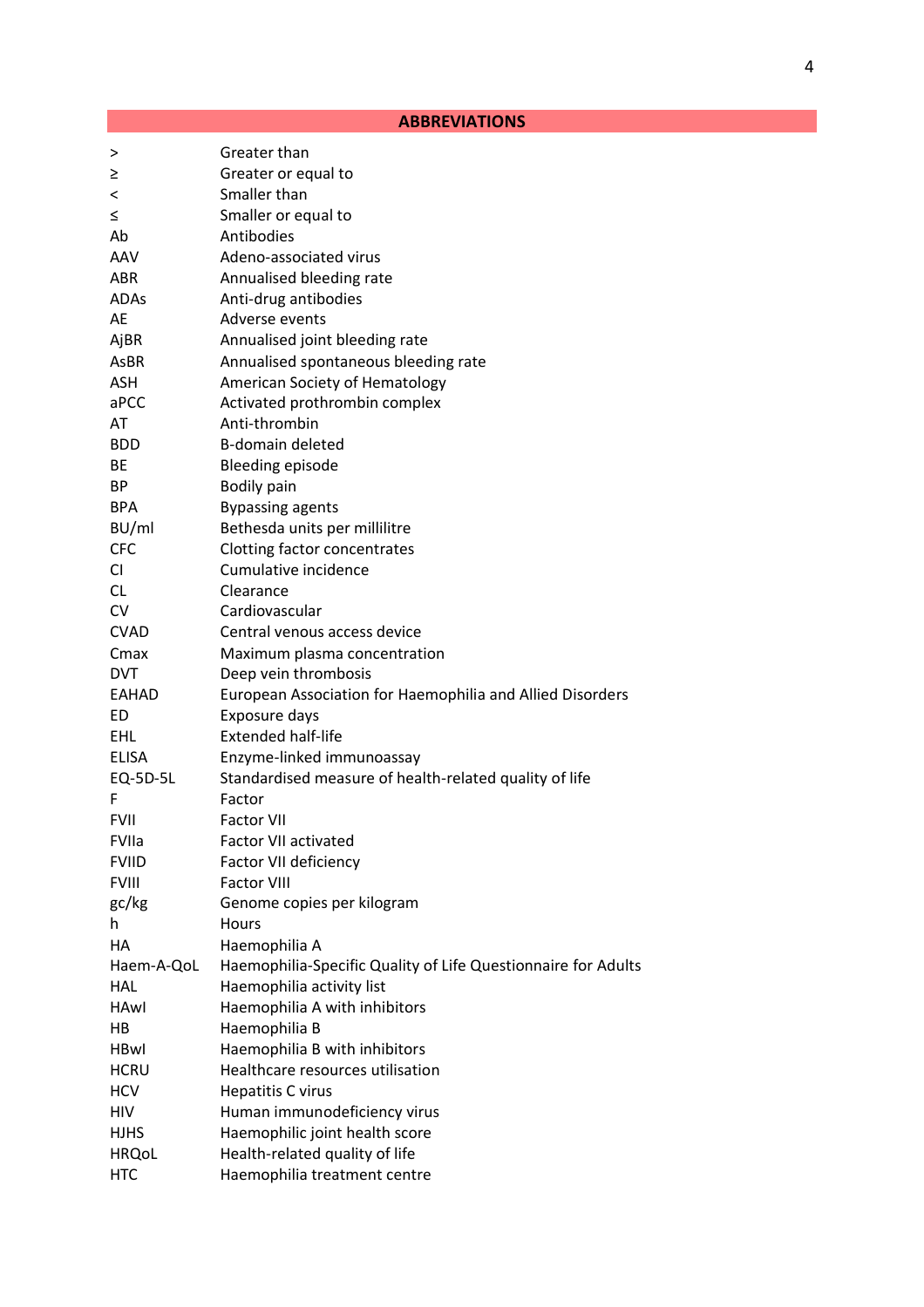## ABBREVIATIONS

| | |
|---|---|
| > | Greater than |
| ≥ | Greater or equal to |
| < | Smaller than |
| ≤ | Smaller or equal to |
| Ab | Antibodies |
| AAV | Adeno-associated virus |
| ABR | Annualised bleeding rate |
| ADAs | Anti-drug antibodies |
| AE | Adverse events |
| AjBR | Annualised joint bleeding rate |
| AsBR | Annualised spontaneous bleeding rate |
| ASH | American Society of Hematology |
| aPCC | Activated prothrombin complex |
| AT | Anti-thrombin |
| BDD | B-domain deleted |
| BE | Bleeding episode |
| BP | Bodily pain |
| BPA | Bypassing agents |
| BU/ml | Bethesda units per millilitre |
| CFC | Clotting factor concentrates |
| CI | Cumulative incidence |
| CL | Clearance |
| CV | Cardiovascular |
| CVAD | Central venous access device |
| Cmax | Maximum plasma concentration |
| DVT | Deep vein thrombosis |
| EAHAD | European Association for Haemophilia and Allied Disorders |
| ED | Exposure days |
| EHL | Extended half-life |
| ELISA | Enzyme-linked immunoassay |
| EQ-5D-5L | Standardised measure of health-related quality of life |
| F | Factor |
| FVII | Factor VII |
| FVIIa | Factor VII activated |
| FVIID | Factor VII deficiency |
| FVIII | Factor VIII |
| gc/kg | Genome copies per kilogram |
| h | Hours |
| HA | Haemophilia A |
| Haem-A-QoL | Haemophilia-Specific Quality of Life Questionnaire for Adults |
| HAL | Haemophilia activity list |
| HAwI | Haemophilia A with inhibitors |
| HB | Haemophilia B |
| HBwI | Haemophilia B with inhibitors |
| HCRU | Healthcare resources utilisation |
| HCV | Hepatitis C virus |
| HIV | Human immunodeficiency virus |
| HJHS | Haemophilic joint health score |
| HRQoL | Health-related quality of life |
| HTC | Haemophilia treatment centre |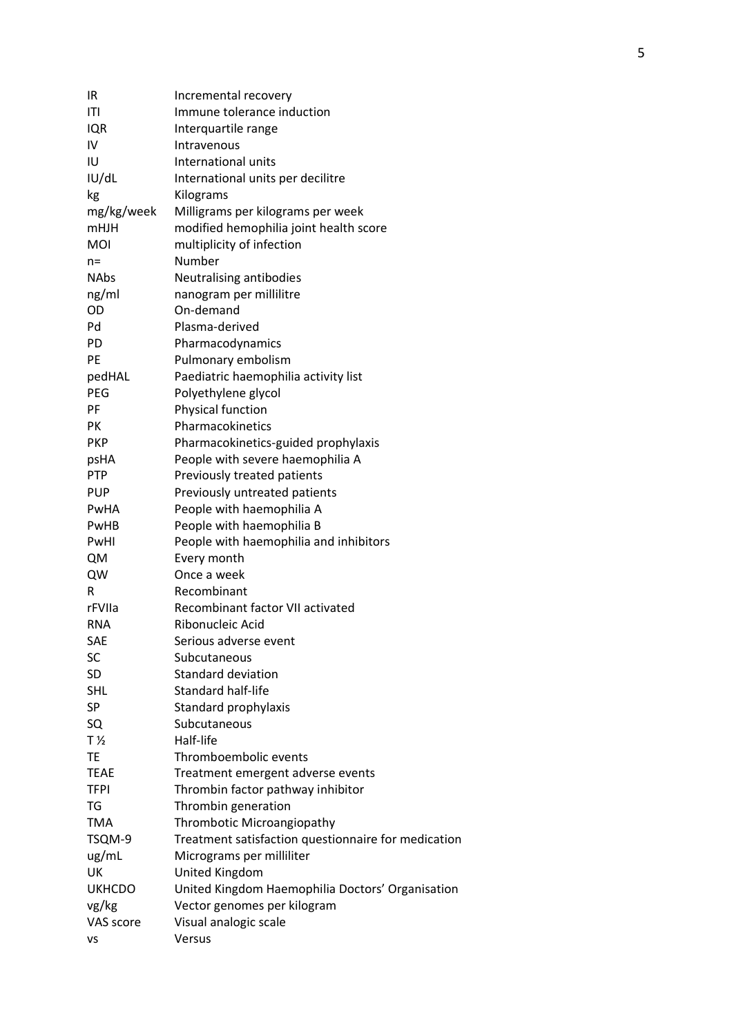| | |
|---|---|
| IR | Incremental recovery |
| ITI | Immune tolerance induction |
| IQR | Interquartile range |
| IV | Intravenous |
| IU | International units |
| IU/dL | International units per decilitre |
| kg | Kilograms |
| mg/kg/week | Milligrams per kilograms per week |
| mHJH | modified hemophilia joint health score |
| MOI | multiplicity of infection |
| n= | Number |
| NAbs | Neutralising antibodies |
| ng/ml | nanogram per millilitre |
| OD | On-demand |
| Pd | Plasma-derived |
| PD | Pharmacodynamics |
| PE | Pulmonary embolism |
| pedHAL | Paediatric haemophilia activity list |
| PEG | Polyethylene glycol |
| PF | Physical function |
| PK | Pharmacokinetics |
| PKP | Pharmacokinetics-guided prophylaxis |
| psHA | People with severe haemophilia A |
| PTP | Previously treated patients |
| PUP | Previously untreated patients |
| PwHA | People with haemophilia A |
| PwHB | People with haemophilia B |
| PwHI | People with haemophilia and inhibitors |
| QM | Every month |
| QW | Once a week |
| R | Recombinant |
| rFVIIa | Recombinant factor VII activated |
| RNA | Ribonucleic Acid |
| SAE | Serious adverse event |
| SC | Subcutaneous |
| SD | Standard deviation |
| SHL | Standard half-life |
| SP | Standard prophylaxis |
| SQ | Subcutaneous |
| T ½ | Half-life |
| TE | Thromboembolic events |
| TEAE | Treatment emergent adverse events |
| TFPI | Thrombin factor pathway inhibitor |
| TG | Thrombin generation |
| TMA | Thrombotic Microangiopathy |
| TSQM-9 | Treatment satisfaction questionnaire for medication |
| ug/mL | Micrograms per milliliter |
| UK | United Kingdom |
| UKHCDO | United Kingdom Haemophilia Doctors' Organisation |
| vg/kg | Vector genomes per kilogram |
| VAS score | Visual analogic scale |
| vs | Versus |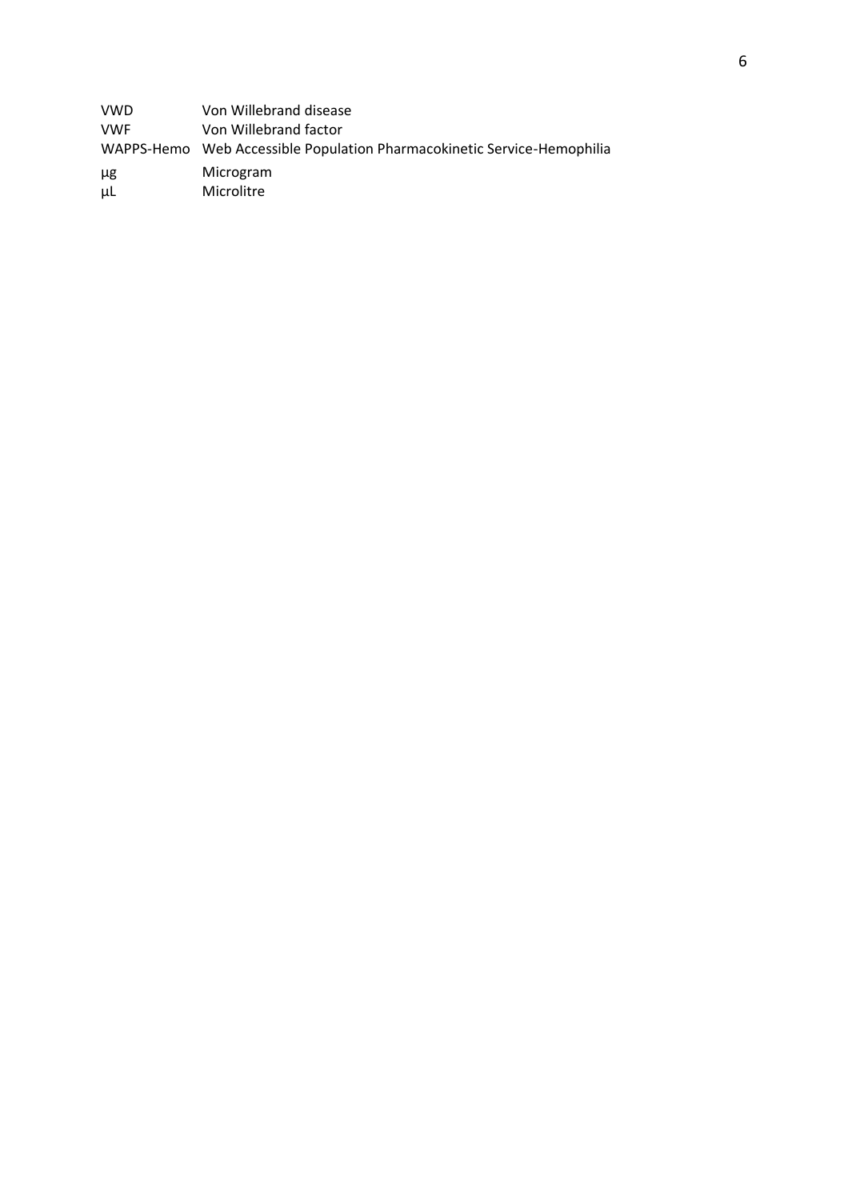| | |
|---|---|
| VWD | Von Willebrand disease |
| VWF | Von Willebrand factor |
| WAPPS-Hemo | Web Accessible Population Pharmacokinetic Service-Hemophilia |
| µg | Microgram |
| µL | Microlitre |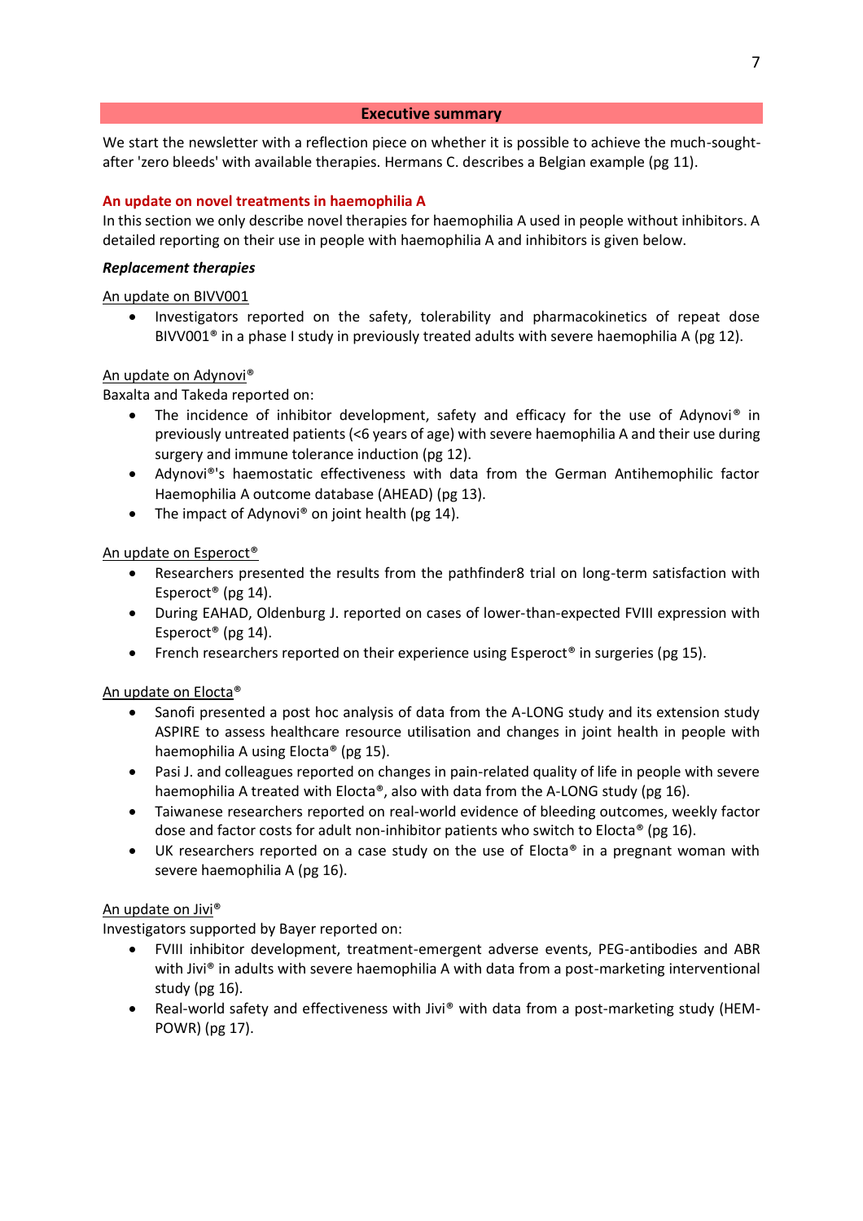## Executive summary

We start the newsletter with a reflection piece on whether it is possible to achieve the much-sought-after 'zero bleeds' with available therapies. Hermans C. describes a Belgian example (pg 11).

### An update on novel treatments in haemophilia A

In this section we only describe novel therapies for haemophilia A used in people without inhibitors. A detailed reporting on their use in people with haemophilia A and inhibitors is given below.

***Replacement therapies***

An update on BIVV001

- Investigators reported on the safety, tolerability and pharmacokinetics of repeat dose BIVV001® in a phase I study in previously treated adults with severe haemophilia A (pg 12).

An update on Adynovi®

Baxalta and Takeda reported on:

- The incidence of inhibitor development, safety and efficacy for the use of Adynovi® in previously untreated patients (<6 years of age) with severe haemophilia A and their use during surgery and immune tolerance induction (pg 12).
- Adynovi®'s haemostatic effectiveness with data from the German Antihemophilic factor Haemophilia A outcome database (AHEAD) (pg 13).
- The impact of Adynovi® on joint health (pg 14).

An update on Esperoct®

- Researchers presented the results from the pathfinder8 trial on long-term satisfaction with Esperoct® (pg 14).
- During EAHAD, Oldenburg J. reported on cases of lower-than-expected FVIII expression with Esperoct® (pg 14).
- French researchers reported on their experience using Esperoct® in surgeries (pg 15).

An update on Elocta®

- Sanofi presented a post hoc analysis of data from the A-LONG study and its extension study ASPIRE to assess healthcare resource utilisation and changes in joint health in people with haemophilia A using Elocta® (pg 15).
- Pasi J. and colleagues reported on changes in pain-related quality of life in people with severe haemophilia A treated with Elocta®, also with data from the A-LONG study (pg 16).
- Taiwanese researchers reported on real-world evidence of bleeding outcomes, weekly factor dose and factor costs for adult non-inhibitor patients who switch to Elocta® (pg 16).
- UK researchers reported on a case study on the use of Elocta® in a pregnant woman with severe haemophilia A (pg 16).

An update on Jivi®

Investigators supported by Bayer reported on:

- FVIII inhibitor development, treatment-emergent adverse events, PEG-antibodies and ABR with Jivi® in adults with severe haemophilia A with data from a post-marketing interventional study (pg 16).
- Real-world safety and effectiveness with Jivi® with data from a post-marketing study (HEM-POWR) (pg 17).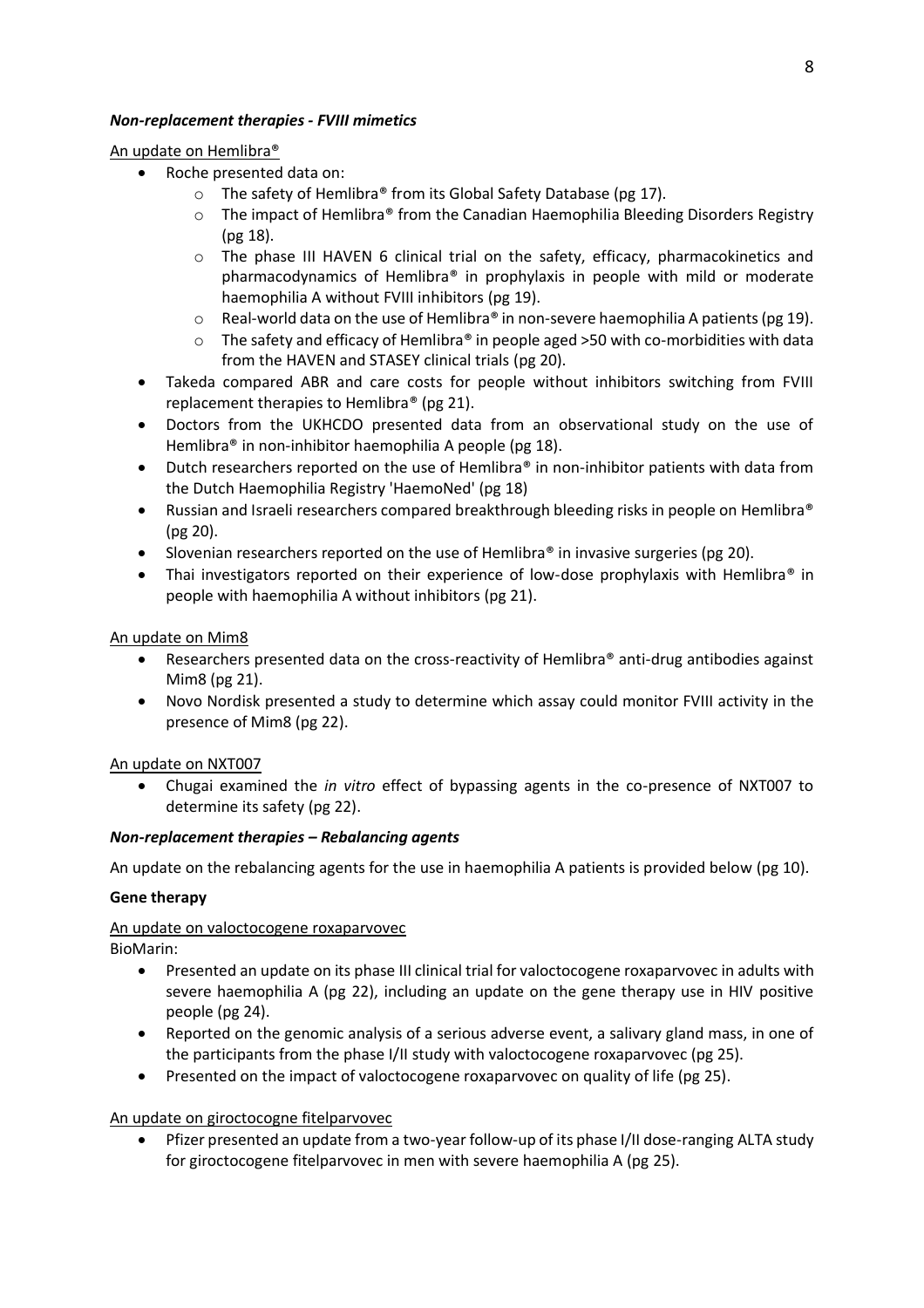#### *Non-replacement therapies - FVIII mimetics*

An update on Hemlibra®

- Roche presented data on:
  - The safety of Hemlibra® from its Global Safety Database (pg 17).
  - The impact of Hemlibra® from the Canadian Haemophilia Bleeding Disorders Registry (pg 18).
  - The phase III HAVEN 6 clinical trial on the safety, efficacy, pharmacokinetics and pharmacodynamics of Hemlibra® in prophylaxis in people with mild or moderate haemophilia A without FVIII inhibitors (pg 19).
  - Real-world data on the use of Hemlibra® in non-severe haemophilia A patients (pg 19).
  - The safety and efficacy of Hemlibra® in people aged >50 with co-morbidities with data from the HAVEN and STASEY clinical trials (pg 20).
- Takeda compared ABR and care costs for people without inhibitors switching from FVIII replacement therapies to Hemlibra® (pg 21).
- Doctors from the UKHCDO presented data from an observational study on the use of Hemlibra® in non-inhibitor haemophilia A people (pg 18).
- Dutch researchers reported on the use of Hemlibra® in non-inhibitor patients with data from the Dutch Haemophilia Registry 'HaemoNed' (pg 18)
- Russian and Israeli researchers compared breakthrough bleeding risks in people on Hemlibra® (pg 20).
- Slovenian researchers reported on the use of Hemlibra® in invasive surgeries (pg 20).
- Thai investigators reported on their experience of low-dose prophylaxis with Hemlibra® in people with haemophilia A without inhibitors (pg 21).

An update on Mim8

- Researchers presented data on the cross-reactivity of Hemlibra® anti-drug antibodies against Mim8 (pg 21).
- Novo Nordisk presented a study to determine which assay could monitor FVIII activity in the presence of Mim8 (pg 22).

An update on NXT007

- Chugai examined the *in vitro* effect of bypassing agents in the co-presence of NXT007 to determine its safety (pg 22).

#### *Non-replacement therapies – Rebalancing agents*

An update on the rebalancing agents for the use in haemophilia A patients is provided below (pg 10).

#### **Gene therapy**

An update on valoctocogene roxaparvovec

BioMarin:

- Presented an update on its phase III clinical trial for valoctocogene roxaparvovec in adults with severe haemophilia A (pg 22), including an update on the gene therapy use in HIV positive people (pg 24).
- Reported on the genomic analysis of a serious adverse event, a salivary gland mass, in one of the participants from the phase I/II study with valoctocogene roxaparvovec (pg 25).
- Presented on the impact of valoctocogene roxaparvovec on quality of life (pg 25).

An update on giroctocogne fitelparvovec

- Pfizer presented an update from a two-year follow-up of its phase I/II dose-ranging ALTA study for giroctocogene fitelparvovec in men with severe haemophilia A (pg 25).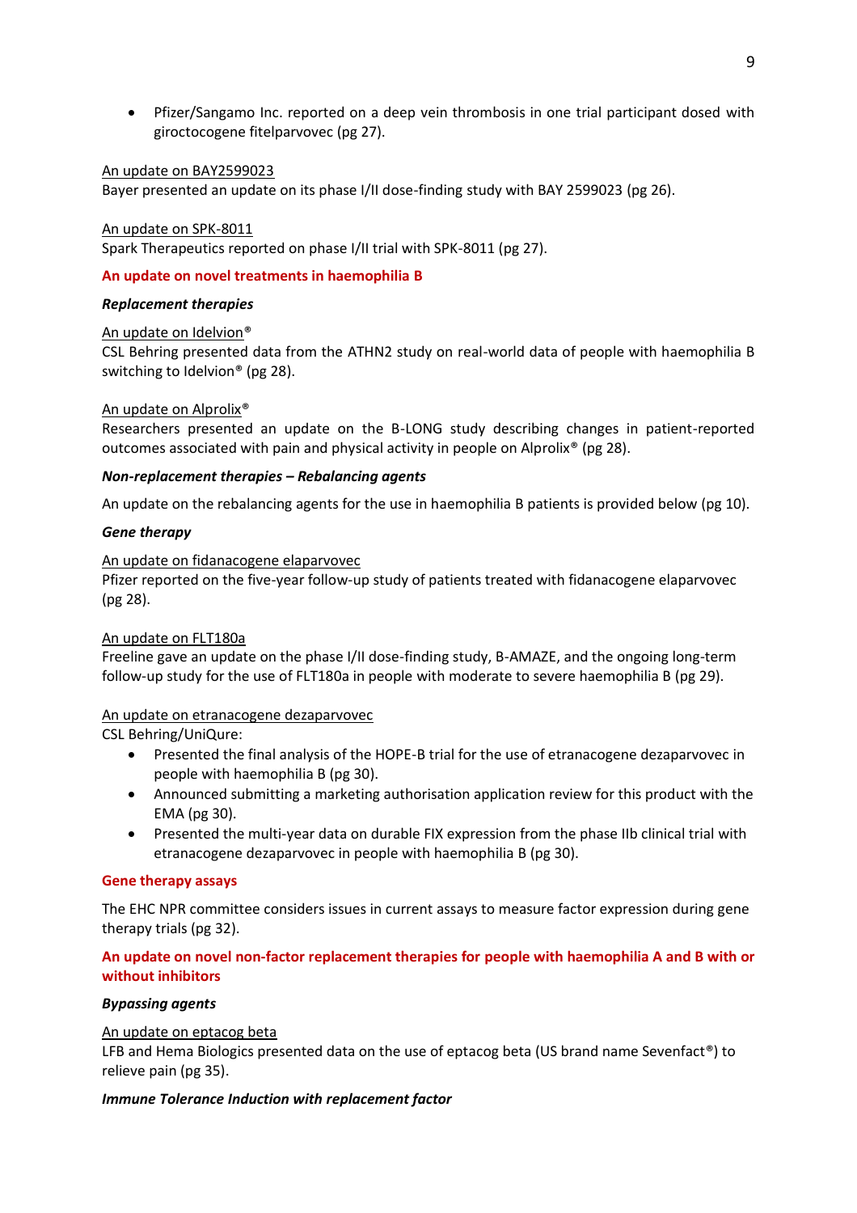- Pfizer/Sangamo Inc. reported on a deep vein thrombosis in one trial participant dosed with giroctocogene fitelparvovec (pg 27).

An update on BAY2599023

Bayer presented an update on its phase I/II dose-finding study with BAY 2599023 (pg 26).

An update on SPK-8011

Spark Therapeutics reported on phase I/II trial with SPK-8011 (pg 27).

## An update on novel treatments in haemophilia B

***Replacement therapies***

An update on Idelvion®

CSL Behring presented data from the ATHN2 study on real-world data of people with haemophilia B switching to Idelvion® (pg 28).

An update on Alprolix®

Researchers presented an update on the B-LONG study describing changes in patient-reported outcomes associated with pain and physical activity in people on Alprolix® (pg 28).

***Non-replacement therapies – Rebalancing agents***

An update on the rebalancing agents for the use in haemophilia B patients is provided below (pg 10).

***Gene therapy***

An update on fidanacogene elaparvovec

Pfizer reported on the five-year follow-up study of patients treated with fidanacogene elaparvovec (pg 28).

An update on FLT180a

Freeline gave an update on the phase I/II dose-finding study, B-AMAZE, and the ongoing long-term follow-up study for the use of FLT180a in people with moderate to severe haemophilia B (pg 29).

An update on etranacogene dezaparvovec

CSL Behring/UniQure:

- Presented the final analysis of the HOPE-B trial for the use of etranacogene dezaparvovec in people with haemophilia B (pg 30).
- Announced submitting a marketing authorisation application review for this product with the EMA (pg 30).
- Presented the multi-year data on durable FIX expression from the phase IIb clinical trial with etranacogene dezaparvovec in people with haemophilia B (pg 30).

## Gene therapy assays

The EHC NPR committee considers issues in current assays to measure factor expression during gene therapy trials (pg 32).

## An update on novel non-factor replacement therapies for people with haemophilia A and B with or without inhibitors

***Bypassing agents***

An update on eptacog beta

LFB and Hema Biologics presented data on the use of eptacog beta (US brand name Sevenfact®) to relieve pain (pg 35).

***Immune Tolerance Induction with replacement factor***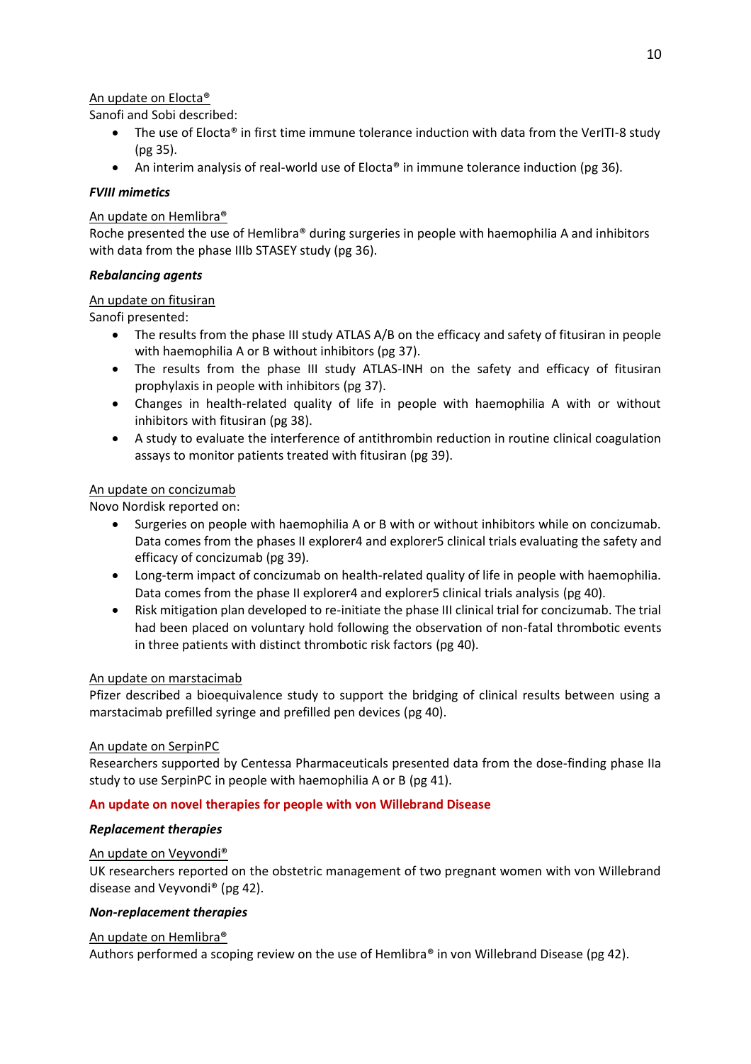An update on Elocta®

Sanofi and Sobi described:

- The use of Elocta® in first time immune tolerance induction with data from the VerITI-8 study (pg 35).
- An interim analysis of real-world use of Elocta® in immune tolerance induction (pg 36).

***FVIII mimetics***

An update on Hemlibra®

Roche presented the use of Hemlibra® during surgeries in people with haemophilia A and inhibitors with data from the phase IIIb STASEY study (pg 36).

***Rebalancing agents***

An update on fitusiran

Sanofi presented:

- The results from the phase III study ATLAS A/B on the efficacy and safety of fitusiran in people with haemophilia A or B without inhibitors (pg 37).
- The results from the phase III study ATLAS-INH on the safety and efficacy of fitusiran prophylaxis in people with inhibitors (pg 37).
- Changes in health-related quality of life in people with haemophilia A with or without inhibitors with fitusiran (pg 38).
- A study to evaluate the interference of antithrombin reduction in routine clinical coagulation assays to monitor patients treated with fitusiran (pg 39).

An update on concizumab

Novo Nordisk reported on:

- Surgeries on people with haemophilia A or B with or without inhibitors while on concizumab. Data comes from the phases II explorer4 and explorer5 clinical trials evaluating the safety and efficacy of concizumab (pg 39).
- Long-term impact of concizumab on health-related quality of life in people with haemophilia. Data comes from the phase II explorer4 and explorer5 clinical trials analysis (pg 40).
- Risk mitigation plan developed to re-initiate the phase III clinical trial for concizumab. The trial had been placed on voluntary hold following the observation of non-fatal thrombotic events in three patients with distinct thrombotic risk factors (pg 40).

An update on marstacimab

Pfizer described a bioequivalence study to support the bridging of clinical results between using a marstacimab prefilled syringe and prefilled pen devices (pg 40).

An update on SerpinPC

Researchers supported by Centessa Pharmaceuticals presented data from the dose-finding phase IIa study to use SerpinPC in people with haemophilia A or B (pg 41).

**An update on novel therapies for people with von Willebrand Disease**

***Replacement therapies***

An update on Veyvondi®

UK researchers reported on the obstetric management of two pregnant women with von Willebrand disease and Veyvondi® (pg 42).

***Non-replacement therapies***

An update on Hemlibra®

Authors performed a scoping review on the use of Hemlibra® in von Willebrand Disease (pg 42).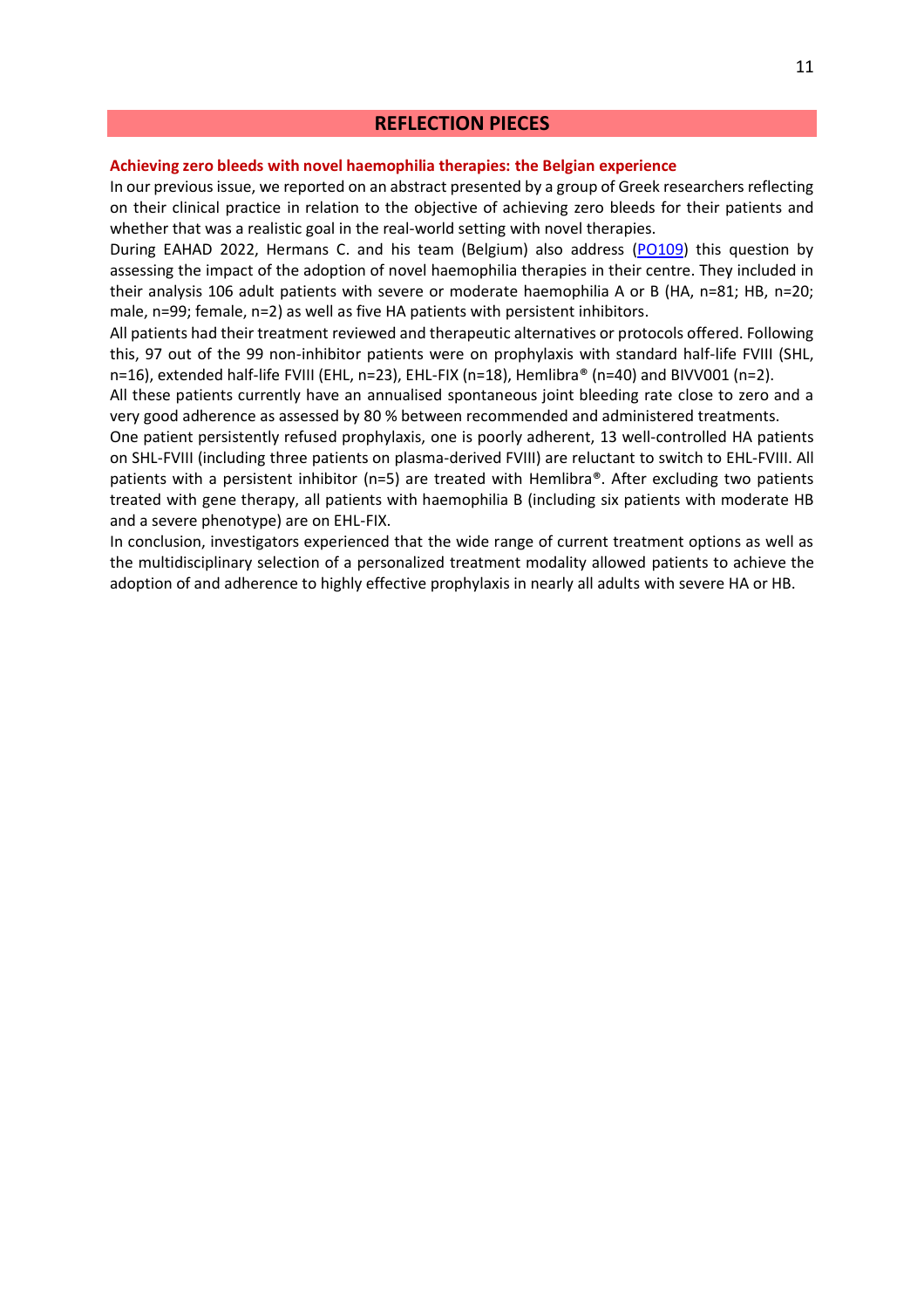# REFLECTION PIECES

## Achieving zero bleeds with novel haemophilia therapies: the Belgian experience

In our previous issue, we reported on an abstract presented by a group of Greek researchers reflecting on their clinical practice in relation to the objective of achieving zero bleeds for their patients and whether that was a realistic goal in the real-world setting with novel therapies.

During EAHAD 2022, Hermans C. and his team (Belgium) also address (PO109) this question by assessing the impact of the adoption of novel haemophilia therapies in their centre. They included in their analysis 106 adult patients with severe or moderate haemophilia A or B (HA, n=81; HB, n=20; male, n=99; female, n=2) as well as five HA patients with persistent inhibitors.

All patients had their treatment reviewed and therapeutic alternatives or protocols offered. Following this, 97 out of the 99 non-inhibitor patients were on prophylaxis with standard half-life FVIII (SHL, n=16), extended half-life FVIII (EHL, n=23), EHL-FIX (n=18), Hemlibra® (n=40) and BIVV001 (n=2).

All these patients currently have an annualised spontaneous joint bleeding rate close to zero and a very good adherence as assessed by 80 % between recommended and administered treatments.

One patient persistently refused prophylaxis, one is poorly adherent, 13 well-controlled HA patients on SHL-FVIII (including three patients on plasma-derived FVIII) are reluctant to switch to EHL-FVIII. All patients with a persistent inhibitor (n=5) are treated with Hemlibra®. After excluding two patients treated with gene therapy, all patients with haemophilia B (including six patients with moderate HB and a severe phenotype) are on EHL-FIX.

In conclusion, investigators experienced that the wide range of current treatment options as well as the multidisciplinary selection of a personalized treatment modality allowed patients to achieve the adoption of and adherence to highly effective prophylaxis in nearly all adults with severe HA or HB.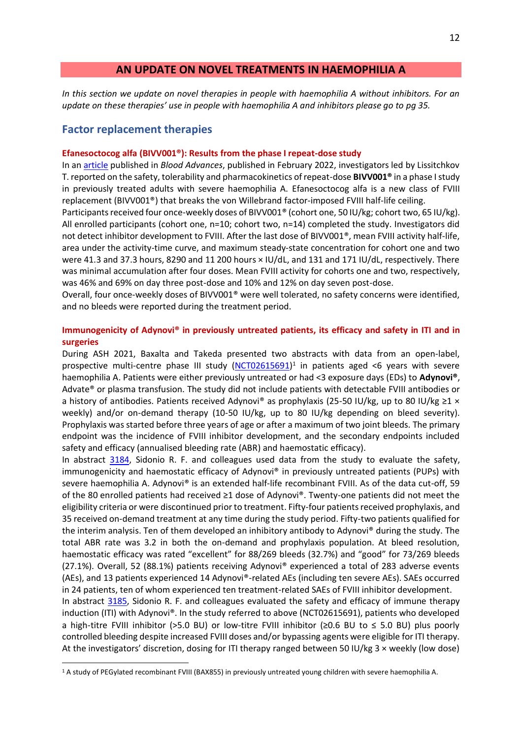# AN UPDATE ON NOVEL TREATMENTS IN HAEMOPHILIA A

*In this section we update on novel therapies in people with haemophilia A without inhibitors. For an update on these therapies' use in people with haemophilia A and inhibitors please go to pg 35.*

## Factor replacement therapies

### Efanesoctocog alfa (BIVV001®): Results from the phase I repeat-dose study

In an article published in *Blood Advances*, published in February 2022, investigators led by Lissitchkov T. reported on the safety, tolerability and pharmacokinetics of repeat-dose **BIVV001®** in a phase I study in previously treated adults with severe haemophilia A. Efanesoctocog alfa is a new class of FVIII replacement (BIVV001®) that breaks the von Willebrand factor-imposed FVIII half-life ceiling.

Participants received four once-weekly doses of BIVV001® (cohort one, 50 IU/kg; cohort two, 65 IU/kg). All enrolled participants (cohort one, n=10; cohort two, n=14) completed the study. Investigators did not detect inhibitor development to FVIII. After the last dose of BIVV001®, mean FVIII activity half-life, area under the activity-time curve, and maximum steady-state concentration for cohort one and two were 41.3 and 37.3 hours, 8290 and 11 200 hours × IU/dL, and 131 and 171 IU/dL, respectively. There was minimal accumulation after four doses. Mean FVIII activity for cohorts one and two, respectively, was 46% and 69% on day three post-dose and 10% and 12% on day seven post-dose.

Overall, four once-weekly doses of BIVV001® were well tolerated, no safety concerns were identified, and no bleeds were reported during the treatment period.

### Immunogenicity of Adynovi® in previously untreated patients, its efficacy and safety in ITI and in surgeries

During ASH 2021, Baxalta and Takeda presented two abstracts with data from an open-label, prospective multi-centre phase III study (NCT02615691)[1] in patients aged <6 years with severe haemophilia A. Patients were either previously untreated or had <3 exposure days (EDs) to **Adynovi®**, Advate® or plasma transfusion. The study did not include patients with detectable FVIII antibodies or a history of antibodies. Patients received Adynovi® as prophylaxis (25-50 IU/kg, up to 80 IU/kg ≥1 × weekly) and/or on-demand therapy (10-50 IU/kg, up to 80 IU/kg depending on bleed severity). Prophylaxis was started before three years of age or after a maximum of two joint bleeds. The primary endpoint was the incidence of FVIII inhibitor development, and the secondary endpoints included safety and efficacy (annualised bleeding rate (ABR) and haemostatic efficacy).

In abstract 3184, Sidonio R. F. and colleagues used data from the study to evaluate the safety, immunogenicity and haemostatic efficacy of Adynovi® in previously untreated patients (PUPs) with severe haemophilia A. Adynovi® is an extended half-life recombinant FVIII. As of the data cut-off, 59 of the 80 enrolled patients had received ≥1 dose of Adynovi®. Twenty-one patients did not meet the eligibility criteria or were discontinued prior to treatment. Fifty-four patients received prophylaxis, and 35 received on-demand treatment at any time during the study period. Fifty-two patients qualified for the interim analysis. Ten of them developed an inhibitory antibody to Adynovi® during the study. The total ABR rate was 3.2 in both the on-demand and prophylaxis population. At bleed resolution, haemostatic efficacy was rated "excellent" for 88/269 bleeds (32.7%) and "good" for 73/269 bleeds (27.1%). Overall, 52 (88.1%) patients receiving Adynovi® experienced a total of 283 adverse events (AEs), and 13 patients experienced 14 Adynovi®-related AEs (including ten severe AEs). SAEs occurred in 24 patients, ten of whom experienced ten treatment-related SAEs of FVIII inhibitor development.

In abstract 3185, Sidonio R. F. and colleagues evaluated the safety and efficacy of immune therapy induction (ITI) with Adynovi®. In the study referred to above (NCT02615691), patients who developed a high-titre FVIII inhibitor (>5.0 BU) or low-titre FVIII inhibitor (≥0.6 BU to ≤ 5.0 BU) plus poorly controlled bleeding despite increased FVIII doses and/or bypassing agents were eligible for ITI therapy. At the investigators' discretion, dosing for ITI therapy ranged between 50 IU/kg 3 × weekly (low dose)

[1] A study of PEGylated recombinant FVIII (BAX855) in previously untreated young children with severe haemophilia A.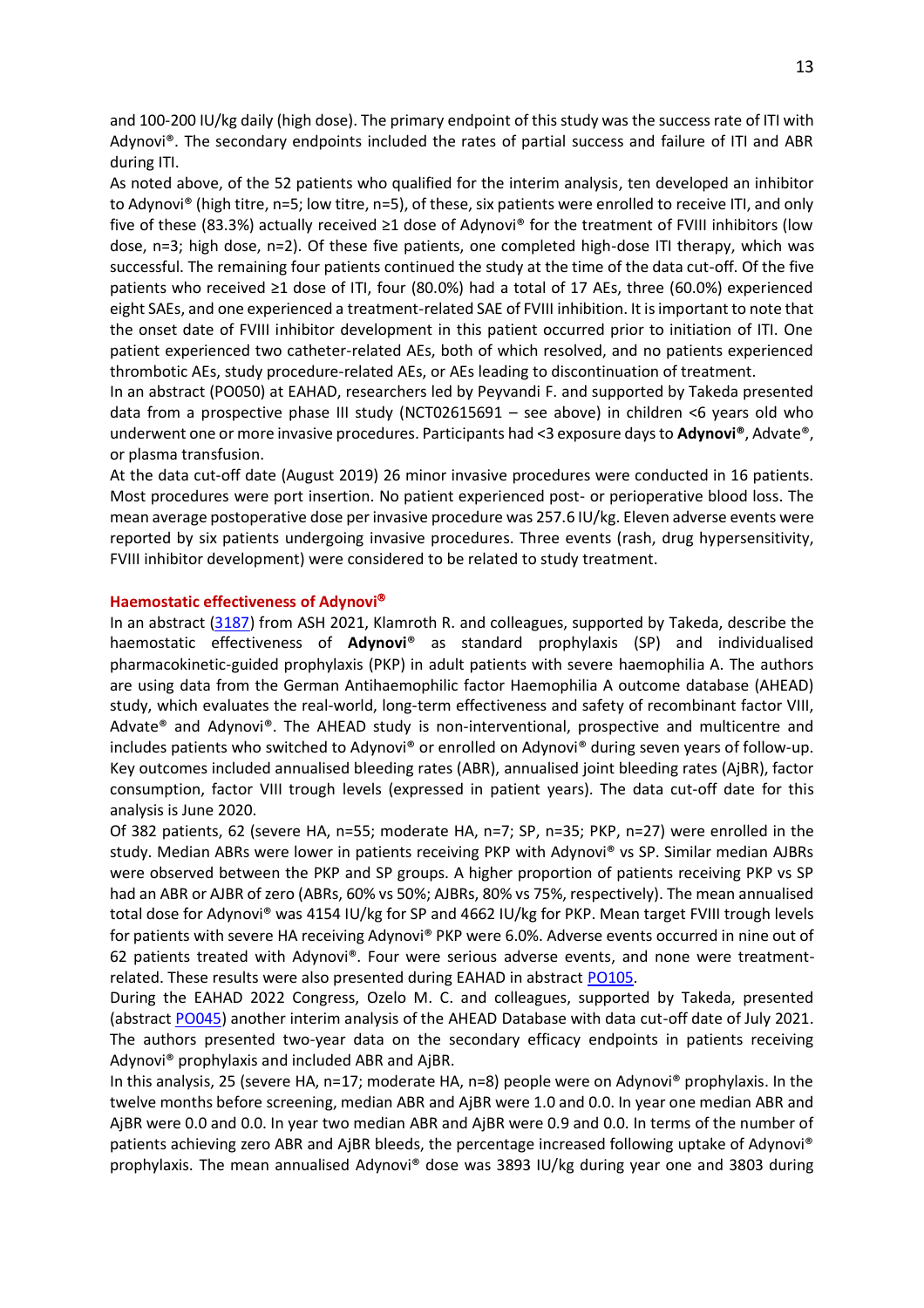and 100-200 IU/kg daily (high dose). The primary endpoint of this study was the success rate of ITI with Adynovi®. The secondary endpoints included the rates of partial success and failure of ITI and ABR during ITI.

As noted above, of the 52 patients who qualified for the interim analysis, ten developed an inhibitor to Adynovi® (high titre, n=5; low titre, n=5), of these, six patients were enrolled to receive ITI, and only five of these (83.3%) actually received ≥1 dose of Adynovi® for the treatment of FVIII inhibitors (low dose, n=3; high dose, n=2). Of these five patients, one completed high-dose ITI therapy, which was successful. The remaining four patients continued the study at the time of the data cut-off. Of the five patients who received ≥1 dose of ITI, four (80.0%) had a total of 17 AEs, three (60.0%) experienced eight SAEs, and one experienced a treatment-related SAE of FVIII inhibition. It is important to note that the onset date of FVIII inhibitor development in this patient occurred prior to initiation of ITI. One patient experienced two catheter-related AEs, both of which resolved, and no patients experienced thrombotic AEs, study procedure-related AEs, or AEs leading to discontinuation of treatment.

In an abstract (PO050) at EAHAD, researchers led by Peyvandi F. and supported by Takeda presented data from a prospective phase III study (NCT02615691 – see above) in children <6 years old who underwent one or more invasive procedures. Participants had <3 exposure days to **Adynovi®**, Advate®, or plasma transfusion.

At the data cut-off date (August 2019) 26 minor invasive procedures were conducted in 16 patients. Most procedures were port insertion. No patient experienced post- or perioperative blood loss. The mean average postoperative dose per invasive procedure was 257.6 IU/kg. Eleven adverse events were reported by six patients undergoing invasive procedures. Three events (rash, drug hypersensitivity, FVIII inhibitor development) were considered to be related to study treatment.

### Haemostatic effectiveness of Adynovi®

In an abstract (3187) from ASH 2021, Klamroth R. and colleagues, supported by Takeda, describe the haemostatic effectiveness of **Adynovi®** as standard prophylaxis (SP) and individualised pharmacokinetic-guided prophylaxis (PKP) in adult patients with severe haemophilia A. The authors are using data from the German Antihaemophilic factor Haemophilia A outcome database (AHEAD) study, which evaluates the real-world, long-term effectiveness and safety of recombinant factor VIII, Advate® and Adynovi®. The AHEAD study is non-interventional, prospective and multicentre and includes patients who switched to Adynovi® or enrolled on Adynovi® during seven years of follow-up. Key outcomes included annualised bleeding rates (ABR), annualised joint bleeding rates (AjBR), factor consumption, factor VIII trough levels (expressed in patient years). The data cut-off date for this analysis is June 2020.

Of 382 patients, 62 (severe HA, n=55; moderate HA, n=7; SP, n=35; PKP, n=27) were enrolled in the study. Median ABRs were lower in patients receiving PKP with Adynovi® vs SP. Similar median AJBRs were observed between the PKP and SP groups. A higher proportion of patients receiving PKP vs SP had an ABR or AJBR of zero (ABRs, 60% vs 50%; AJBRs, 80% vs 75%, respectively). The mean annualised total dose for Adynovi® was 4154 IU/kg for SP and 4662 IU/kg for PKP. Mean target FVIII trough levels for patients with severe HA receiving Adynovi® PKP were 6.0%. Adverse events occurred in nine out of 62 patients treated with Adynovi®. Four were serious adverse events, and none were treatment-related. These results were also presented during EAHAD in abstract PO105.

During the EAHAD 2022 Congress, Ozelo M. C. and colleagues, supported by Takeda, presented (abstract PO045) another interim analysis of the AHEAD Database with data cut-off date of July 2021. The authors presented two-year data on the secondary efficacy endpoints in patients receiving Adynovi® prophylaxis and included ABR and AjBR.

In this analysis, 25 (severe HA, n=17; moderate HA, n=8) people were on Adynovi® prophylaxis. In the twelve months before screening, median ABR and AjBR were 1.0 and 0.0. In year one median ABR and AjBR were 0.0 and 0.0. In year two median ABR and AjBR were 0.9 and 0.0. In terms of the number of patients achieving zero ABR and AjBR bleeds, the percentage increased following uptake of Adynovi® prophylaxis. The mean annualised Adynovi® dose was 3893 IU/kg during year one and 3803 during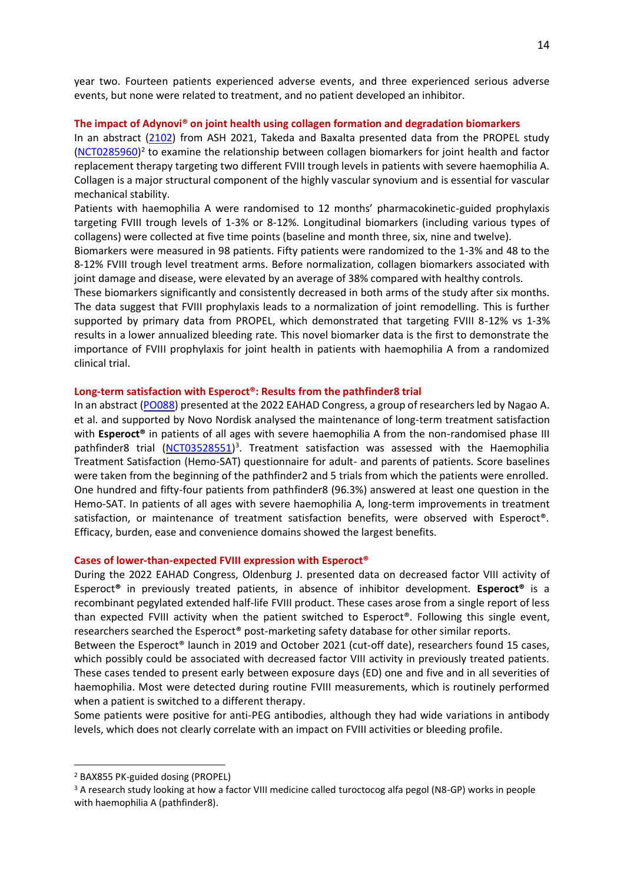year two. Fourteen patients experienced adverse events, and three experienced serious adverse events, but none were related to treatment, and no patient developed an inhibitor.

### The impact of Adynovi® on joint health using collagen formation and degradation biomarkers

In an abstract (2102) from ASH 2021, Takeda and Baxalta presented data from the PROPEL study (NCT0285960)[2] to examine the relationship between collagen biomarkers for joint health and factor replacement therapy targeting two different FVIII trough levels in patients with severe haemophilia A. Collagen is a major structural component of the highly vascular synovium and is essential for vascular mechanical stability.

Patients with haemophilia A were randomised to 12 months' pharmacokinetic-guided prophylaxis targeting FVIII trough levels of 1-3% or 8-12%. Longitudinal biomarkers (including various types of collagens) were collected at five time points (baseline and month three, six, nine and twelve).

Biomarkers were measured in 98 patients. Fifty patients were randomized to the 1-3% and 48 to the 8-12% FVIII trough level treatment arms. Before normalization, collagen biomarkers associated with joint damage and disease, were elevated by an average of 38% compared with healthy controls.

These biomarkers significantly and consistently decreased in both arms of the study after six months. The data suggest that FVIII prophylaxis leads to a normalization of joint remodelling. This is further supported by primary data from PROPEL, which demonstrated that targeting FVIII 8-12% vs 1-3% results in a lower annualized bleeding rate. This novel biomarker data is the first to demonstrate the importance of FVIII prophylaxis for joint health in patients with haemophilia A from a randomized clinical trial.

### Long-term satisfaction with Esperoct®: Results from the pathfinder8 trial

In an abstract (PO088) presented at the 2022 EAHAD Congress, a group of researchers led by Nagao A. et al. and supported by Novo Nordisk analysed the maintenance of long-term treatment satisfaction with **Esperoct®** in patients of all ages with severe haemophilia A from the non-randomised phase III pathfinder8 trial (NCT03528551)[3]. Treatment satisfaction was assessed with the Haemophilia Treatment Satisfaction (Hemo-SAT) questionnaire for adult- and parents of patients. Score baselines were taken from the beginning of the pathfinder2 and 5 trials from which the patients were enrolled. One hundred and fifty-four patients from pathfinder8 (96.3%) answered at least one question in the Hemo-SAT. In patients of all ages with severe haemophilia A, long-term improvements in treatment satisfaction, or maintenance of treatment satisfaction benefits, were observed with Esperoct®. Efficacy, burden, ease and convenience domains showed the largest benefits.

### Cases of lower-than-expected FVIII expression with Esperoct®

During the 2022 EAHAD Congress, Oldenburg J. presented data on decreased factor VIII activity of Esperoct® in previously treated patients, in absence of inhibitor development. **Esperoct®** is a recombinant pegylated extended half-life FVIII product. These cases arose from a single report of less than expected FVIII activity when the patient switched to Esperoct®. Following this single event, researchers searched the Esperoct® post-marketing safety database for other similar reports.

Between the Esperoct® launch in 2019 and October 2021 (cut-off date), researchers found 15 cases, which possibly could be associated with decreased factor VIII activity in previously treated patients. These cases tended to present early between exposure days (ED) one and five and in all severities of haemophilia. Most were detected during routine FVIII measurements, which is routinely performed when a patient is switched to a different therapy.

Some patients were positive for anti-PEG antibodies, although they had wide variations in antibody levels, which does not clearly correlate with an impact on FVIII activities or bleeding profile.

---

[2] BAX855 PK-guided dosing (PROPEL)

[3] A research study looking at how a factor VIII medicine called turoctocog alfa pegol (N8-GP) works in people with haemophilia A (pathfinder8).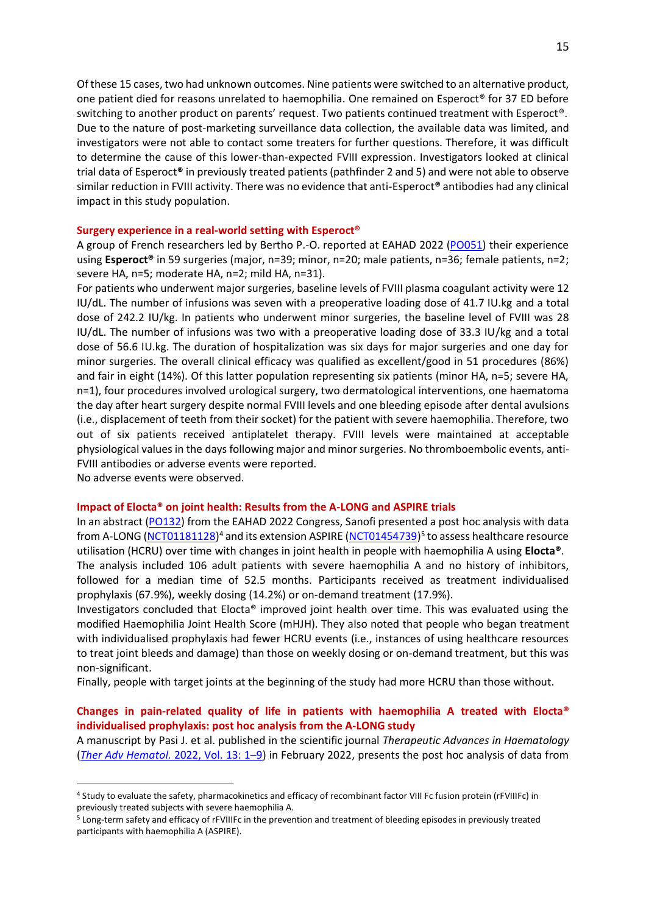Of these 15 cases, two had unknown outcomes. Nine patients were switched to an alternative product, one patient died for reasons unrelated to haemophilia. One remained on Esperoct® for 37 ED before switching to another product on parents' request. Two patients continued treatment with Esperoct®. Due to the nature of post-marketing surveillance data collection, the available data was limited, and investigators were not able to contact some treaters for further questions. Therefore, it was difficult to determine the cause of this lower-than-expected FVIII expression. Investigators looked at clinical trial data of Esperoct® in previously treated patients (pathfinder 2 and 5) and were not able to observe similar reduction in FVIII activity. There was no evidence that anti-Esperoct® antibodies had any clinical impact in this study population.

### Surgery experience in a real-world setting with Esperoct®

A group of French researchers led by Bertho P.-O. reported at EAHAD 2022 (PO051) their experience using **Esperoct®** in 59 surgeries (major, n=39; minor, n=20; male patients, n=36; female patients, n=2; severe HA, n=5; moderate HA, n=2; mild HA, n=31).

For patients who underwent major surgeries, baseline levels of FVIII plasma coagulant activity were 12 IU/dL. The number of infusions was seven with a preoperative loading dose of 41.7 IU.kg and a total dose of 242.2 IU/kg. In patients who underwent minor surgeries, the baseline level of FVIII was 28 IU/dL. The number of infusions was two with a preoperative loading dose of 33.3 IU/kg and a total dose of 56.6 IU.kg. The duration of hospitalization was six days for major surgeries and one day for minor surgeries. The overall clinical efficacy was qualified as excellent/good in 51 procedures (86%) and fair in eight (14%). Of this latter population representing six patients (minor HA, n=5; severe HA, n=1), four procedures involved urological surgery, two dermatological interventions, one haematoma the day after heart surgery despite normal FVIII levels and one bleeding episode after dental avulsions (i.e., displacement of teeth from their socket) for the patient with severe haemophilia. Therefore, two out of six patients received antiplatelet therapy. FVIII levels were maintained at acceptable physiological values in the days following major and minor surgeries. No thromboembolic events, anti-FVIII antibodies or adverse events were reported.

No adverse events were observed.

### Impact of Elocta® on joint health: Results from the A-LONG and ASPIRE trials

In an abstract (PO132) from the EAHAD 2022 Congress, Sanofi presented a post hoc analysis with data from A-LONG (NCT01181128)[4] and its extension ASPIRE (NCT01454739)[5] to assess healthcare resource utilisation (HCRU) over time with changes in joint health in people with haemophilia A using **Elocta®**.

The analysis included 106 adult patients with severe haemophilia A and no history of inhibitors, followed for a median time of 52.5 months. Participants received as treatment individualised prophylaxis (67.9%), weekly dosing (14.2%) or on-demand treatment (17.9%).

Investigators concluded that Elocta® improved joint health over time. This was evaluated using the modified Haemophilia Joint Health Score (mHJH). They also noted that people who began treatment with individualised prophylaxis had fewer HCRU events (i.e., instances of using healthcare resources to treat joint bleeds and damage) than those on weekly dosing or on-demand treatment, but this was non-significant.

Finally, people with target joints at the beginning of the study had more HCRU than those without.

### Changes in pain-related quality of life in patients with haemophilia A treated with Elocta® individualised prophylaxis: post hoc analysis from the A-LONG study

A manuscript by Pasi J. et al. published in the scientific journal *Therapeutic Advances in Haematology* (*Ther Adv Hematol.* 2022, Vol. 13: 1–9) in February 2022, presents the post hoc analysis of data from

---

[4] Study to evaluate the safety, pharmacokinetics and efficacy of recombinant factor VIII Fc fusion protein (rFVIIIFc) in previously treated subjects with severe haemophilia A.

[5] Long-term safety and efficacy of rFVIIIFc in the prevention and treatment of bleeding episodes in previously treated participants with haemophilia A (ASPIRE).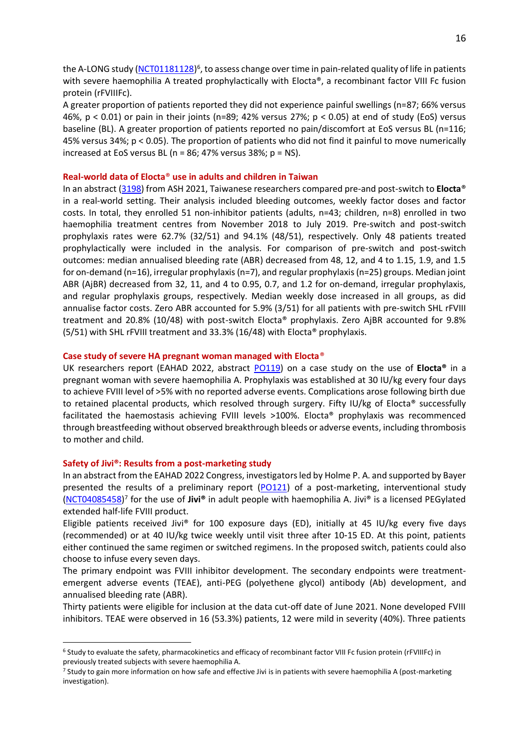the A-LONG study (NCT01181128)[6], to assess change over time in pain-related quality of life in patients with severe haemophilia A treated prophylactically with Elocta®, a recombinant factor VIII Fc fusion protein (rFVIIIFc).

A greater proportion of patients reported they did not experience painful swellings (n=87; 66% versus 46%, $p < 0.01$) or pain in their joints (n=89; 42% versus 27%; $p < 0.05$) at end of study (EoS) versus baseline (BL). A greater proportion of patients reported no pain/discomfort at EoS versus BL (n=116; 45% versus 34%; $p < 0.05$). The proportion of patients who did not find it painful to move numerically increased at EoS versus BL (n = 86; 47% versus 38%; p = NS).

### Real-world data of Elocta® use in adults and children in Taiwan

In an abstract (3198) from ASH 2021, Taiwanese researchers compared pre-and post-switch to **Elocta**® in a real-world setting. Their analysis included bleeding outcomes, weekly factor doses and factor costs. In total, they enrolled 51 non-inhibitor patients (adults, n=43; children, n=8) enrolled in two haemophilia treatment centres from November 2018 to July 2019. Pre-switch and post-switch prophylaxis rates were 62.7% (32/51) and 94.1% (48/51), respectively. Only 48 patients treated prophylactically were included in the analysis. For comparison of pre-switch and post-switch outcomes: median annualised bleeding rate (ABR) decreased from 48, 12, and 4 to 1.15, 1.9, and 1.5 for on-demand (n=16), irregular prophylaxis (n=7), and regular prophylaxis (n=25) groups. Median joint ABR (AjBR) decreased from 32, 11, and 4 to 0.95, 0.7, and 1.2 for on-demand, irregular prophylaxis, and regular prophylaxis groups, respectively. Median weekly dose increased in all groups, as did annualise factor costs. Zero ABR accounted for 5.9% (3/51) for all patients with pre-switch SHL rFVIII treatment and 20.8% (10/48) with post-switch Elocta® prophylaxis. Zero AjBR accounted for 9.8% (5/51) with SHL rFVIII treatment and 33.3% (16/48) with Elocta® prophylaxis.

### Case study of severe HA pregnant woman managed with Elocta®

UK researchers report (EAHAD 2022, abstract PO119) on a case study on the use of **Elocta®** in a pregnant woman with severe haemophilia A. Prophylaxis was established at 30 IU/kg every four days to achieve FVIII level of >5% with no reported adverse events. Complications arose following birth due to retained placental products, which resolved through surgery. Fifty IU/kg of Elocta® successfully facilitated the haemostasis achieving FVIII levels >100%. Elocta® prophylaxis was recommenced through breastfeeding without observed breakthrough bleeds or adverse events, including thrombosis to mother and child.

### Safety of Jivi®: Results from a post-marketing study

In an abstract from the EAHAD 2022 Congress, investigators led by Holme P. A. and supported by Bayer presented the results of a preliminary report (PO121) of a post-marketing, interventional study (NCT04085458)[7] for the use of **Jivi®** in adult people with haemophilia A. Jivi® is a licensed PEGylated extended half-life FVIII product.

Eligible patients received Jivi® for 100 exposure days (ED), initially at 45 IU/kg every five days (recommended) or at 40 IU/kg twice weekly until visit three after 10-15 ED. At this point, patients either continued the same regimen or switched regimens. In the proposed switch, patients could also choose to infuse every seven days.

The primary endpoint was FVIII inhibitor development. The secondary endpoints were treatment-emergent adverse events (TEAE), anti-PEG (polyethene glycol) antibody (Ab) development, and annualised bleeding rate (ABR).

Thirty patients were eligible for inclusion at the data cut-off date of June 2021. None developed FVIII inhibitors. TEAE were observed in 16 (53.3%) patients, 12 were mild in severity (40%). Three patients

---

[6] Study to evaluate the safety, pharmacokinetics and efficacy of recombinant factor VIII Fc fusion protein (rFVIIIFc) in previously treated subjects with severe haemophilia A.

[7] Study to gain more information on how safe and effective Jivi is in patients with severe haemophilia A (post-marketing investigation).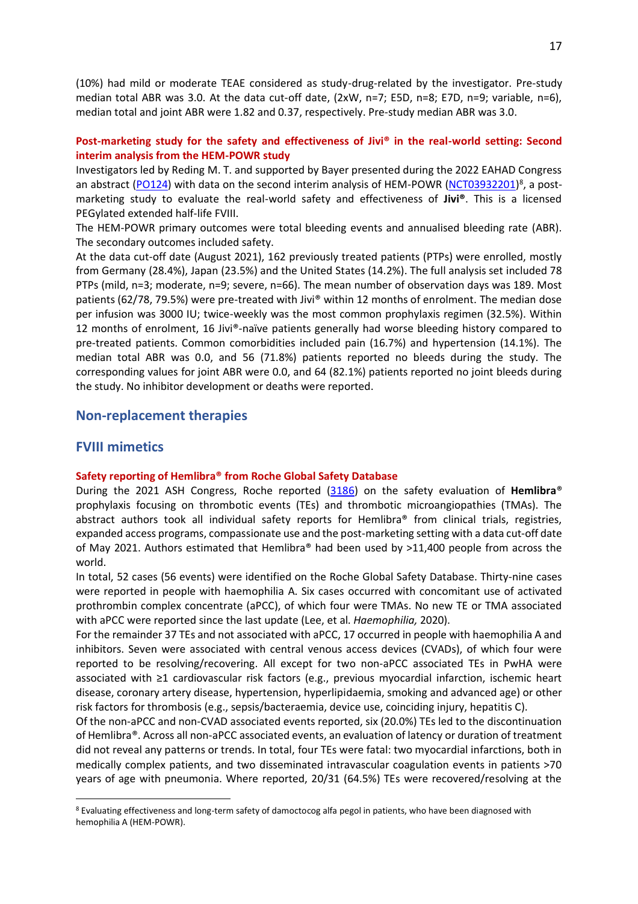(10%) had mild or moderate TEAE considered as study-drug-related by the investigator. Pre-study median total ABR was 3.0. At the data cut-off date, (2xW, n=7; E5D, n=8; E7D, n=9; variable, n=6), median total and joint ABR were 1.82 and 0.37, respectively. Pre-study median ABR was 3.0.

**Post-marketing study for the safety and effectiveness of Jivi® in the real-world setting: Second interim analysis from the HEM-POWR study**

Investigators led by Reding M. T. and supported by Bayer presented during the 2022 EAHAD Congress an abstract (PO124) with data on the second interim analysis of HEM-POWR (NCT03932201)[8], a post-marketing study to evaluate the real-world safety and effectiveness of **Jivi®**. This is a licensed PEGylated extended half-life FVIII.

The HEM-POWR primary outcomes were total bleeding events and annualised bleeding rate (ABR). The secondary outcomes included safety.

At the data cut-off date (August 2021), 162 previously treated patients (PTPs) were enrolled, mostly from Germany (28.4%), Japan (23.5%) and the United States (14.2%). The full analysis set included 78 PTPs (mild, n=3; moderate, n=9; severe, n=66). The mean number of observation days was 189. Most patients (62/78, 79.5%) were pre-treated with Jivi® within 12 months of enrolment. The median dose per infusion was 3000 IU; twice-weekly was the most common prophylaxis regimen (32.5%). Within 12 months of enrolment, 16 Jivi®-naïve patients generally had worse bleeding history compared to pre-treated patients. Common comorbidities included pain (16.7%) and hypertension (14.1%). The median total ABR was 0.0, and 56 (71.8%) patients reported no bleeds during the study. The corresponding values for joint ABR were 0.0, and 64 (82.1%) patients reported no joint bleeds during the study. No inhibitor development or deaths were reported.

## Non-replacement therapies

## FVIII mimetics

**Safety reporting of Hemlibra® from Roche Global Safety Database**

During the 2021 ASH Congress, Roche reported (3186) on the safety evaluation of **Hemlibra®** prophylaxis focusing on thrombotic events (TEs) and thrombotic microangiopathies (TMAs). The abstract authors took all individual safety reports for Hemlibra® from clinical trials, registries, expanded access programs, compassionate use and the post-marketing setting with a data cut-off date of May 2021. Authors estimated that Hemlibra® had been used by >11,400 people from across the world.

In total, 52 cases (56 events) were identified on the Roche Global Safety Database. Thirty-nine cases were reported in people with haemophilia A. Six cases occurred with concomitant use of activated prothrombin complex concentrate (aPCC), of which four were TMAs. No new TE or TMA associated with aPCC were reported since the last update (Lee, et al. *Haemophilia,* 2020).

For the remainder 37 TEs and not associated with aPCC, 17 occurred in people with haemophilia A and inhibitors. Seven were associated with central venous access devices (CVADs), of which four were reported to be resolving/recovering. All except for two non-aPCC associated TEs in PwHA were associated with ≥1 cardiovascular risk factors (e.g., previous myocardial infarction, ischemic heart disease, coronary artery disease, hypertension, hyperlipidaemia, smoking and advanced age) or other risk factors for thrombosis (e.g., sepsis/bacteraemia, device use, coinciding injury, hepatitis C).

Of the non-aPCC and non-CVAD associated events reported, six (20.0%) TEs led to the discontinuation of Hemlibra®. Across all non-aPCC associated events, an evaluation of latency or duration of treatment did not reveal any patterns or trends. In total, four TEs were fatal: two myocardial infarctions, both in medically complex patients, and two disseminated intravascular coagulation events in patients >70 years of age with pneumonia. Where reported, 20/31 (64.5%) TEs were recovered/resolving at the

[8] Evaluating effectiveness and long-term safety of damoctocog alfa pegol in patients, who have been diagnosed with hemophilia A (HEM-POWR).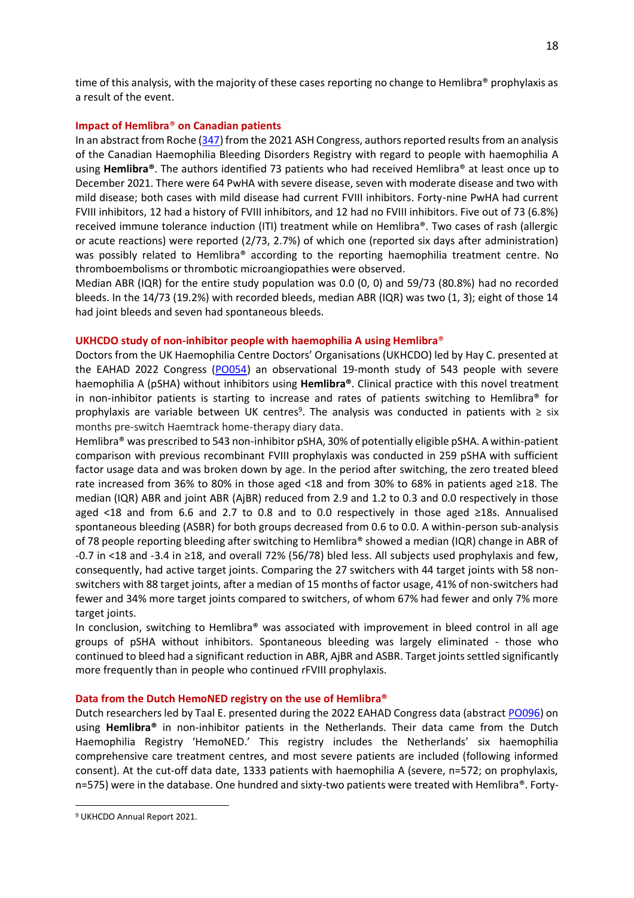time of this analysis, with the majority of these cases reporting no change to Hemlibra® prophylaxis as a result of the event.

### Impact of Hemlibra® on Canadian patients

In an abstract from Roche (347) from the 2021 ASH Congress, authors reported results from an analysis of the Canadian Haemophilia Bleeding Disorders Registry with regard to people with haemophilia A using **Hemlibra®**. The authors identified 73 patients who had received Hemlibra® at least once up to December 2021. There were 64 PwHA with severe disease, seven with moderate disease and two with mild disease; both cases with mild disease had current FVIII inhibitors. Forty-nine PwHA had current FVIII inhibitors, 12 had a history of FVIII inhibitors, and 12 had no FVIII inhibitors. Five out of 73 (6.8%) received immune tolerance induction (ITI) treatment while on Hemlibra®. Two cases of rash (allergic or acute reactions) were reported (2/73, 2.7%) of which one (reported six days after administration) was possibly related to Hemlibra® according to the reporting haemophilia treatment centre. No thromboembolisms or thrombotic microangiopathies were observed.

Median ABR (IQR) for the entire study population was 0.0 (0, 0) and 59/73 (80.8%) had no recorded bleeds. In the 14/73 (19.2%) with recorded bleeds, median ABR (IQR) was two (1, 3); eight of those 14 had joint bleeds and seven had spontaneous bleeds.

### UKHCDO study of non-inhibitor people with haemophilia A using Hemlibra®

Doctors from the UK Haemophilia Centre Doctors' Organisations (UKHCDO) led by Hay C. presented at the EAHAD 2022 Congress (PO054) an observational 19-month study of 543 people with severe haemophilia A (pSHA) without inhibitors using **Hemlibra®**. Clinical practice with this novel treatment in non-inhibitor patients is starting to increase and rates of patients switching to Hemlibra® for prophylaxis are variable between UK centres[9]. The analysis was conducted in patients with ≥ six months pre-switch Haemtrack home-therapy diary data.

Hemlibra® was prescribed to 543 non-inhibitor pSHA, 30% of potentially eligible pSHA. A within-patient comparison with previous recombinant FVIII prophylaxis was conducted in 259 pSHA with sufficient factor usage data and was broken down by age. In the period after switching, the zero treated bleed rate increased from 36% to 80% in those aged <18 and from 30% to 68% in patients aged ≥18. The median (IQR) ABR and joint ABR (AjBR) reduced from 2.9 and 1.2 to 0.3 and 0.0 respectively in those aged <18 and from 6.6 and 2.7 to 0.8 and to 0.0 respectively in those aged ≥18s. Annualised spontaneous bleeding (ASBR) for both groups decreased from 0.6 to 0.0. A within-person sub-analysis of 78 people reporting bleeding after switching to Hemlibra® showed a median (IQR) change in ABR of -0.7 in <18 and -3.4 in ≥18, and overall 72% (56/78) bled less. All subjects used prophylaxis and few, consequently, had active target joints. Comparing the 27 switchers with 44 target joints with 58 non-switchers with 88 target joints, after a median of 15 months of factor usage, 41% of non-switchers had fewer and 34% more target joints compared to switchers, of whom 67% had fewer and only 7% more target joints.

In conclusion, switching to Hemlibra® was associated with improvement in bleed control in all age groups of pSHA without inhibitors. Spontaneous bleeding was largely eliminated - those who continued to bleed had a significant reduction in ABR, AjBR and ASBR. Target joints settled significantly more frequently than in people who continued rFVIII prophylaxis.

### Data from the Dutch HemoNED registry on the use of Hemlibra®

Dutch researchers led by Taal E. presented during the 2022 EAHAD Congress data (abstract PO096) on using **Hemlibra®** in non-inhibitor patients in the Netherlands. Their data came from the Dutch Haemophilia Registry 'HemoNED.' This registry includes the Netherlands' six haemophilia comprehensive care treatment centres, and most severe patients are included (following informed consent). At the cut-off data date, 1333 patients with haemophilia A (severe, n=572; on prophylaxis, n=575) were in the database. One hundred and sixty-two patients were treated with Hemlibra®. Forty-

[9] UKHCDO Annual Report 2021.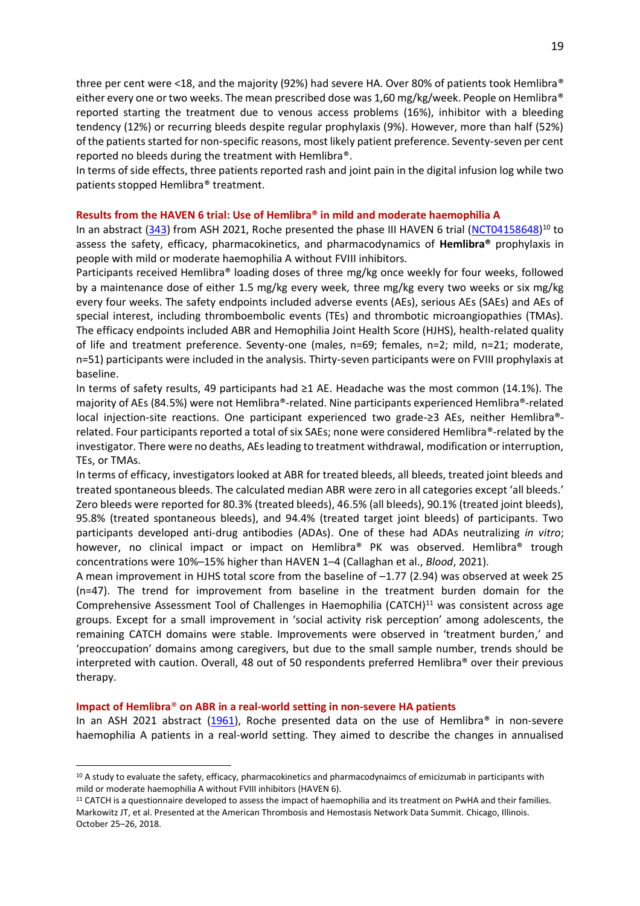three per cent were <18, and the majority (92%) had severe HA. Over 80% of patients took Hemlibra® either every one or two weeks. The mean prescribed dose was 1,60 mg/kg/week. People on Hemlibra® reported starting the treatment due to venous access problems (16%), inhibitor with a bleeding tendency (12%) or recurring bleeds despite regular prophylaxis (9%). However, more than half (52%) of the patients started for non-specific reasons, most likely patient preference. Seventy-seven per cent reported no bleeds during the treatment with Hemlibra®.

In terms of side effects, three patients reported rash and joint pain in the digital infusion log while two patients stopped Hemlibra® treatment.

### Results from the HAVEN 6 trial: Use of Hemlibra® in mild and moderate haemophilia A

In an abstract (343) from ASH 2021, Roche presented the phase III HAVEN 6 trial (NCT04158648)[10] to assess the safety, efficacy, pharmacokinetics, and pharmacodynamics of **Hemlibra®** prophylaxis in people with mild or moderate haemophilia A without FVIII inhibitors.

Participants received Hemlibra® loading doses of three mg/kg once weekly for four weeks, followed by a maintenance dose of either 1.5 mg/kg every week, three mg/kg every two weeks or six mg/kg every four weeks. The safety endpoints included adverse events (AEs), serious AEs (SAEs) and AEs of special interest, including thromboembolic events (TEs) and thrombotic microangiopathies (TMAs). The efficacy endpoints included ABR and Hemophilia Joint Health Score (HJHS), health-related quality of life and treatment preference. Seventy-one (males, n=69; females, n=2; mild, n=21; moderate, n=51) participants were included in the analysis. Thirty-seven participants were on FVIII prophylaxis at baseline.

In terms of safety results, 49 participants had ≥1 AE. Headache was the most common (14.1%). The majority of AEs (84.5%) were not Hemlibra®-related. Nine participants experienced Hemlibra®-related local injection-site reactions. One participant experienced two grade-≥3 AEs, neither Hemlibra®-related. Four participants reported a total of six SAEs; none were considered Hemlibra®-related by the investigator. There were no deaths, AEs leading to treatment withdrawal, modification or interruption, TEs, or TMAs.

In terms of efficacy, investigators looked at ABR for treated bleeds, all bleeds, treated joint bleeds and treated spontaneous bleeds. The calculated median ABR were zero in all categories except 'all bleeds.' Zero bleeds were reported for 80.3% (treated bleeds), 46.5% (all bleeds), 90.1% (treated joint bleeds), 95.8% (treated spontaneous bleeds), and 94.4% (treated target joint bleeds) of participants. Two participants developed anti-drug antibodies (ADAs). One of these had ADAs neutralizing *in vitro*; however, no clinical impact or impact on Hemlibra® PK was observed. Hemlibra® trough concentrations were 10%–15% higher than HAVEN 1–4 (Callaghan et al., *Blood*, 2021).

A mean improvement in HJHS total score from the baseline of –1.77 (2.94) was observed at week 25 (n=47). The trend for improvement from baseline in the treatment burden domain for the Comprehensive Assessment Tool of Challenges in Haemophilia (CATCH)[11] was consistent across age groups. Except for a small improvement in 'social activity risk perception' among adolescents, the remaining CATCH domains were stable. Improvements were observed in 'treatment burden,' and 'preoccupation' domains among caregivers, but due to the small sample number, trends should be interpreted with caution. Overall, 48 out of 50 respondents preferred Hemlibra® over their previous therapy.

### Impact of Hemlibra® on ABR in a real-world setting in non-severe HA patients

In an ASH 2021 abstract (1961), Roche presented data on the use of Hemlibra® in non-severe haemophilia A patients in a real-world setting. They aimed to describe the changes in annualised

---

[10] A study to evaluate the safety, efficacy, pharmacokinetics and pharmacodynaimcs of emicizumab in participants with mild or moderate haemophilia A without FVIII inhibitors (HAVEN 6).

[11] CATCH is a questionnaire developed to assess the impact of haemophilia and its treatment on PwHA and their families. Markowitz JT, et al. Presented at the American Thrombosis and Hemostasis Network Data Summit. Chicago, Illinois. October 25–26, 2018.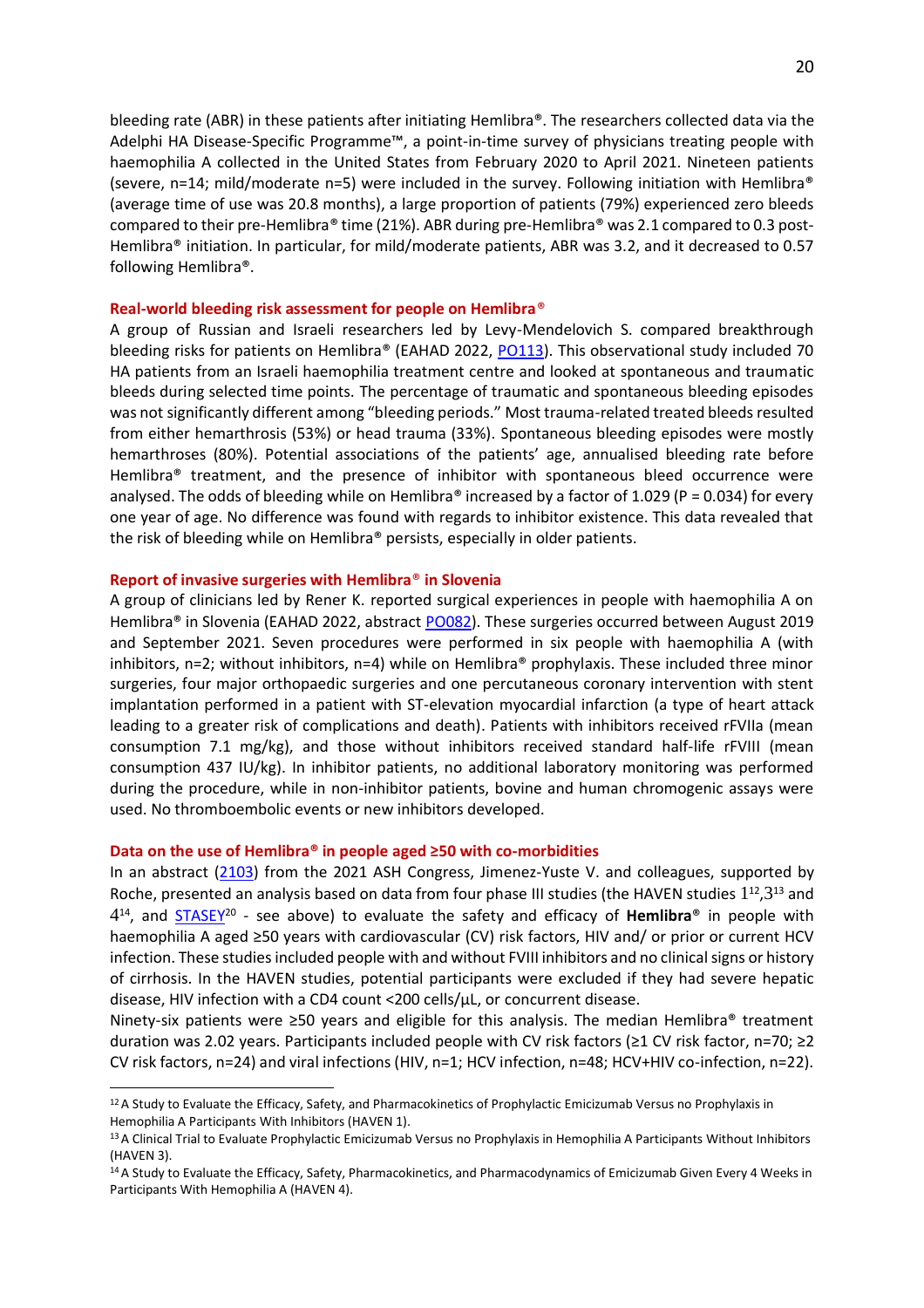bleeding rate (ABR) in these patients after initiating Hemlibra®. The researchers collected data via the Adelphi HA Disease-Specific Programme™, a point-in-time survey of physicians treating people with haemophilia A collected in the United States from February 2020 to April 2021. Nineteen patients (severe, n=14; mild/moderate n=5) were included in the survey. Following initiation with Hemlibra® (average time of use was 20.8 months), a large proportion of patients (79%) experienced zero bleeds compared to their pre-Hemlibra® time (21%). ABR during pre-Hemlibra® was 2.1 compared to 0.3 post-Hemlibra® initiation. In particular, for mild/moderate patients, ABR was 3.2, and it decreased to 0.57 following Hemlibra®.

#### Real-world bleeding risk assessment for people on Hemlibra®

A group of Russian and Israeli researchers led by Levy-Mendelovich S. compared breakthrough bleeding risks for patients on Hemlibra® (EAHAD 2022, PO113). This observational study included 70 HA patients from an Israeli haemophilia treatment centre and looked at spontaneous and traumatic bleeds during selected time points. The percentage of traumatic and spontaneous bleeding episodes was not significantly different among "bleeding periods." Most trauma-related treated bleeds resulted from either hemarthrosis (53%) or head trauma (33%). Spontaneous bleeding episodes were mostly hemarthroses (80%). Potential associations of the patients' age, annualised bleeding rate before Hemlibra® treatment, and the presence of inhibitor with spontaneous bleed occurrence were analysed. The odds of bleeding while on Hemlibra® increased by a factor of 1.029 ($P = 0.034$) for every one year of age. No difference was found with regards to inhibitor existence. This data revealed that the risk of bleeding while on Hemlibra® persists, especially in older patients.

#### Report of invasive surgeries with Hemlibra® in Slovenia

A group of clinicians led by Rener K. reported surgical experiences in people with haemophilia A on Hemlibra® in Slovenia (EAHAD 2022, abstract PO082). These surgeries occurred between August 2019 and September 2021. Seven procedures were performed in six people with haemophilia A (with inhibitors, n=2; without inhibitors, n=4) while on Hemlibra® prophylaxis. These included three minor surgeries, four major orthopaedic surgeries and one percutaneous coronary intervention with stent implantation performed in a patient with ST-elevation myocardial infarction (a type of heart attack leading to a greater risk of complications and death). Patients with inhibitors received rFVIIa (mean consumption 7.1 mg/kg), and those without inhibitors received standard half-life rFVIII (mean consumption 437 IU/kg). In inhibitor patients, no additional laboratory monitoring was performed during the procedure, while in non-inhibitor patients, bovine and human chromogenic assays were used. No thromboembolic events or new inhibitors developed.

#### Data on the use of Hemlibra® in people aged ≥50 with co-morbidities

In an abstract (2103) from the 2021 ASH Congress, Jimenez-Yuste V. and colleagues, supported by Roche, presented an analysis based on data from four phase III studies (the HAVEN studies 1[12], 3[13] and 4[14], and STASEY[20] - see above) to evaluate the safety and efficacy of **Hemlibra®** in people with haemophilia A aged ≥50 years with cardiovascular (CV) risk factors, HIV and/ or prior or current HCV infection. These studies included people with and without FVIII inhibitors and no clinical signs or history of cirrhosis. In the HAVEN studies, potential participants were excluded if they had severe hepatic disease, HIV infection with a CD4 count <200 cells/µL, or concurrent disease.

Ninety-six patients were ≥50 years and eligible for this analysis. The median Hemlibra® treatment duration was 2.02 years. Participants included people with CV risk factors (≥1 CV risk factor, n=70; ≥2 CV risk factors, n=24) and viral infections (HIV, n=1; HCV infection, n=48; HCV+HIV co-infection, n=22).

---

[12] A Study to Evaluate the Efficacy, Safety, and Pharmacokinetics of Prophylactic Emicizumab Versus no Prophylaxis in Hemophilia A Participants With Inhibitors (HAVEN 1).

[13] A Clinical Trial to Evaluate Prophylactic Emicizumab Versus no Prophylaxis in Hemophilia A Participants Without Inhibitors (HAVEN 3).

[14] A Study to Evaluate the Efficacy, Safety, Pharmacokinetics, and Pharmacodynamics of Emicizumab Given Every 4 Weeks in Participants With Hemophilia A (HAVEN 4).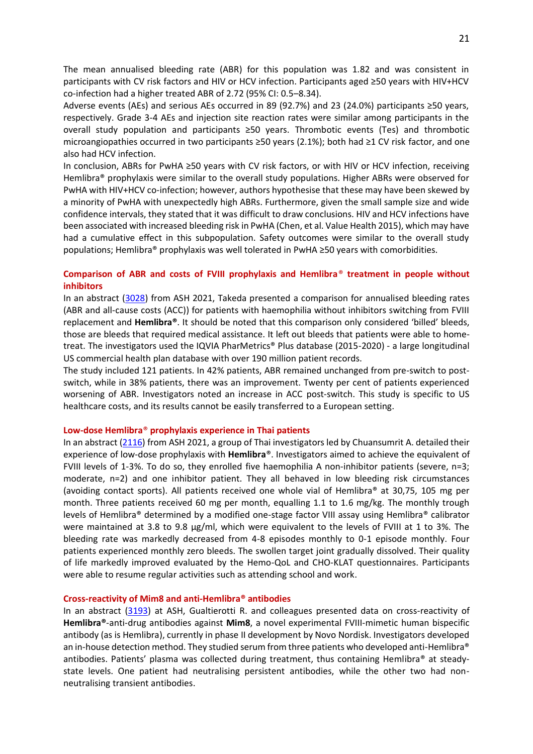The mean annualised bleeding rate (ABR) for this population was 1.82 and was consistent in participants with CV risk factors and HIV or HCV infection. Participants aged ≥50 years with HIV+HCV co-infection had a higher treated ABR of 2.72 (95% CI: 0.5–8.34).

Adverse events (AEs) and serious AEs occurred in 89 (92.7%) and 23 (24.0%) participants ≥50 years, respectively. Grade 3-4 AEs and injection site reaction rates were similar among participants in the overall study population and participants ≥50 years. Thrombotic events (Tes) and thrombotic microangiopathies occurred in two participants ≥50 years (2.1%); both had ≥1 CV risk factor, and one also had HCV infection.

In conclusion, ABRs for PwHA ≥50 years with CV risk factors, or with HIV or HCV infection, receiving Hemlibra® prophylaxis were similar to the overall study populations. Higher ABRs were observed for PwHA with HIV+HCV co-infection; however, authors hypothesise that these may have been skewed by a minority of PwHA with unexpectedly high ABRs. Furthermore, given the small sample size and wide confidence intervals, they stated that it was difficult to draw conclusions. HIV and HCV infections have been associated with increased bleeding risk in PwHA (Chen, et al. Value Health 2015), which may have had a cumulative effect in this subpopulation. Safety outcomes were similar to the overall study populations; Hemlibra® prophylaxis was well tolerated in PwHA ≥50 years with comorbidities.

### Comparison of ABR and costs of FVIII prophylaxis and Hemlibra® treatment in people without inhibitors

In an abstract (3028) from ASH 2021, Takeda presented a comparison for annualised bleeding rates (ABR and all-cause costs (ACC)) for patients with haemophilia without inhibitors switching from FVIII replacement and **Hemlibra®**. It should be noted that this comparison only considered 'billed' bleeds, those are bleeds that required medical assistance. It left out bleeds that patients were able to home-treat. The investigators used the IQVIA PharMetrics® Plus database (2015-2020) - a large longitudinal US commercial health plan database with over 190 million patient records.

The study included 121 patients. In 42% patients, ABR remained unchanged from pre-switch to post-switch, while in 38% patients, there was an improvement. Twenty per cent of patients experienced worsening of ABR. Investigators noted an increase in ACC post-switch. This study is specific to US healthcare costs, and its results cannot be easily transferred to a European setting.

### Low-dose Hemlibra® prophylaxis experience in Thai patients

In an abstract (2116) from ASH 2021, a group of Thai investigators led by Chuansumrit A. detailed their experience of low-dose prophylaxis with **Hemlibra®**. Investigators aimed to achieve the equivalent of FVIII levels of 1-3%. To do so, they enrolled five haemophilia A non-inhibitor patients (severe, n=3; moderate, n=2) and one inhibitor patient. They all behaved in low bleeding risk circumstances (avoiding contact sports). All patients received one whole vial of Hemlibra® at 30,75, 105 mg per month. Three patients received 60 mg per month, equalling 1.1 to 1.6 mg/kg. The monthly trough levels of Hemlibra® determined by a modified one-stage factor VIII assay using Hemlibra® calibrator were maintained at 3.8 to 9.8 µg/ml, which were equivalent to the levels of FVIII at 1 to 3%. The bleeding rate was markedly decreased from 4-8 episodes monthly to 0-1 episode monthly. Four patients experienced monthly zero bleeds. The swollen target joint gradually dissolved. Their quality of life markedly improved evaluated by the Hemo-QoL and CHO-KLAT questionnaires. Participants were able to resume regular activities such as attending school and work.

### Cross-reactivity of Mim8 and anti-Hemlibra® antibodies

In an abstract (3193) at ASH, Gualtierotti R. and colleagues presented data on cross-reactivity of **Hemlibra®**-anti-drug antibodies against **Mim8**, a novel experimental FVIII-mimetic human bispecific antibody (as is Hemlibra), currently in phase II development by Novo Nordisk. Investigators developed an in-house detection method. They studied serum from three patients who developed anti-Hemlibra® antibodies. Patients' plasma was collected during treatment, thus containing Hemlibra® at steady-state levels. One patient had neutralising persistent antibodies, while the other two had non-neutralising transient antibodies.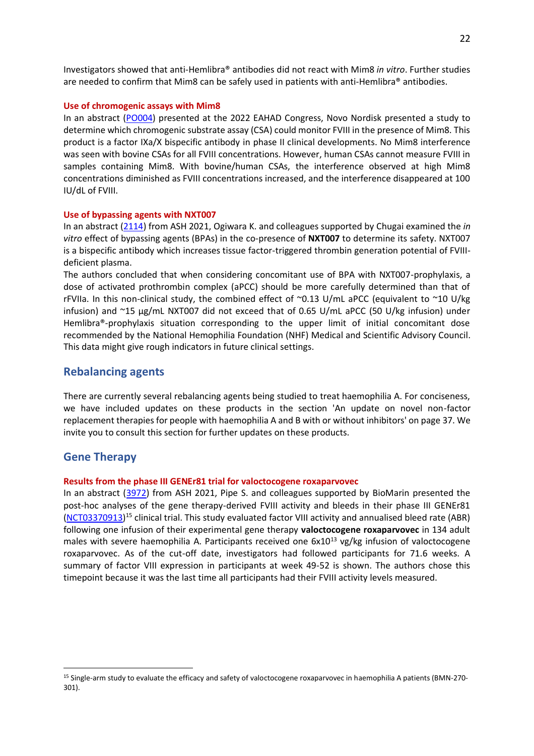Investigators showed that anti-Hemlibra® antibodies did not react with Mim8 *in vitro*. Further studies are needed to confirm that Mim8 can be safely used in patients with anti-Hemlibra® antibodies.

#### Use of chromogenic assays with Mim8

In an abstract (PO004) presented at the 2022 EAHAD Congress, Novo Nordisk presented a study to determine which chromogenic substrate assay (CSA) could monitor FVIII in the presence of Mim8. This product is a factor IXa/X bispecific antibody in phase II clinical developments. No Mim8 interference was seen with bovine CSAs for all FVIII concentrations. However, human CSAs cannot measure FVIII in samples containing Mim8. With bovine/human CSAs, the interference observed at high Mim8 concentrations diminished as FVIII concentrations increased, and the interference disappeared at 100 IU/dL of FVIII.

#### Use of bypassing agents with NXT007

In an abstract (2114) from ASH 2021, Ogiwara K. and colleagues supported by Chugai examined the *in vitro* effect of bypassing agents (BPAs) in the co-presence of **NXT007** to determine its safety. NXT007 is a bispecific antibody which increases tissue factor-triggered thrombin generation potential of FVIII-deficient plasma.

The authors concluded that when considering concomitant use of BPA with NXT007-prophylaxis, a dose of activated prothrombin complex (aPCC) should be more carefully determined than that of rFVIIa. In this non-clinical study, the combined effect of ~0.13 U/mL aPCC (equivalent to ~10 U/kg infusion) and ~15 µg/mL NXT007 did not exceed that of 0.65 U/mL aPCC (50 U/kg infusion) under Hemlibra®-prophylaxis situation corresponding to the upper limit of initial concomitant dose recommended by the National Hemophilia Foundation (NHF) Medical and Scientific Advisory Council. This data might give rough indicators in future clinical settings.

## Rebalancing agents

There are currently several rebalancing agents being studied to treat haemophilia A. For conciseness, we have included updates on these products in the section 'An update on novel non-factor replacement therapies for people with haemophilia A and B with or without inhibitors' on page 37. We invite you to consult this section for further updates on these products.

## Gene Therapy

#### Results from the phase III GENEr81 trial for valoctocogene roxaparvovec

In an abstract (3972) from ASH 2021, Pipe S. and colleagues supported by BioMarin presented the post-hoc analyses of the gene therapy-derived FVIII activity and bleeds in their phase III GENEr81 (NCT03370913)[15] clinical trial. This study evaluated factor VIII activity and annualised bleed rate (ABR) following one infusion of their experimental gene therapy **valoctocogene roxaparvovec** in 134 adult males with severe haemophilia A. Participants received one $6x10^{13}$ vg/kg infusion of valoctocogene roxaparvovec. As of the cut-off date, investigators had followed participants for 71.6 weeks. A summary of factor VIII expression in participants at week 49-52 is shown. The authors chose this timepoint because it was the last time all participants had their FVIII activity levels measured.

[15] Single-arm study to evaluate the efficacy and safety of valoctocogene roxaparvovec in haemophilia A patients (BMN-270-301).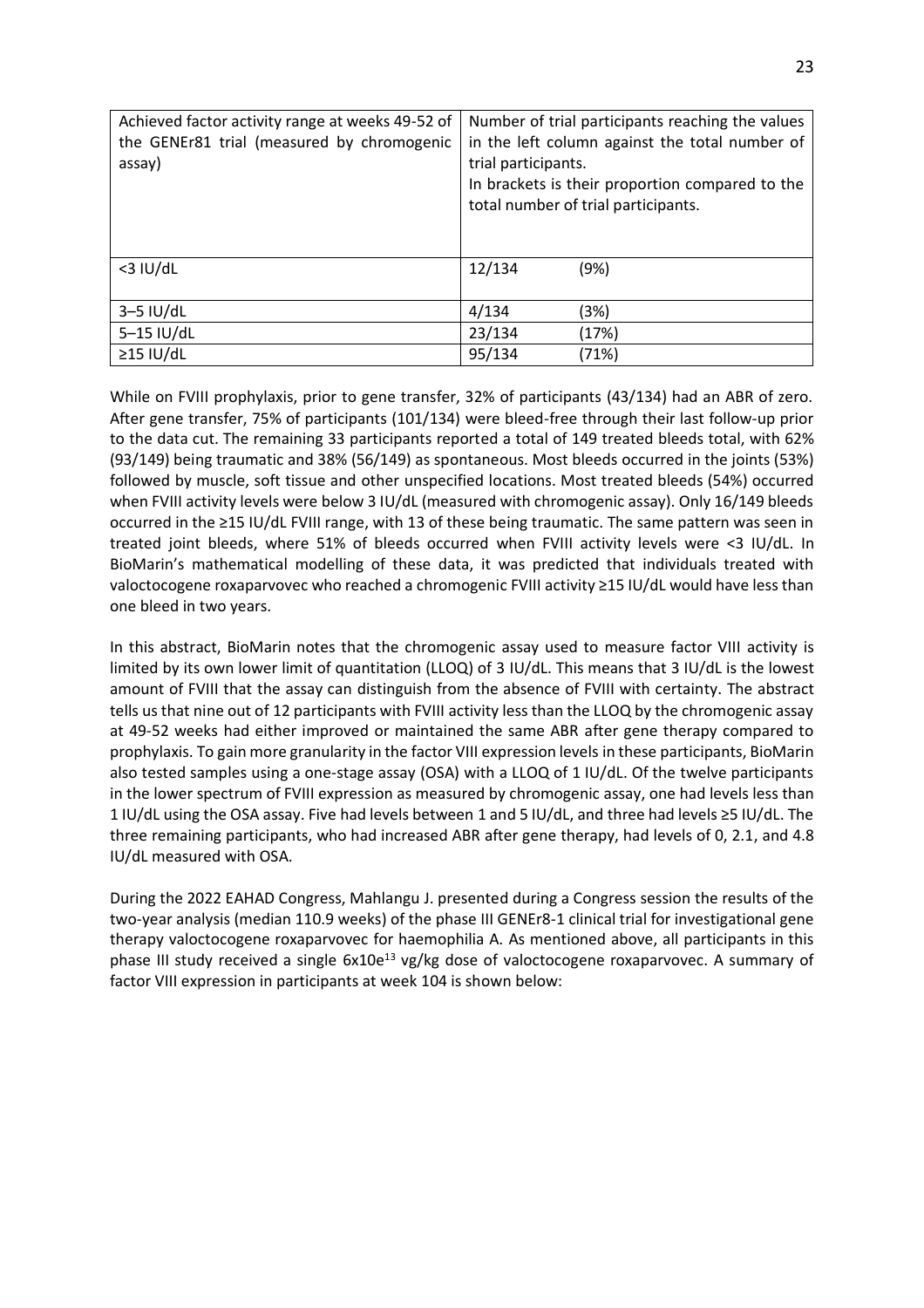| Achieved factor activity range at weeks 49-52 of the GENEr81 trial (measured by chromogenic assay) | Number of trial participants reaching the values in the left column against the total number of trial participants. In brackets is their proportion compared to the total number of trial participants. | |
|---|---|---|
| <3 IU/dL | 12/134 | (9%) |
| 3–5 IU/dL | 4/134 | (3%) |
| 5–15 IU/dL | 23/134 | (17%) |
| ≥15 IU/dL | 95/134 | (71%) |

While on FVIII prophylaxis, prior to gene transfer, 32% of participants (43/134) had an ABR of zero. After gene transfer, 75% of participants (101/134) were bleed-free through their last follow-up prior to the data cut. The remaining 33 participants reported a total of 149 treated bleeds total, with 62% (93/149) being traumatic and 38% (56/149) as spontaneous. Most bleeds occurred in the joints (53%) followed by muscle, soft tissue and other unspecified locations. Most treated bleeds (54%) occurred when FVIII activity levels were below 3 IU/dL (measured with chromogenic assay). Only 16/149 bleeds occurred in the ≥15 IU/dL FVIII range, with 13 of these being traumatic. The same pattern was seen in treated joint bleeds, where 51% of bleeds occurred when FVIII activity levels were <3 IU/dL. In BioMarin's mathematical modelling of these data, it was predicted that individuals treated with valoctocogene roxaparvovec who reached a chromogenic FVIII activity ≥15 IU/dL would have less than one bleed in two years.

In this abstract, BioMarin notes that the chromogenic assay used to measure factor VIII activity is limited by its own lower limit of quantitation (LLOQ) of 3 IU/dL. This means that 3 IU/dL is the lowest amount of FVIII that the assay can distinguish from the absence of FVIII with certainty. The abstract tells us that nine out of 12 participants with FVIII activity less than the LLOQ by the chromogenic assay at 49-52 weeks had either improved or maintained the same ABR after gene therapy compared to prophylaxis. To gain more granularity in the factor VIII expression levels in these participants, BioMarin also tested samples using a one-stage assay (OSA) with a LLOQ of 1 IU/dL. Of the twelve participants in the lower spectrum of FVIII expression as measured by chromogenic assay, one had levels less than 1 IU/dL using the OSA assay. Five had levels between 1 and 5 IU/dL, and three had levels ≥5 IU/dL. The three remaining participants, who had increased ABR after gene therapy, had levels of 0, 2.1, and 4.8 IU/dL measured with OSA.

During the 2022 EAHAD Congress, Mahlangu J. presented during a Congress session the results of the two-year analysis (median 110.9 weeks) of the phase III GENEr8-1 clinical trial for investigational gene therapy valoctocogene roxaparvovec for haemophilia A. As mentioned above, all participants in this phase III study received a single $6x10e^{13}$ vg/kg dose of valoctocogene roxaparvovec. A summary of factor VIII expression in participants at week 104 is shown below: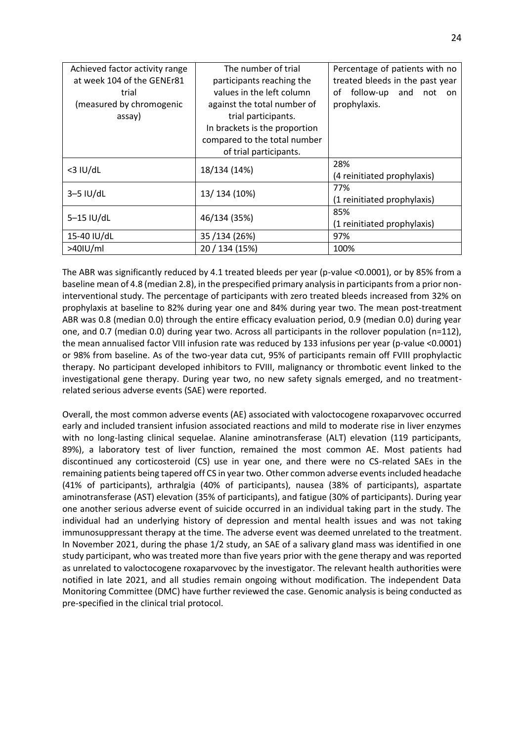| Achieved factor activity range at week 104 of the GENEr81 trial (measured by chromogenic assay) | The number of trial participants reaching the values in the left column against the total number of trial participants. In brackets is the proportion compared to the total number of trial participants. | Percentage of patients with no treated bleeds in the past year of follow-up and not on prophylaxis. |
|---|---|---|
| <3 IU/dL | 18/134 (14%) | 28% (4 reinitiated prophylaxis) |
| 3–5 IU/dL | 13/ 134 (10%) | 77% (1 reinitiated prophylaxis) |
| 5–15 IU/dL | 46/134 (35%) | 85% (1 reinitiated prophylaxis) |
| 15-40 IU/dL | 35 /134 (26%) | 97% |
| >40IU/ml | 20 / 134 (15%) | 100% |

The ABR was significantly reduced by 4.1 treated bleeds per year (p-value <0.0001), or by 85% from a baseline mean of 4.8 (median 2.8), in the prespecified primary analysis in participants from a prior non-interventional study. The percentage of participants with zero treated bleeds increased from 32% on prophylaxis at baseline to 82% during year one and 84% during year two. The mean post-treatment ABR was 0.8 (median 0.0) through the entire efficacy evaluation period, 0.9 (median 0.0) during year one, and 0.7 (median 0.0) during year two. Across all participants in the rollover population (n=112), the mean annualised factor VIII infusion rate was reduced by 133 infusions per year (p-value <0.0001) or 98% from baseline. As of the two-year data cut, 95% of participants remain off FVIII prophylactic therapy. No participant developed inhibitors to FVIII, malignancy or thrombotic event linked to the investigational gene therapy. During year two, no new safety signals emerged, and no treatment-related serious adverse events (SAE) were reported.

Overall, the most common adverse events (AE) associated with valoctocogene roxaparvovec occurred early and included transient infusion associated reactions and mild to moderate rise in liver enzymes with no long-lasting clinical sequelae. Alanine aminotransferase (ALT) elevation (119 participants, 89%), a laboratory test of liver function, remained the most common AE. Most patients had discontinued any corticosteroid (CS) use in year one, and there were no CS-related SAEs in the remaining patients being tapered off CS in year two. Other common adverse events included headache (41% of participants), arthralgia (40% of participants), nausea (38% of participants), aspartate aminotransferase (AST) elevation (35% of participants), and fatigue (30% of participants). During year one another serious adverse event of suicide occurred in an individual taking part in the study. The individual had an underlying history of depression and mental health issues and was not taking immunosuppressant therapy at the time. The adverse event was deemed unrelated to the treatment. In November 2021, during the phase 1/2 study, an SAE of a salivary gland mass was identified in one study participant, who was treated more than five years prior with the gene therapy and was reported as unrelated to valoctocogene roxaparvovec by the investigator. The relevant health authorities were notified in late 2021, and all studies remain ongoing without modification. The independent Data Monitoring Committee (DMC) have further reviewed the case. Genomic analysis is being conducted as pre-specified in the clinical trial protocol.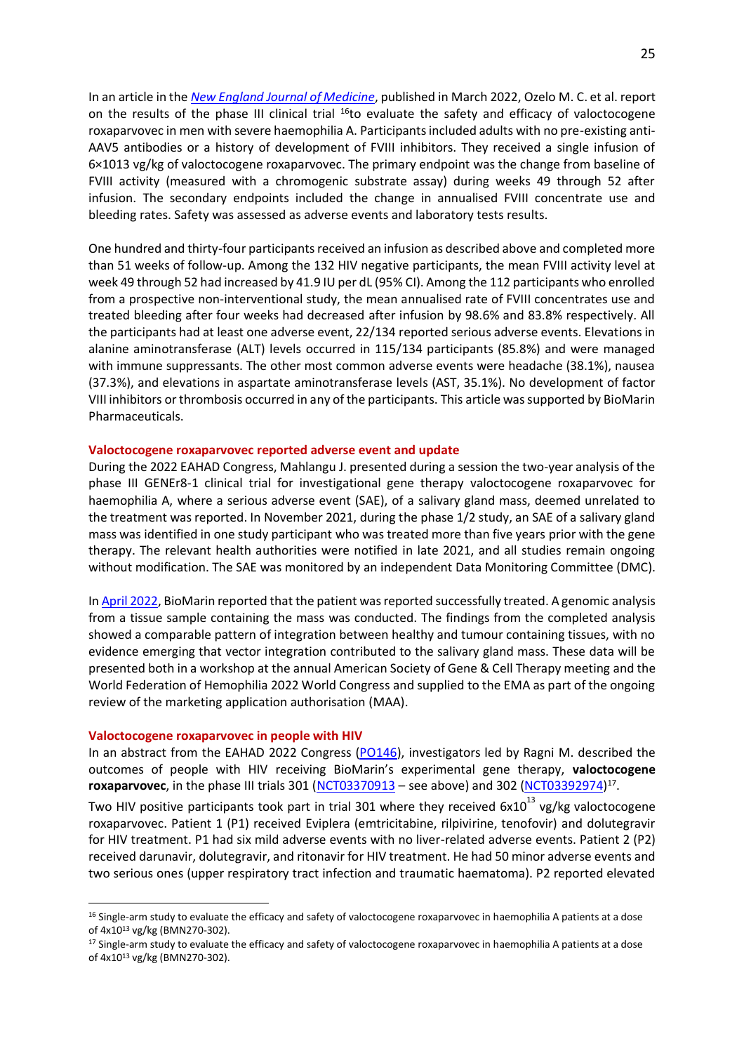In an article in the *[New England Journal of Medicine](#)*, published in March 2022, Ozelo M. C. et al. report on the results of the phase III clinical trial [16]to evaluate the safety and efficacy of valoctocogene roxaparvovec in men with severe haemophilia A. Participants included adults with no pre-existing anti-AAV5 antibodies or a history of development of FVIII inhibitors. They received a single infusion of 6×1013 vg/kg of valoctocogene roxaparvovec. The primary endpoint was the change from baseline of FVIII activity (measured with a chromogenic substrate assay) during weeks 49 through 52 after infusion. The secondary endpoints included the change in annualised FVIII concentrate use and bleeding rates. Safety was assessed as adverse events and laboratory tests results.

One hundred and thirty-four participants received an infusion as described above and completed more than 51 weeks of follow-up. Among the 132 HIV negative participants, the mean FVIII activity level at week 49 through 52 had increased by 41.9 IU per dL (95% CI). Among the 112 participants who enrolled from a prospective non-interventional study, the mean annualised rate of FVIII concentrates use and treated bleeding after four weeks had decreased after infusion by 98.6% and 83.8% respectively. All the participants had at least one adverse event, 22/134 reported serious adverse events. Elevations in alanine aminotransferase (ALT) levels occurred in 115/134 participants (85.8%) and were managed with immune suppressants. The other most common adverse events were headache (38.1%), nausea (37.3%), and elevations in aspartate aminotransferase levels (AST, 35.1%). No development of factor VIII inhibitors or thrombosis occurred in any of the participants. This article was supported by BioMarin Pharmaceuticals.

#### Valoctocogene roxaparvovec reported adverse event and update

During the 2022 EAHAD Congress, Mahlangu J. presented during a session the two-year analysis of the phase III GENEr8-1 clinical trial for investigational gene therapy valoctocogene roxaparvovec for haemophilia A, where a serious adverse event (SAE), of a salivary gland mass, deemed unrelated to the treatment was reported. In November 2021, during the phase 1/2 study, an SAE of a salivary gland mass was identified in one study participant who was treated more than five years prior with the gene therapy. The relevant health authorities were notified in late 2021, and all studies remain ongoing without modification. The SAE was monitored by an independent Data Monitoring Committee (DMC).

In [April 2022](#), BioMarin reported that the patient was reported successfully treated. A genomic analysis from a tissue sample containing the mass was conducted. The findings from the completed analysis showed a comparable pattern of integration between healthy and tumour containing tissues, with no evidence emerging that vector integration contributed to the salivary gland mass. These data will be presented both in a workshop at the annual American Society of Gene & Cell Therapy meeting and the World Federation of Hemophilia 2022 World Congress and supplied to the EMA as part of the ongoing review of the marketing application authorisation (MAA).

#### Valoctocogene roxaparvovec in people with HIV

In an abstract from the EAHAD 2022 Congress ([PO146](#)), investigators led by Ragni M. described the outcomes of people with HIV receiving BioMarin's experimental gene therapy, **valoctocogene roxaparvovec**, in the phase III trials 301 ([NCT03370913](#) – see above) and 302 ([NCT03392974](#))[17].

Two HIV positive participants took part in trial 301 where they received $6x10^{13}$ vg/kg valoctocogene roxaparvovec. Patient 1 (P1) received Eviplera (emtricitabine, rilpivirine, tenofovir) and dolutegravir for HIV treatment. P1 had six mild adverse events with no liver-related adverse events. Patient 2 (P2) received darunavir, dolutegravir, and ritonavir for HIV treatment. He had 50 minor adverse events and two serious ones (upper respiratory tract infection and traumatic haematoma). P2 reported elevated

---

[16] Single-arm study to evaluate the efficacy and safety of valoctocogene roxaparvovec in haemophilia A patients at a dose of $4x10^{13}$ vg/kg (BMN270-302).

[17] Single-arm study to evaluate the efficacy and safety of valoctocogene roxaparvovec in haemophilia A patients at a dose of $4x10^{13}$ vg/kg (BMN270-302).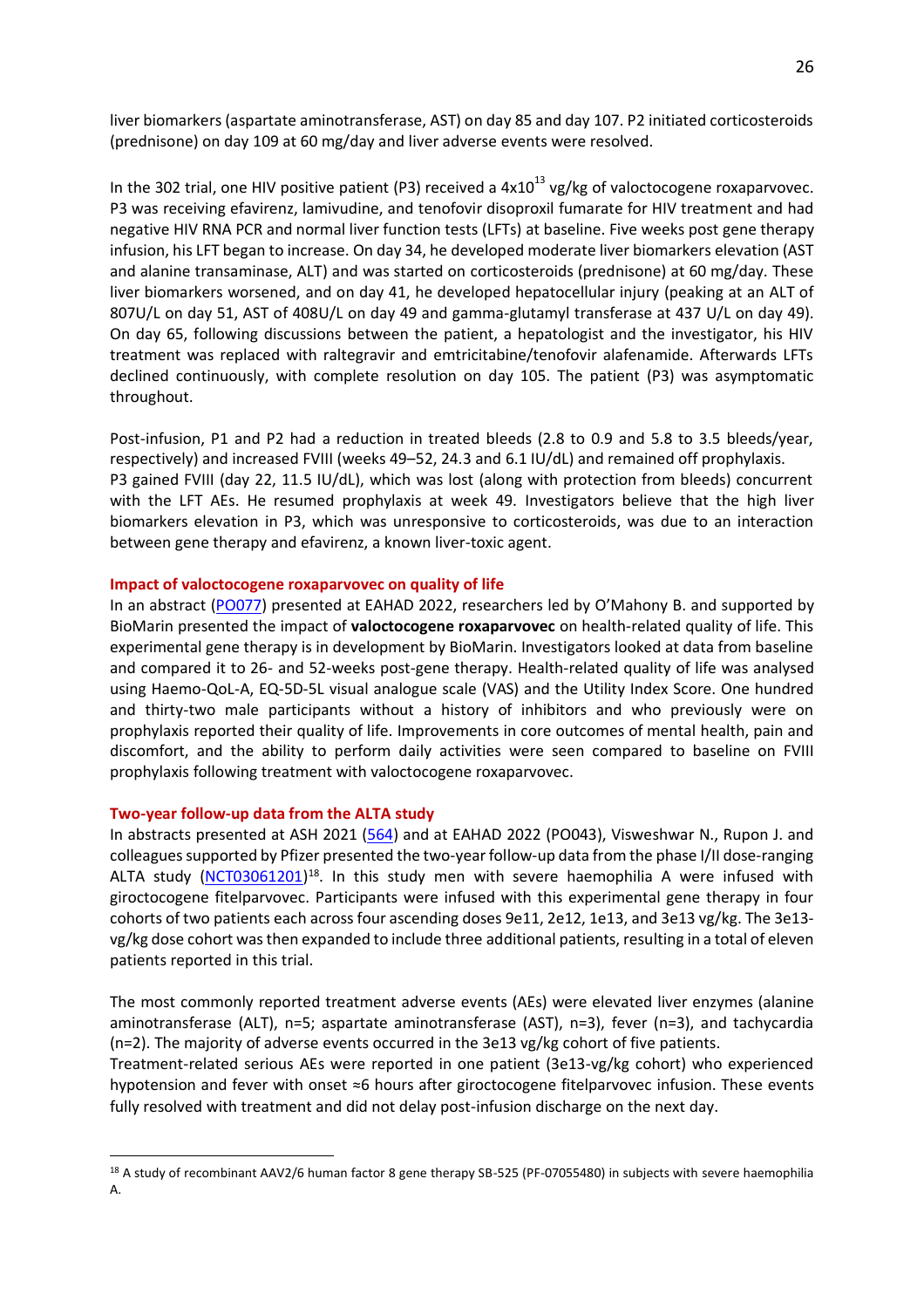liver biomarkers (aspartate aminotransferase, AST) on day 85 and day 107. P2 initiated corticosteroids (prednisone) on day 109 at 60 mg/day and liver adverse events were resolved.

In the 302 trial, one HIV positive patient (P3) received a $4x10^{13}$ vg/kg of valoctocogene roxaparvovec. P3 was receiving efavirenz, lamivudine, and tenofovir disoproxil fumarate for HIV treatment and had negative HIV RNA PCR and normal liver function tests (LFTs) at baseline. Five weeks post gene therapy infusion, his LFT began to increase. On day 34, he developed moderate liver biomarkers elevation (AST and alanine transaminase, ALT) and was started on corticosteroids (prednisone) at 60 mg/day. These liver biomarkers worsened, and on day 41, he developed hepatocellular injury (peaking at an ALT of 807U/L on day 51, AST of 408U/L on day 49 and gamma-glutamyl transferase at 437 U/L on day 49). On day 65, following discussions between the patient, a hepatologist and the investigator, his HIV treatment was replaced with raltegravir and emtricitabine/tenofovir alafenamide. Afterwards LFTs declined continuously, with complete resolution on day 105. The patient (P3) was asymptomatic throughout.

Post-infusion, P1 and P2 had a reduction in treated bleeds (2.8 to 0.9 and 5.8 to 3.5 bleeds/year, respectively) and increased FVIII (weeks 49–52, 24.3 and 6.1 IU/dL) and remained off prophylaxis. P3 gained FVIII (day 22, 11.5 IU/dL), which was lost (along with protection from bleeds) concurrent with the LFT AEs. He resumed prophylaxis at week 49. Investigators believe that the high liver biomarkers elevation in P3, which was unresponsive to corticosteroids, was due to an interaction between gene therapy and efavirenz, a known liver-toxic agent.

### Impact of valoctocogene roxaparvovec on quality of life

In an abstract (PO077) presented at EAHAD 2022, researchers led by O'Mahony B. and supported by BioMarin presented the impact of **valoctocogene roxaparvovec** on health-related quality of life. This experimental gene therapy is in development by BioMarin. Investigators looked at data from baseline and compared it to 26- and 52-weeks post-gene therapy. Health-related quality of life was analysed using Haemo-QoL-A, EQ-5D-5L visual analogue scale (VAS) and the Utility Index Score. One hundred and thirty-two male participants without a history of inhibitors and who previously were on prophylaxis reported their quality of life. Improvements in core outcomes of mental health, pain and discomfort, and the ability to perform daily activities were seen compared to baseline on FVIII prophylaxis following treatment with valoctocogene roxaparvovec.

### Two-year follow-up data from the ALTA study

In abstracts presented at ASH 2021 (564) and at EAHAD 2022 (PO043), Visweshwar N., Rupon J. and colleagues supported by Pfizer presented the two-year follow-up data from the phase I/II dose-ranging ALTA study (NCT03061201)[18]. In this study men with severe haemophilia A were infused with giroctocogene fitelparvovec. Participants were infused with this experimental gene therapy in four cohorts of two patients each across four ascending doses 9e11, 2e12, 1e13, and 3e13 vg/kg. The 3e13-vg/kg dose cohort was then expanded to include three additional patients, resulting in a total of eleven patients reported in this trial.

The most commonly reported treatment adverse events (AEs) were elevated liver enzymes (alanine aminotransferase (ALT), n=5; aspartate aminotransferase (AST), n=3), fever (n=3), and tachycardia (n=2). The majority of adverse events occurred in the 3e13 vg/kg cohort of five patients.
Treatment-related serious AEs were reported in one patient (3e13-vg/kg cohort) who experienced hypotension and fever with onset ≈6 hours after giroctocogene fitelparvovec infusion. These events fully resolved with treatment and did not delay post-infusion discharge on the next day.

[18] A study of recombinant AAV2/6 human factor 8 gene therapy SB-525 (PF-07055480) in subjects with severe haemophilia A.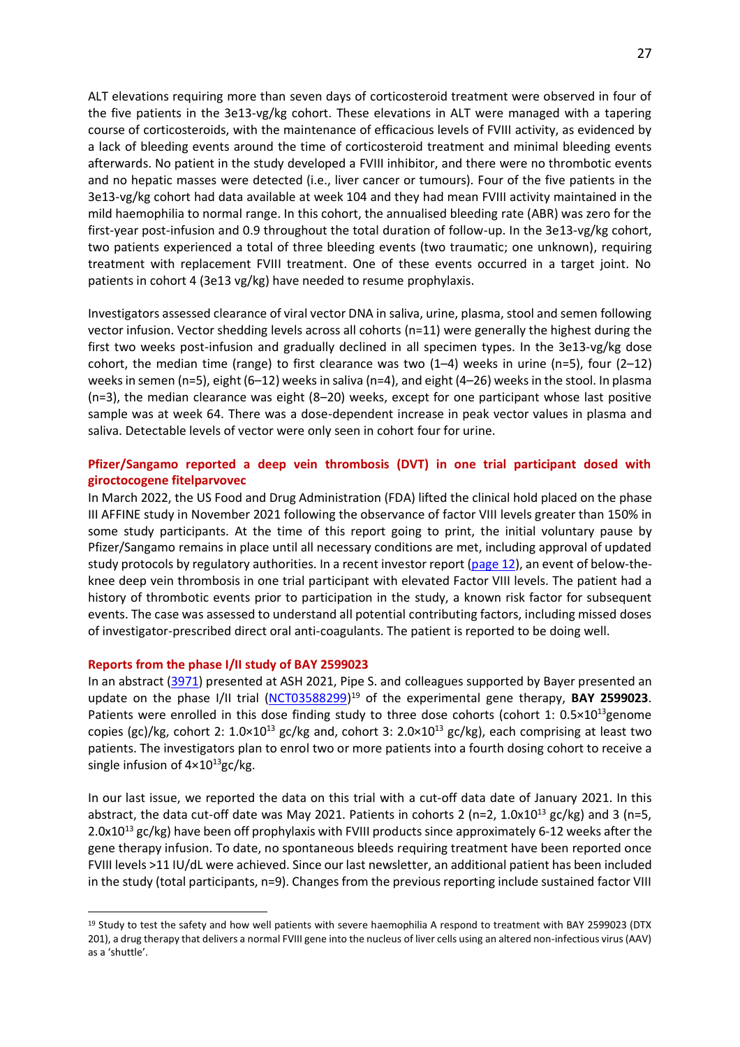ALT elevations requiring more than seven days of corticosteroid treatment were observed in four of the five patients in the 3e13-vg/kg cohort. These elevations in ALT were managed with a tapering course of corticosteroids, with the maintenance of efficacious levels of FVIII activity, as evidenced by a lack of bleeding events around the time of corticosteroid treatment and minimal bleeding events afterwards. No patient in the study developed a FVIII inhibitor, and there were no thrombotic events and no hepatic masses were detected (i.e., liver cancer or tumours). Four of the five patients in the 3e13-vg/kg cohort had data available at week 104 and they had mean FVIII activity maintained in the mild haemophilia to normal range. In this cohort, the annualised bleeding rate (ABR) was zero for the first-year post-infusion and 0.9 throughout the total duration of follow-up. In the 3e13-vg/kg cohort, two patients experienced a total of three bleeding events (two traumatic; one unknown), requiring treatment with replacement FVIII treatment. One of these events occurred in a target joint. No patients in cohort 4 (3e13 vg/kg) have needed to resume prophylaxis.

Investigators assessed clearance of viral vector DNA in saliva, urine, plasma, stool and semen following vector infusion. Vector shedding levels across all cohorts (n=11) were generally the highest during the first two weeks post-infusion and gradually declined in all specimen types. In the 3e13-vg/kg dose cohort, the median time (range) to first clearance was two (1–4) weeks in urine (n=5), four (2–12) weeks in semen (n=5), eight (6–12) weeks in saliva (n=4), and eight (4–26) weeks in the stool. In plasma (n=3), the median clearance was eight (8–20) weeks, except for one participant whose last positive sample was at week 64. There was a dose-dependent increase in peak vector values in plasma and saliva. Detectable levels of vector were only seen in cohort four for urine.

### Pfizer/Sangamo reported a deep vein thrombosis (DVT) in one trial participant dosed with giroctocogene fitelparvovec

In March 2022, the US Food and Drug Administration (FDA) lifted the clinical hold placed on the phase III AFFINE study in November 2021 following the observation of factor VIII levels greater than 150% in some study participants. At the time of this report going to print, the initial voluntary pause by Pfizer/Sangamo remains in place until all necessary conditions are met, including approval of updated study protocols by regulatory authorities. In a recent investor report (page 12), an event of below-the-knee deep vein thrombosis in one trial participant with elevated Factor VIII levels. The patient had a history of thrombotic events prior to participation in the study, a known risk factor for subsequent events. The case was assessed to understand all potential contributing factors, including missed doses of investigator-prescribed direct oral anti-coagulants. The patient is reported to be doing well.

### Reports from the phase I/II study of BAY 2599023

In an abstract (3971) presented at ASH 2021, Pipe S. and colleagues supported by Bayer presented an update on the phase I/II trial (NCT03588299)[19] of the experimental gene therapy, **BAY 2599023**. Patients were enrolled in this dose finding study to three dose cohorts (cohort 1: $0.5\times10^{13}$genome copies (gc)/kg, cohort 2: $1.0\times10^{13}$ gc/kg and, cohort 3: $2.0\times10^{13}$ gc/kg), each comprising at least two patients. The investigators plan to enrol two or more patients into a fourth dosing cohort to receive a single infusion of $4\times10^{13}$gc/kg.

In our last issue, we reported the data on this trial with a cut-off data date of January 2021. In this abstract, the data cut-off date was May 2021. Patients in cohorts 2 (n=2, $1.0\text{x}10^{13}$ gc/kg) and 3 (n=5, $2.0\text{x}10^{13}$ gc/kg) have been off prophylaxis with FVIII products since approximately 6-12 weeks after the gene therapy infusion. To date, no spontaneous bleeds requiring treatment have been reported once FVIII levels >11 IU/dL were achieved. Since our last newsletter, an additional patient has been included in the study (total participants, n=9). Changes from the previous reporting include sustained factor VIII

[19] Study to test the safety and how well patients with severe haemophilia A respond to treatment with BAY 2599023 (DTX 201), a drug therapy that delivers a normal FVIII gene into the nucleus of liver cells using an altered non-infectious virus (AAV) as a 'shuttle'.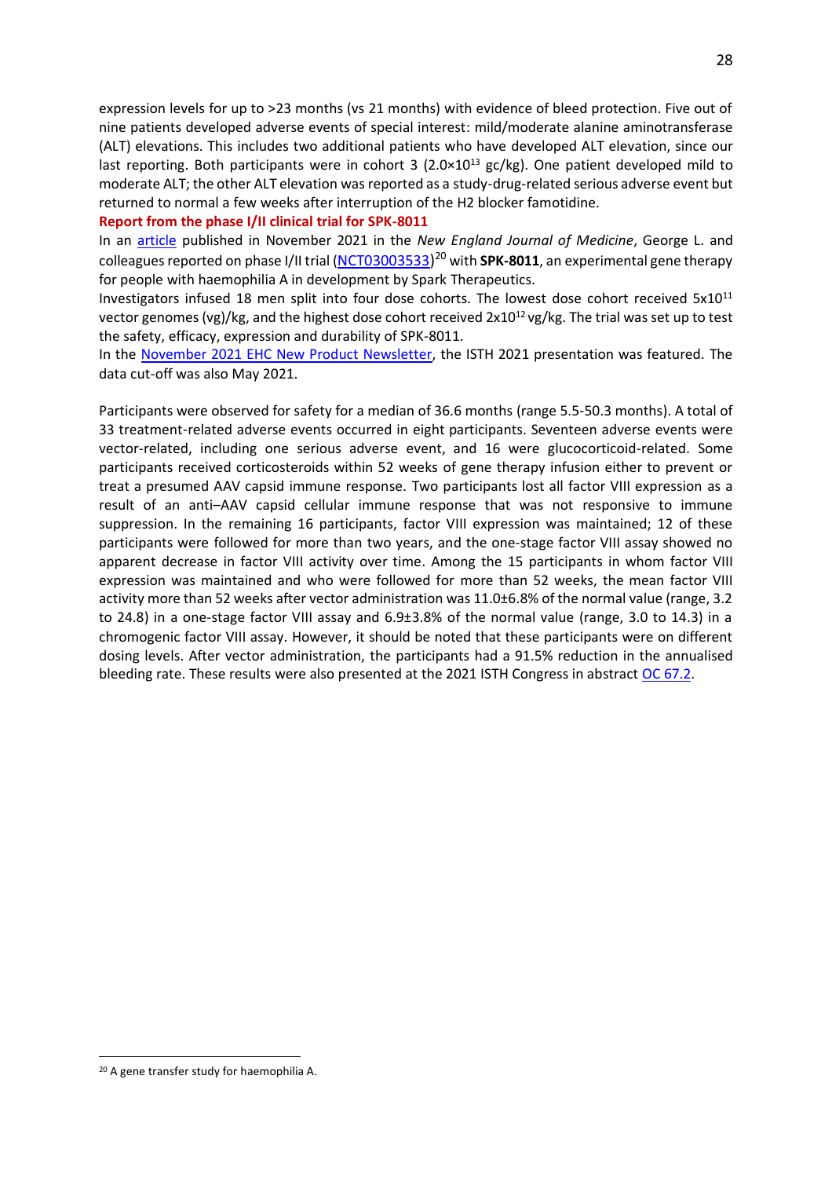expression levels for up to >23 months (vs 21 months) with evidence of bleed protection. Five out of nine patients developed adverse events of special interest: mild/moderate alanine aminotransferase (ALT) elevations. This includes two additional patients who have developed ALT elevation, since our last reporting. Both participants were in cohort 3 ($2.0 \times 10^{13}$ gc/kg). One patient developed mild to moderate ALT; the other ALT elevation was reported as a study-drug-related serious adverse event but returned to normal a few weeks after interruption of the H2 blocker famotidine.

**Report from the phase I/II clinical trial for SPK-8011**

In an article published in November 2021 in the *New England Journal of Medicine*, George L. and colleagues reported on phase I/II trial (NCT03003533)[20] with **SPK-8011**, an experimental gene therapy for people with haemophilia A in development by Spark Therapeutics.

Investigators infused 18 men split into four dose cohorts. The lowest dose cohort received $5 \times 10^{11}$ vector genomes (vg)/kg, and the highest dose cohort received $2 \times 10^{12}$ vg/kg. The trial was set up to test the safety, efficacy, expression and durability of SPK-8011.

In the November 2021 EHC New Product Newsletter, the ISTH 2021 presentation was featured. The data cut-off was also May 2021.

Participants were observed for safety for a median of 36.6 months (range 5.5-50.3 months). A total of 33 treatment-related adverse events occurred in eight participants. Seventeen adverse events were vector-related, including one serious adverse event, and 16 were glucocorticoid-related. Some participants received corticosteroids within 52 weeks of gene therapy infusion either to prevent or treat a presumed AAV capsid immune response. Two participants lost all factor VIII expression as a result of an anti–AAV capsid cellular immune response that was not responsive to immune suppression. In the remaining 16 participants, factor VIII expression was maintained; 12 of these participants were followed for more than two years, and the one-stage factor VIII assay showed no apparent decrease in factor VIII activity over time. Among the 15 participants in whom factor VIII expression was maintained and who were followed for more than 52 weeks, the mean factor VIII activity more than 52 weeks after vector administration was $11.0 \pm 6.8\%$ of the normal value (range, 3.2 to 24.8) in a one-stage factor VIII assay and $6.9 \pm 3.8\%$ of the normal value (range, 3.0 to 14.3) in a chromogenic factor VIII assay. However, it should be noted that these participants were on different dosing levels. After vector administration, the participants had a 91.5% reduction in the annualised bleeding rate. These results were also presented at the 2021 ISTH Congress in abstract OC 67.2.

---

[20] A gene transfer study for haemophilia A.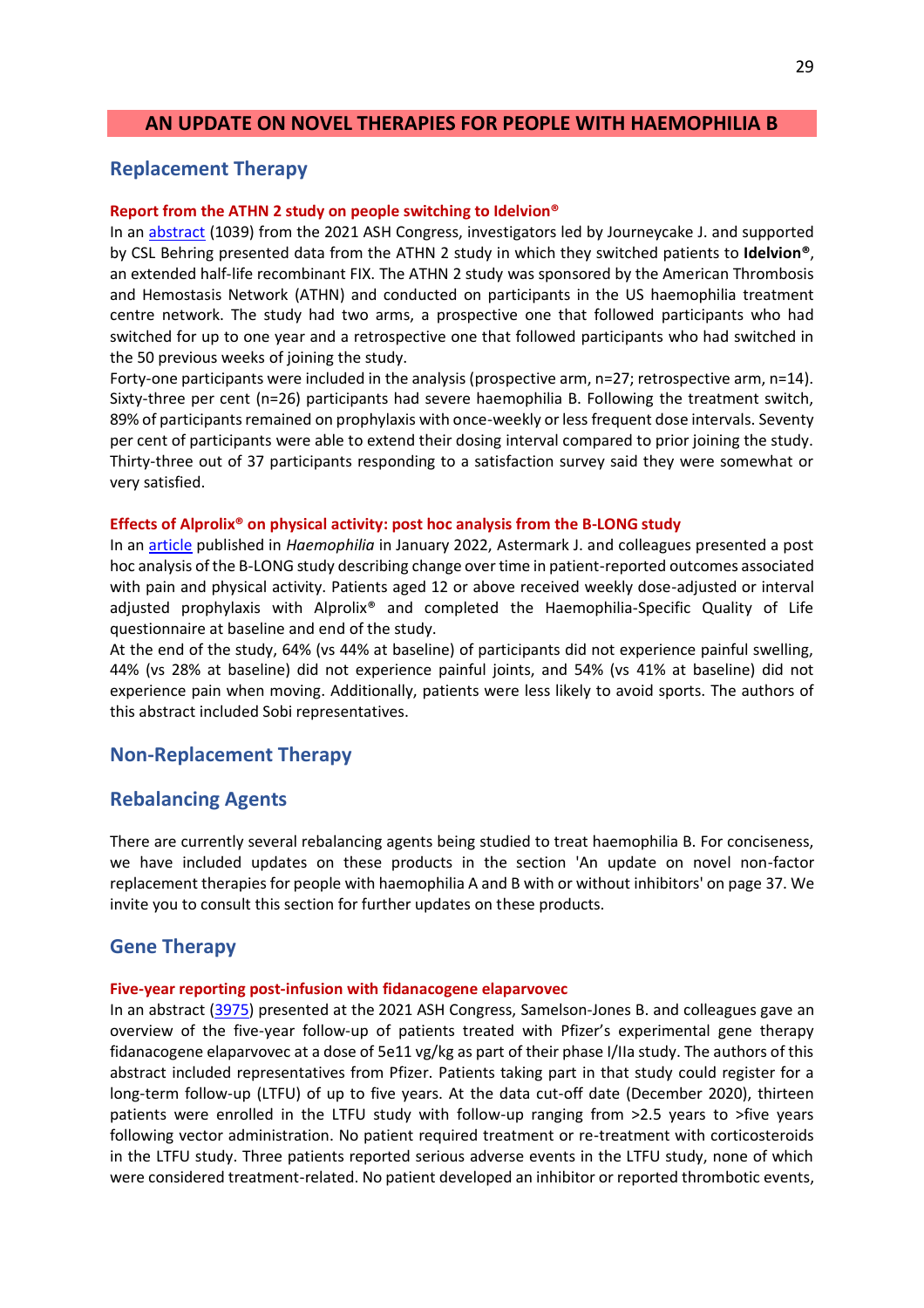# AN UPDATE ON NOVEL THERAPIES FOR PEOPLE WITH HAEMOPHILIA B

## Replacement Therapy

### Report from the ATHN 2 study on people switching to Idelvion®

In an abstract (1039) from the 2021 ASH Congress, investigators led by Journeycake J. and supported by CSL Behring presented data from the ATHN 2 study in which they switched patients to **Idelvion®**, an extended half-life recombinant FIX. The ATHN 2 study was sponsored by the American Thrombosis and Hemostasis Network (ATHN) and conducted on participants in the US haemophilia treatment centre network. The study had two arms, a prospective one that followed participants who had switched for up to one year and a retrospective one that followed participants who had switched in the 50 previous weeks of joining the study.

Forty-one participants were included in the analysis (prospective arm, n=27; retrospective arm, n=14). Sixty-three per cent (n=26) participants had severe haemophilia B. Following the treatment switch, 89% of participants remained on prophylaxis with once-weekly or less frequent dose intervals. Seventy per cent of participants were able to extend their dosing interval compared to prior joining the study. Thirty-three out of 37 participants responding to a satisfaction survey said they were somewhat or very satisfied.

### Effects of Alprolix® on physical activity: post hoc analysis from the B-LONG study

In an article published in *Haemophilia* in January 2022, Astermark J. and colleagues presented a post hoc analysis of the B-LONG study describing change over time in patient-reported outcomes associated with pain and physical activity. Patients aged 12 or above received weekly dose-adjusted or interval adjusted prophylaxis with Alprolix® and completed the Haemophilia-Specific Quality of Life questionnaire at baseline and end of the study.

At the end of the study, 64% (vs 44% at baseline) of participants did not experience painful swelling, 44% (vs 28% at baseline) did not experience painful joints, and 54% (vs 41% at baseline) did not experience pain when moving. Additionally, patients were less likely to avoid sports. The authors of this abstract included Sobi representatives.

## Non-Replacement Therapy

## Rebalancing Agents

There are currently several rebalancing agents being studied to treat haemophilia B. For conciseness, we have included updates on these products in the section 'An update on novel non-factor replacement therapies for people with haemophilia A and B with or without inhibitors' on page 37. We invite you to consult this section for further updates on these products.

## Gene Therapy

### Five-year reporting post-infusion with fidanacogene elaparvovec

In an abstract (3975) presented at the 2021 ASH Congress, Samelson-Jones B. and colleagues gave an overview of the five-year follow-up of patients treated with Pfizer's experimental gene therapy fidanacogene elaparvovec at a dose of 5e11 vg/kg as part of their phase I/IIa study. The authors of this abstract included representatives from Pfizer. Patients taking part in that study could register for a long-term follow-up (LTFU) of up to five years. At the data cut-off date (December 2020), thirteen patients were enrolled in the LTFU study with follow-up ranging from >2.5 years to >five years following vector administration. No patient required treatment or re-treatment with corticosteroids in the LTFU study. Three patients reported serious adverse events in the LTFU study, none of which were considered treatment-related. No patient developed an inhibitor or reported thrombotic events,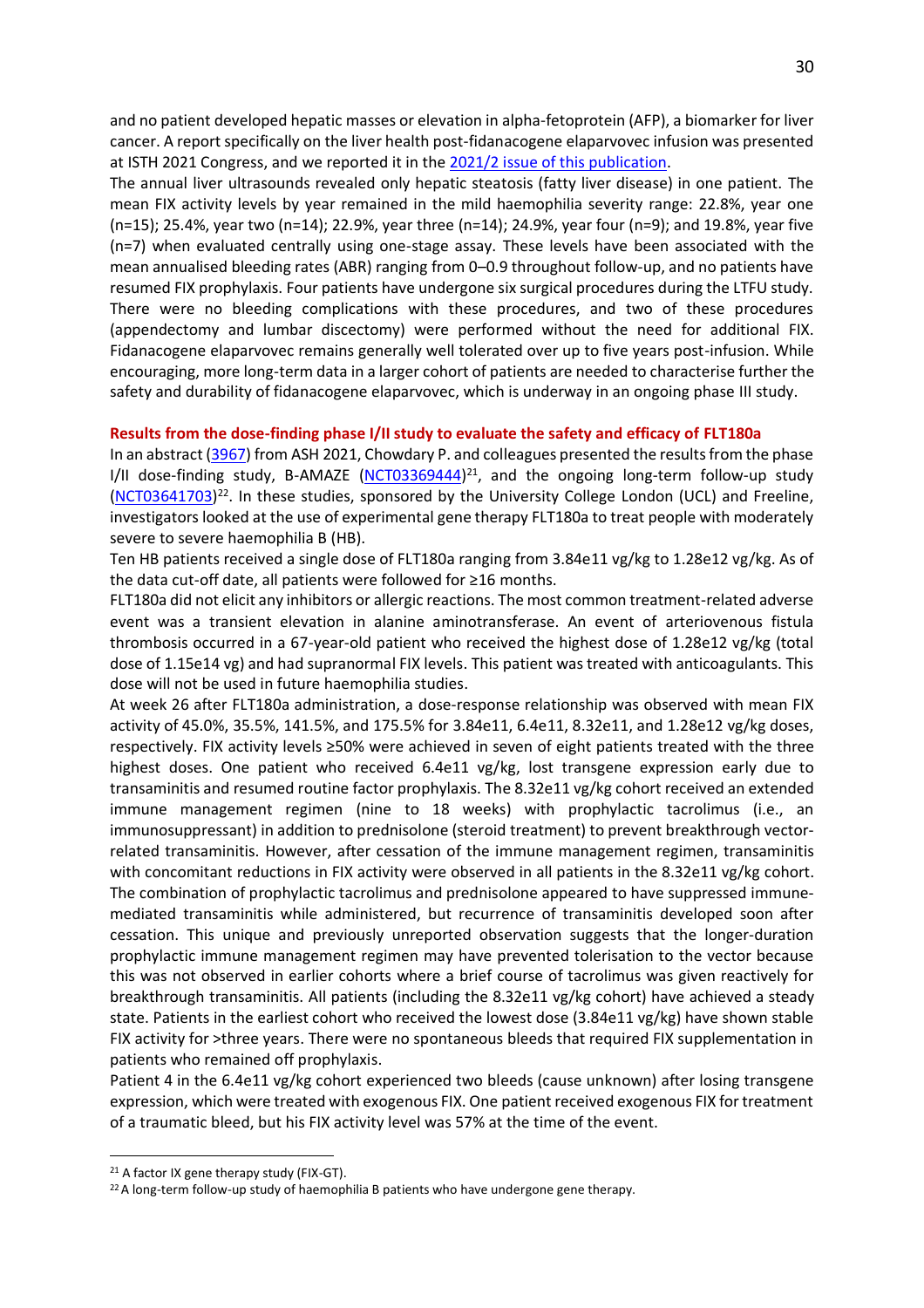and no patient developed hepatic masses or elevation in alpha-fetoprotein (AFP), a biomarker for liver cancer. A report specifically on the liver health post-fidanacogene elaparvovec infusion was presented at ISTH 2021 Congress, and we reported it in the 2021/2 issue of this publication.

The annual liver ultrasounds revealed only hepatic steatosis (fatty liver disease) in one patient. The mean FIX activity levels by year remained in the mild haemophilia severity range: 22.8%, year one (n=15); 25.4%, year two (n=14); 22.9%, year three (n=14); 24.9%, year four (n=9); and 19.8%, year five (n=7) when evaluated centrally using one-stage assay. These levels have been associated with the mean annualised bleeding rates (ABR) ranging from 0–0.9 throughout follow-up, and no patients have resumed FIX prophylaxis. Four patients have undergone six surgical procedures during the LTFU study. There were no bleeding complications with these procedures, and two of these procedures (appendectomy and lumbar discectomy) were performed without the need for additional FIX. Fidanacogene elaparvovec remains generally well tolerated over up to five years post-infusion. While encouraging, more long-term data in a larger cohort of patients are needed to characterise further the safety and durability of fidanacogene elaparvovec, which is underway in an ongoing phase III study.

### Results from the dose-finding phase I/II study to evaluate the safety and efficacy of FLT180a

In an abstract (3967) from ASH 2021, Chowdary P. and colleagues presented the results from the phase I/II dose-finding study, B-AMAZE (NCT03369444)[21], and the ongoing long-term follow-up study (NCT03641703)[22]. In these studies, sponsored by the University College London (UCL) and Freeline, investigators looked at the use of experimental gene therapy FLT180a to treat people with moderately severe to severe haemophilia B (HB).

Ten HB patients received a single dose of FLT180a ranging from 3.84e11 vg/kg to 1.28e12 vg/kg. As of the data cut-off date, all patients were followed for ≥16 months.

FLT180a did not elicit any inhibitors or allergic reactions. The most common treatment-related adverse event was a transient elevation in alanine aminotransferase. An event of arteriovenous fistula thrombosis occurred in a 67-year-old patient who received the highest dose of 1.28e12 vg/kg (total dose of 1.15e14 vg) and had supranormal FIX levels. This patient was treated with anticoagulants. This dose will not be used in future haemophilia studies.

At week 26 after FLT180a administration, a dose-response relationship was observed with mean FIX activity of 45.0%, 35.5%, 141.5%, and 175.5% for 3.84e11, 6.4e11, 8.32e11, and 1.28e12 vg/kg doses, respectively. FIX activity levels ≥50% were achieved in seven of eight patients treated with the three highest doses. One patient who received 6.4e11 vg/kg, lost transgene expression early due to transaminitis and resumed routine factor prophylaxis. The 8.32e11 vg/kg cohort received an extended immune management regimen (nine to 18 weeks) with prophylactic tacrolimus (i.e., an immunosuppressant) in addition to prednisolone (steroid treatment) to prevent breakthrough vector-related transaminitis. However, after cessation of the immune management regimen, transaminitis with concomitant reductions in FIX activity were observed in all patients in the 8.32e11 vg/kg cohort. The combination of prophylactic tacrolimus and prednisolone appeared to have suppressed immune-mediated transaminitis while administered, but recurrence of transaminitis developed soon after cessation. This unique and previously unreported observation suggests that the longer-duration prophylactic immune management regimen may have prevented tolerisation to the vector because this was not observed in earlier cohorts where a brief course of tacrolimus was given reactively for breakthrough transaminitis. All patients (including the 8.32e11 vg/kg cohort) have achieved a steady state. Patients in the earliest cohort who received the lowest dose (3.84e11 vg/kg) have shown stable FIX activity for >three years. There were no spontaneous bleeds that required FIX supplementation in patients who remained off prophylaxis.

Patient 4 in the 6.4e11 vg/kg cohort experienced two bleeds (cause unknown) after losing transgene expression, which were treated with exogenous FIX. One patient received exogenous FIX for treatment of a traumatic bleed, but his FIX activity level was 57% at the time of the event.

[21] A factor IX gene therapy study (FIX-GT).

[22] A long-term follow-up study of haemophilia B patients who have undergone gene therapy.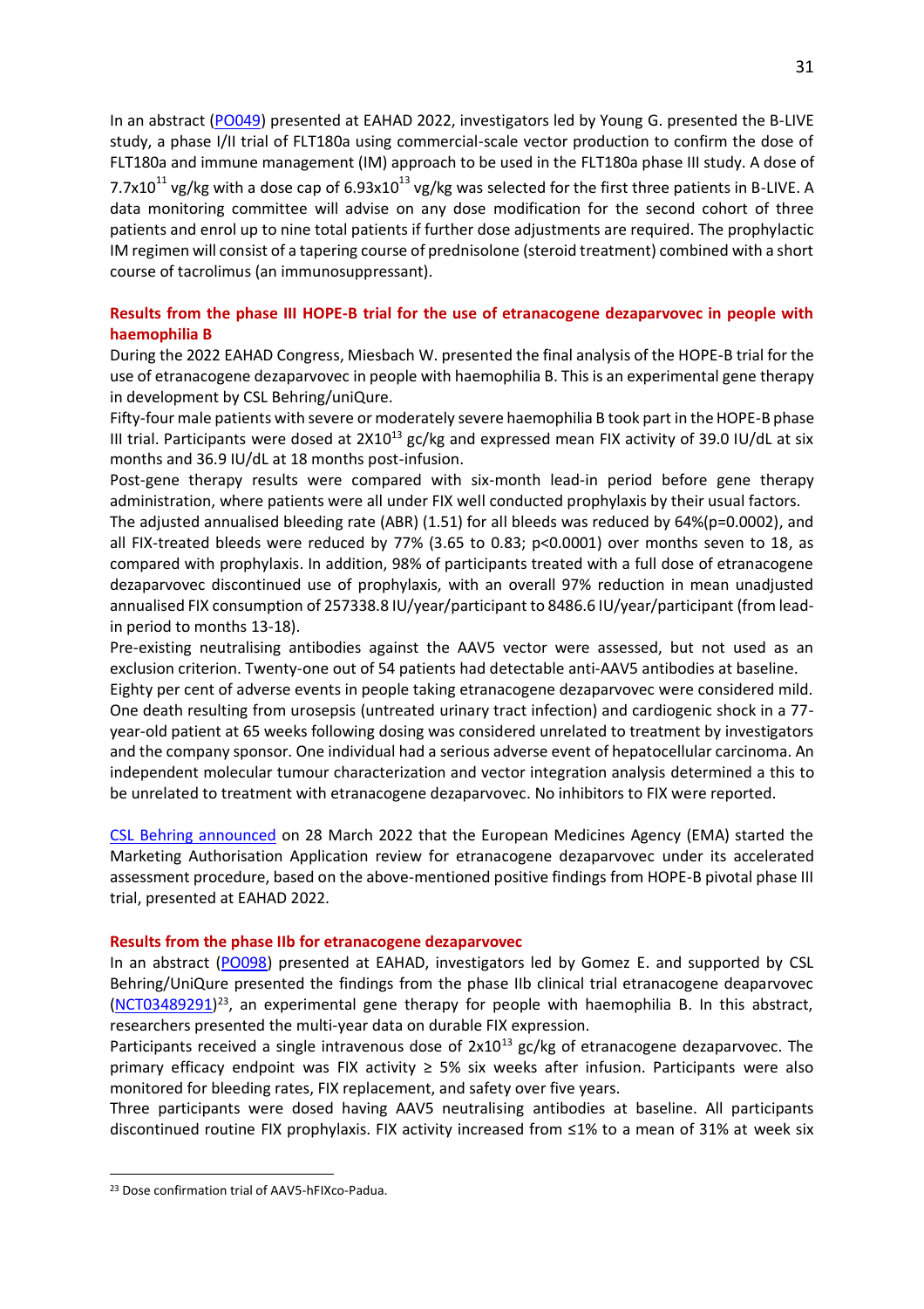In an abstract (PO049) presented at EAHAD 2022, investigators led by Young G. presented the B-LIVE study, a phase I/II trial of FLT180a using commercial-scale vector production to confirm the dose of FLT180a and immune management (IM) approach to be used in the FLT180a phase III study. A dose of $7.7 \times 10^{11}$ vg/kg with a dose cap of $6.93 \times 10^{13}$ vg/kg was selected for the first three patients in B-LIVE. A data monitoring committee will advise on any dose modification for the second cohort of three patients and enrol up to nine total patients if further dose adjustments are required. The prophylactic IM regimen will consist of a tapering course of prednisolone (steroid treatment) combined with a short course of tacrolimus (an immunosuppressant).

### Results from the phase III HOPE-B trial for the use of etranacogene dezaparvovec in people with haemophilia B

During the 2022 EAHAD Congress, Miesbach W. presented the final analysis of the HOPE-B trial for the use of etranacogene dezaparvovec in people with haemophilia B. This is an experimental gene therapy in development by CSL Behring/uniQure.

Fifty-four male patients with severe or moderately severe haemophilia B took part in the HOPE-B phase III trial. Participants were dosed at $2 \times 10^{13}$ gc/kg and expressed mean FIX activity of 39.0 IU/dL at six months and 36.9 IU/dL at 18 months post-infusion.

Post-gene therapy results were compared with six-month lead-in period before gene therapy administration, where patients were all under FIX well conducted prophylaxis by their usual factors.

The adjusted annualised bleeding rate (ABR) (1.51) for all bleeds was reduced by 64%($p=0.0002$), and all FIX-treated bleeds were reduced by 77% (3.65 to 0.83; $p<0.0001$) over months seven to 18, as compared with prophylaxis. In addition, 98% of participants treated with a full dose of etranacogene dezaparvovec discontinued use of prophylaxis, with an overall 97% reduction in mean unadjusted annualised FIX consumption of 257338.8 IU/year/participant to 8486.6 IU/year/participant (from lead-in period to months 13-18).

Pre-existing neutralising antibodies against the AAV5 vector were assessed, but not used as an exclusion criterion. Twenty-one out of 54 patients had detectable anti-AAV5 antibodies at baseline.

Eighty per cent of adverse events in people taking etranacogene dezaparvovec were considered mild. One death resulting from urosepsis (untreated urinary tract infection) and cardiogenic shock in a 77-year-old patient at 65 weeks following dosing was considered unrelated to treatment by investigators and the company sponsor. One individual had a serious adverse event of hepatocellular carcinoma. An independent molecular tumour characterization and vector integration analysis determined a this to be unrelated to treatment with etranacogene dezaparvovec. No inhibitors to FIX were reported.

CSL Behring announced on 28 March 2022 that the European Medicines Agency (EMA) started the Marketing Authorisation Application review for etranacogene dezaparvovec under its accelerated assessment procedure, based on the above-mentioned positive findings from HOPE-B pivotal phase III trial, presented at EAHAD 2022.

### Results from the phase IIb for etranacogene dezaparvovec

In an abstract (PO098) presented at EAHAD, investigators led by Gomez E. and supported by CSL Behring/UniQure presented the findings from the phase IIb clinical trial etranacogene deaparvovec (NCT03489291)[23], an experimental gene therapy for people with haemophilia B. In this abstract, researchers presented the multi-year data on durable FIX expression.

Participants received a single intravenous dose of $2 \times 10^{13}$ gc/kg of etranacogene dezaparvovec. The primary efficacy endpoint was FIX activity ≥ 5% six weeks after infusion. Participants were also monitored for bleeding rates, FIX replacement, and safety over five years.

Three participants were dosed having AAV5 neutralising antibodies at baseline. All participants discontinued routine FIX prophylaxis. FIX activity increased from ≤1% to a mean of 31% at week six

[23] Dose confirmation trial of AAV5-hFIXco-Padua.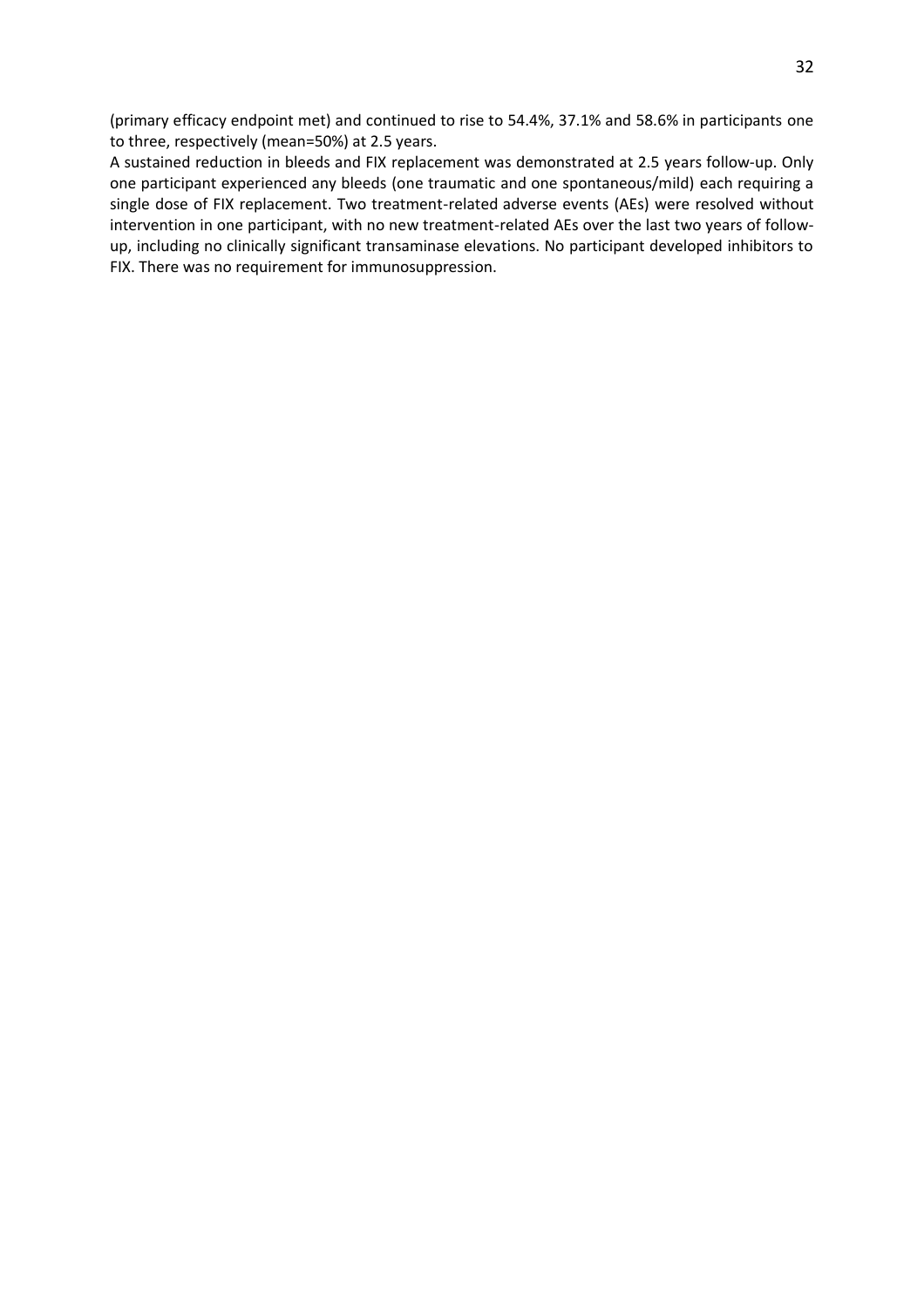(primary efficacy endpoint met) and continued to rise to 54.4%, 37.1% and 58.6% in participants one to three, respectively (mean=50%) at 2.5 years.

A sustained reduction in bleeds and FIX replacement was demonstrated at 2.5 years follow-up. Only one participant experienced any bleeds (one traumatic and one spontaneous/mild) each requiring a single dose of FIX replacement. Two treatment-related adverse events (AEs) were resolved without intervention in one participant, with no new treatment-related AEs over the last two years of follow-up, including no clinically significant transaminase elevations. No participant developed inhibitors to FIX. There was no requirement for immunosuppression.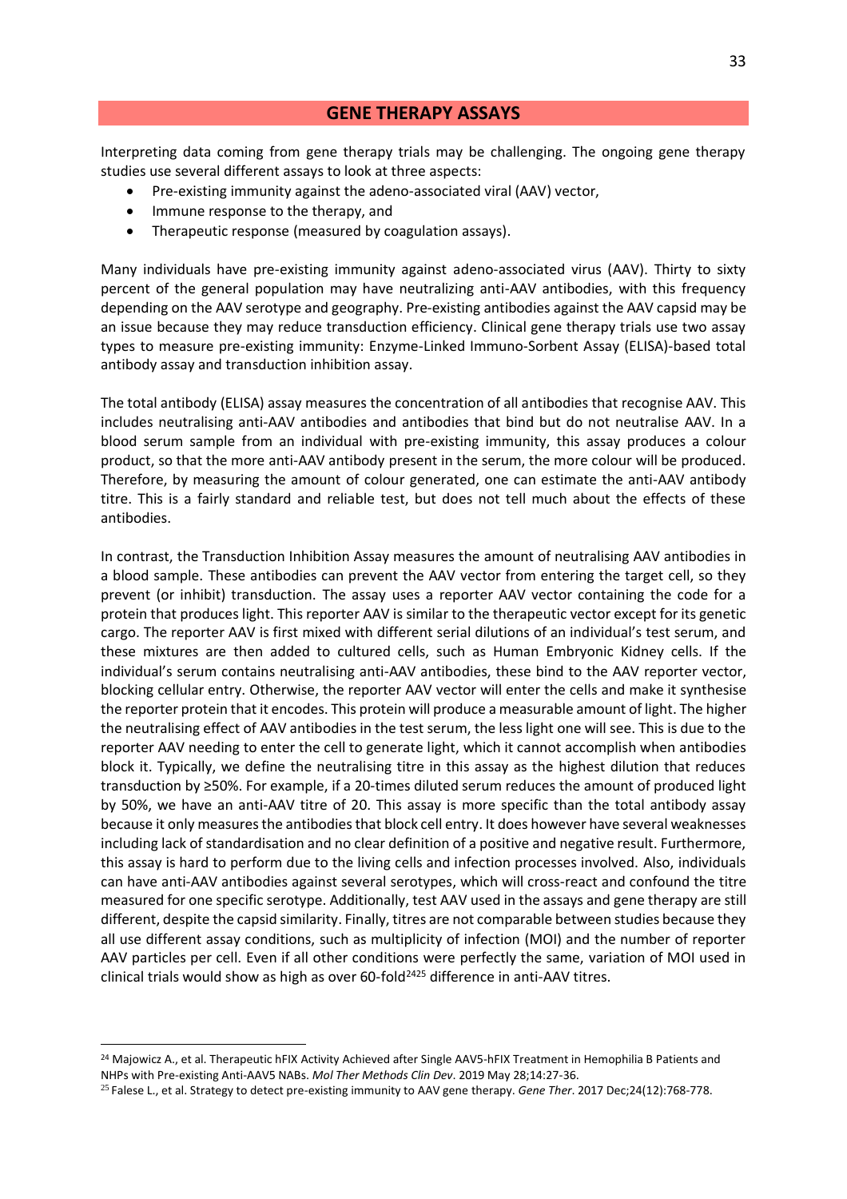## GENE THERAPY ASSAYS

Interpreting data coming from gene therapy trials may be challenging. The ongoing gene therapy studies use several different assays to look at three aspects:

- Pre-existing immunity against the adeno-associated viral (AAV) vector,
- Immune response to the therapy, and
- Therapeutic response (measured by coagulation assays).

Many individuals have pre-existing immunity against adeno-associated virus (AAV). Thirty to sixty percent of the general population may have neutralizing anti-AAV antibodies, with this frequency depending on the AAV serotype and geography. Pre-existing antibodies against the AAV capsid may be an issue because they may reduce transduction efficiency. Clinical gene therapy trials use two assay types to measure pre-existing immunity: Enzyme-Linked Immuno-Sorbent Assay (ELISA)-based total antibody assay and transduction inhibition assay.

The total antibody (ELISA) assay measures the concentration of all antibodies that recognise AAV. This includes neutralising anti-AAV antibodies and antibodies that bind but do not neutralise AAV. In a blood serum sample from an individual with pre-existing immunity, this assay produces a colour product, so that the more anti-AAV antibody present in the serum, the more colour will be produced. Therefore, by measuring the amount of colour generated, one can estimate the anti-AAV antibody titre. This is a fairly standard and reliable test, but does not tell much about the effects of these antibodies.

In contrast, the Transduction Inhibition Assay measures the amount of neutralising AAV antibodies in a blood sample. These antibodies can prevent the AAV vector from entering the target cell, so they prevent (or inhibit) transduction. The assay uses a reporter AAV vector containing the code for a protein that produces light. This reporter AAV is similar to the therapeutic vector except for its genetic cargo. The reporter AAV is first mixed with different serial dilutions of an individual's test serum, and these mixtures are then added to cultured cells, such as Human Embryonic Kidney cells. If the individual's serum contains neutralising anti-AAV antibodies, these bind to the AAV reporter vector, blocking cellular entry. Otherwise, the reporter AAV vector will enter the cells and make it synthesise the reporter protein that it encodes. This protein will produce a measurable amount of light. The higher the neutralising effect of AAV antibodies in the test serum, the less light one will see. This is due to the reporter AAV needing to enter the cell to generate light, which it cannot accomplish when antibodies block it. Typically, we define the neutralising titre in this assay as the highest dilution that reduces transduction by ≥50%. For example, if a 20-times diluted serum reduces the amount of produced light by 50%, we have an anti-AAV titre of 20. This assay is more specific than the total antibody assay because it only measures the antibodies that block cell entry. It does however have several weaknesses including lack of standardisation and no clear definition of a positive and negative result. Furthermore, this assay is hard to perform due to the living cells and infection processes involved. Also, individuals can have anti-AAV antibodies against several serotypes, which will cross-react and confound the titre measured for one specific serotype. Additionally, test AAV used in the assays and gene therapy are still different, despite the capsid similarity. Finally, titres are not comparable between studies because they all use different assay conditions, such as multiplicity of infection (MOI) and the number of reporter AAV particles per cell. Even if all other conditions were perfectly the same, variation of MOI used in clinical trials would show as high as over 60-fold[24,25] difference in anti-AAV titres.

---

[24] Majowicz A., et al. Therapeutic hFIX Activity Achieved after Single AAV5-hFIX Treatment in Hemophilia B Patients and NHPs with Pre-existing Anti-AAV5 NABs. *Mol Ther Methods Clin Dev*. 2019 May 28;14:27-36.

[25] Falese L., et al. Strategy to detect pre-existing immunity to AAV gene therapy. *Gene Ther*. 2017 Dec;24(12):768-778.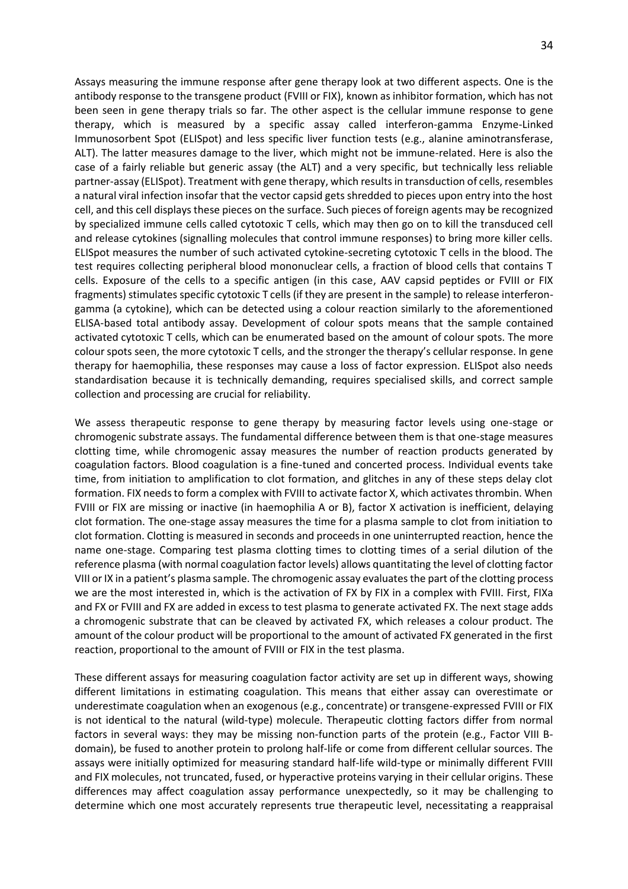Assays measuring the immune response after gene therapy look at two different aspects. One is the antibody response to the transgene product (FVIII or FIX), known as inhibitor formation, which has not been seen in gene therapy trials so far. The other aspect is the cellular immune response to gene therapy, which is measured by a specific assay called interferon-gamma Enzyme-Linked Immunosorbent Spot (ELISpot) and less specific liver function tests (e.g., alanine aminotransferase, ALT). The latter measures damage to the liver, which might not be immune-related. Here is also the case of a fairly reliable but generic assay (the ALT) and a very specific, but technically less reliable partner-assay (ELISpot). Treatment with gene therapy, which results in transduction of cells, resembles a natural viral infection insofar that the vector capsid gets shredded to pieces upon entry into the host cell, and this cell displays these pieces on the surface. Such pieces of foreign agents may be recognized by specialized immune cells called cytotoxic T cells, which may then go on to kill the transduced cell and release cytokines (signalling molecules that control immune responses) to bring more killer cells. ELISpot measures the number of such activated cytokine-secreting cytotoxic T cells in the blood. The test requires collecting peripheral blood mononuclear cells, a fraction of blood cells that contains T cells. Exposure of the cells to a specific antigen (in this case, AAV capsid peptides or FVIII or FIX fragments) stimulates specific cytotoxic T cells (if they are present in the sample) to release interferon-gamma (a cytokine), which can be detected using a colour reaction similarly to the aforementioned ELISA-based total antibody assay. Development of colour spots means that the sample contained activated cytotoxic T cells, which can be enumerated based on the amount of colour spots. The more colour spots seen, the more cytotoxic T cells, and the stronger the therapy's cellular response. In gene therapy for haemophilia, these responses may cause a loss of factor expression. ELISpot also needs standardisation because it is technically demanding, requires specialised skills, and correct sample collection and processing are crucial for reliability.

We assess therapeutic response to gene therapy by measuring factor levels using one-stage or chromogenic substrate assays. The fundamental difference between them is that one-stage measures clotting time, while chromogenic assay measures the number of reaction products generated by coagulation factors. Blood coagulation is a fine-tuned and concerted process. Individual events take time, from initiation to amplification to clot formation, and glitches in any of these steps delay clot formation. FIX needs to form a complex with FVIII to activate factor X, which activates thrombin. When FVIII or FIX are missing or inactive (in haemophilia A or B), factor X activation is inefficient, delaying clot formation. The one-stage assay measures the time for a plasma sample to clot from initiation to clot formation. Clotting is measured in seconds and proceeds in one uninterrupted reaction, hence the name one-stage. Comparing test plasma clotting times to clotting times of a serial dilution of the reference plasma (with normal coagulation factor levels) allows quantitating the level of clotting factor VIII or IX in a patient's plasma sample. The chromogenic assay evaluates the part of the clotting process we are the most interested in, which is the activation of FX by FIX in a complex with FVIII. First, FIXa and FX or FVIII and FX are added in excess to test plasma to generate activated FX. The next stage adds a chromogenic substrate that can be cleaved by activated FX, which releases a colour product. The amount of the colour product will be proportional to the amount of activated FX generated in the first reaction, proportional to the amount of FVIII or FIX in the test plasma.

These different assays for measuring coagulation factor activity are set up in different ways, showing different limitations in estimating coagulation. This means that either assay can overestimate or underestimate coagulation when an exogenous (e.g., concentrate) or transgene-expressed FVIII or FIX is not identical to the natural (wild-type) molecule. Therapeutic clotting factors differ from normal factors in several ways: they may be missing non-function parts of the protein (e.g., Factor VIII B-domain), be fused to another protein to prolong half-life or come from different cellular sources. The assays were initially optimized for measuring standard half-life wild-type or minimally different FVIII and FIX molecules, not truncated, fused, or hyperactive proteins varying in their cellular origins. These differences may affect coagulation assay performance unexpectedly, so it may be challenging to determine which one most accurately represents true therapeutic level, necessitating a reappraisal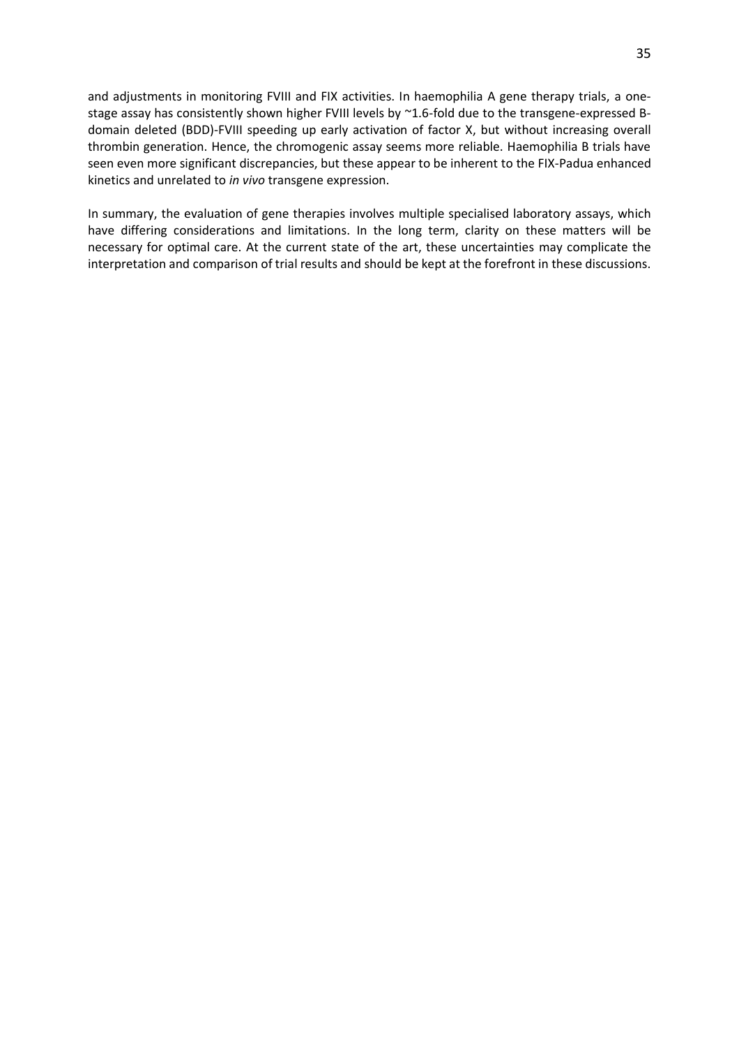and adjustments in monitoring FVIII and FIX activities. In haemophilia A gene therapy trials, a one-stage assay has consistently shown higher FVIII levels by ~1.6-fold due to the transgene-expressed B-domain deleted (BDD)-FVIII speeding up early activation of factor X, but without increasing overall thrombin generation. Hence, the chromogenic assay seems more reliable. Haemophilia B trials have seen even more significant discrepancies, but these appear to be inherent to the FIX-Padua enhanced kinetics and unrelated to *in vivo* transgene expression.

In summary, the evaluation of gene therapies involves multiple specialised laboratory assays, which have differing considerations and limitations. In the long term, clarity on these matters will be necessary for optimal care. At the current state of the art, these uncertainties may complicate the interpretation and comparison of trial results and should be kept at the forefront in these discussions.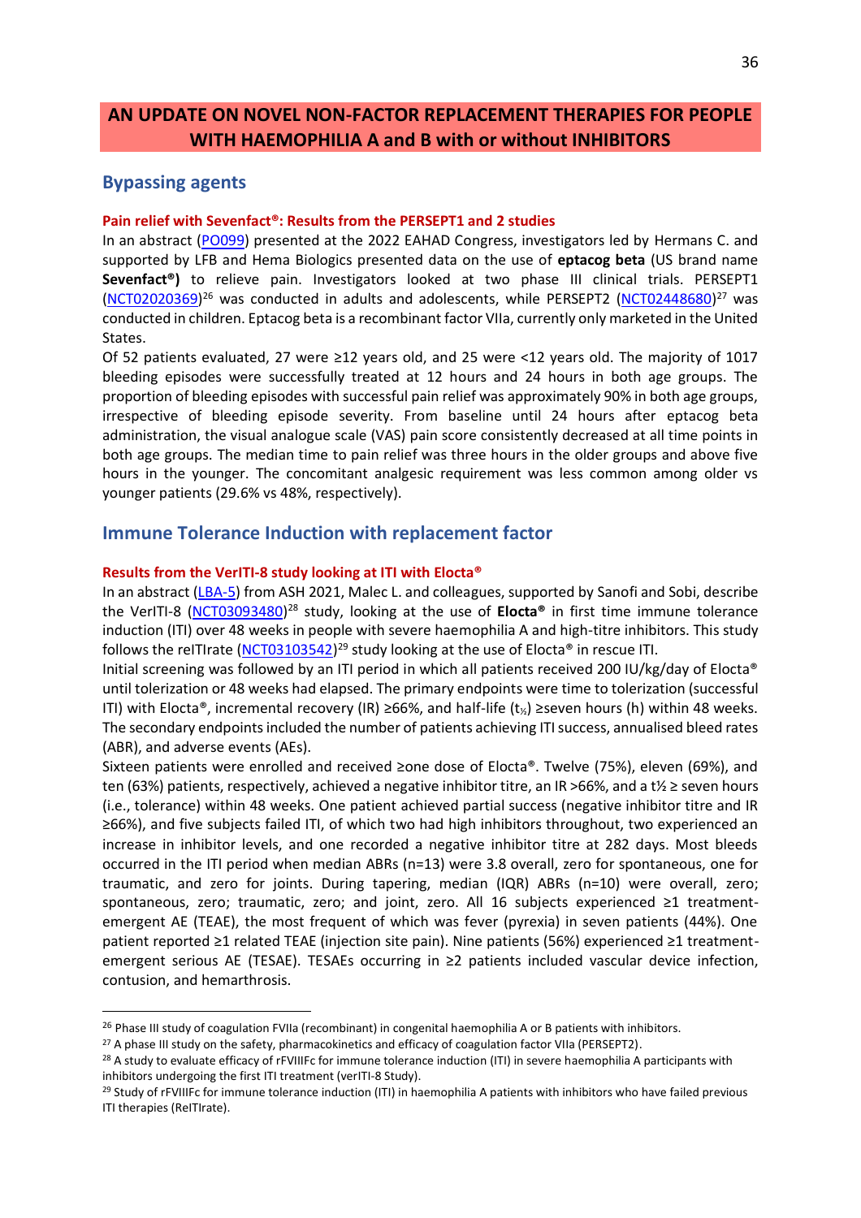# AN UPDATE ON NOVEL NON-FACTOR REPLACEMENT THERAPIES FOR PEOPLE WITH HAEMOPHILIA A and B with or without INHIBITORS

## Bypassing agents

### Pain relief with Sevenfact®: Results from the PERSEPT1 and 2 studies

In an abstract (PO099) presented at the 2022 EAHAD Congress, investigators led by Hermans C. and supported by LFB and Hema Biologics presented data on the use of **eptacog beta** (US brand name **Sevenfact®)** to relieve pain. Investigators looked at two phase III clinical trials. PERSEPT1 (NCT02020369)[26] was conducted in adults and adolescents, while PERSEPT2 (NCT02448680)[27] was conducted in children. Eptacog beta is a recombinant factor VIIa, currently only marketed in the United States.

Of 52 patients evaluated, 27 were ≥12 years old, and 25 were <12 years old. The majority of 1017 bleeding episodes were successfully treated at 12 hours and 24 hours in both age groups. The proportion of bleeding episodes with successful pain relief was approximately 90% in both age groups, irrespective of bleeding episode severity. From baseline until 24 hours after eptacog beta administration, the visual analogue scale (VAS) pain score consistently decreased at all time points in both age groups. The median time to pain relief was three hours in the older groups and above five hours in the younger. The concomitant analgesic requirement was less common among older vs younger patients (29.6% vs 48%, respectively).

## Immune Tolerance Induction with replacement factor

### Results from the VerITI-8 study looking at ITI with Elocta®

In an abstract (LBA-5) from ASH 2021, Malec L. and colleagues, supported by Sanofi and Sobi, describe the VerITI-8 (NCT03093480)[28] study, looking at the use of **Elocta®** in first time immune tolerance induction (ITI) over 48 weeks in people with severe haemophilia A and high-titre inhibitors. This study follows the reITIrate (NCT03103542)[29] study looking at the use of Elocta® in rescue ITI.

Initial screening was followed by an ITI period in which all patients received 200 IU/kg/day of Elocta® until tolerization or 48 weeks had elapsed. The primary endpoints were time to tolerization (successful ITI) with Elocta®, incremental recovery (IR) ≥66%, and half-life ($t_{½}$) ≥seven hours (h) within 48 weeks. The secondary endpoints included the number of patients achieving ITI success, annualised bleed rates (ABR), and adverse events (AEs).

Sixteen patients were enrolled and received ≥one dose of Elocta®. Twelve (75%), eleven (69%), and ten (63%) patients, respectively, achieved a negative inhibitor titre, an IR >66%, and a t½ ≥ seven hours (i.e., tolerance) within 48 weeks. One patient achieved partial success (negative inhibitor titre and IR ≥66%), and five subjects failed ITI, of which two had high inhibitors throughout, two experienced an increase in inhibitor levels, and one recorded a negative inhibitor titre at 282 days. Most bleeds occurred in the ITI period when median ABRs (n=13) were 3.8 overall, zero for spontaneous, one for traumatic, and zero for joints. During tapering, median (IQR) ABRs (n=10) were overall, zero; spontaneous, zero; traumatic, zero; and joint, zero. All 16 subjects experienced ≥1 treatment-emergent AE (TEAE), the most frequent of which was fever (pyrexia) in seven patients (44%). One patient reported ≥1 related TEAE (injection site pain). Nine patients (56%) experienced ≥1 treatment-emergent serious AE (TESAE). TESAEs occurring in ≥2 patients included vascular device infection, contusion, and hemarthrosis.

---

[26] Phase III study of coagulation FVIIa (recombinant) in congenital haemophilia A or B patients with inhibitors.

[27] A phase III study on the safety, pharmacokinetics and efficacy of coagulation factor VIIa (PERSEPT2).

[28] A study to evaluate efficacy of rFVIIIFc for immune tolerance induction (ITI) in severe haemophilia A participants with inhibitors undergoing the first ITI treatment (verITI-8 Study).

[29] Study of rFVIIIFc for immune tolerance induction (ITI) in haemophilia A patients with inhibitors who have failed previous ITI therapies (ReITIrate).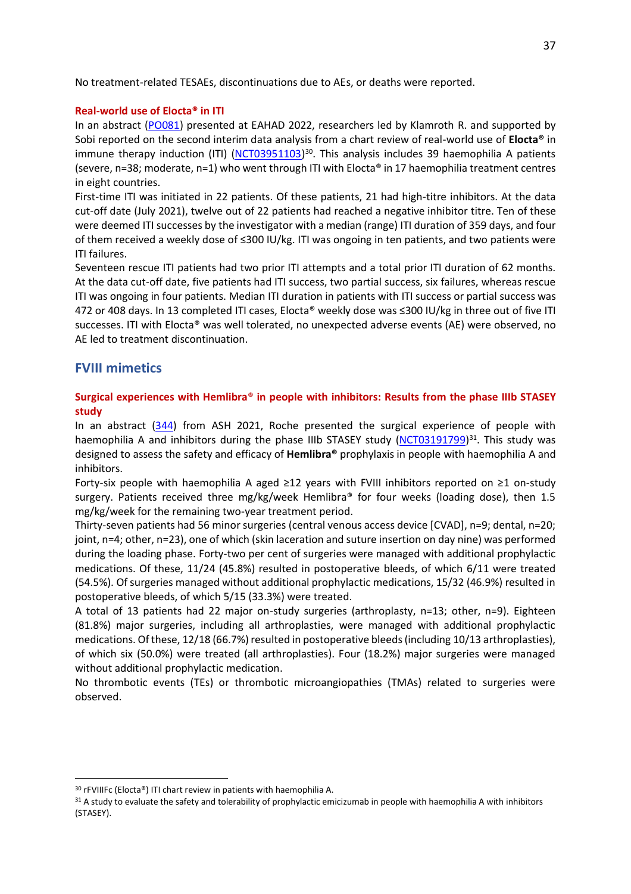No treatment-related TESAEs, discontinuations due to AEs, or deaths were reported.

### Real-world use of Elocta® in ITI

In an abstract (PO081) presented at EAHAD 2022, researchers led by Klamroth R. and supported by Sobi reported on the second interim data analysis from a chart review of real-world use of **Elocta®** in immune therapy induction (ITI) (NCT03951103)[30]. This analysis includes 39 haemophilia A patients (severe, n=38; moderate, n=1) who went through ITI with Elocta® in 17 haemophilia treatment centres in eight countries.

First-time ITI was initiated in 22 patients. Of these patients, 21 had high-titre inhibitors. At the data cut-off date (July 2021), twelve out of 22 patients had reached a negative inhibitor titre. Ten of these were deemed ITI successes by the investigator with a median (range) ITI duration of 359 days, and four of them received a weekly dose of ≤300 IU/kg. ITI was ongoing in ten patients, and two patients were ITI failures.

Seventeen rescue ITI patients had two prior ITI attempts and a total prior ITI duration of 62 months. At the data cut-off date, five patients had ITI success, two partial success, six failures, whereas rescue ITI was ongoing in four patients. Median ITI duration in patients with ITI success or partial success was 472 or 408 days. In 13 completed ITI cases, Elocta® weekly dose was ≤300 IU/kg in three out of five ITI successes. ITI with Elocta® was well tolerated, no unexpected adverse events (AE) were observed, no AE led to treatment discontinuation.

## FVIII mimetics

### Surgical experiences with Hemlibra® in people with inhibitors: Results from the phase IIIb STASEY study

In an abstract (344) from ASH 2021, Roche presented the surgical experience of people with haemophilia A and inhibitors during the phase IIIb STASEY study (NCT03191799)[31]. This study was designed to assess the safety and efficacy of **Hemlibra®** prophylaxis in people with haemophilia A and inhibitors.

Forty-six people with haemophilia A aged ≥12 years with FVIII inhibitors reported on ≥1 on-study surgery. Patients received three mg/kg/week Hemlibra® for four weeks (loading dose), then 1.5 mg/kg/week for the remaining two-year treatment period.

Thirty-seven patients had 56 minor surgeries (central venous access device [CVAD], n=9; dental, n=20; joint, n=4; other, n=23), one of which (skin laceration and suture insertion on day nine) was performed during the loading phase. Forty-two per cent of surgeries were managed with additional prophylactic medications. Of these, 11/24 (45.8%) resulted in postoperative bleeds, of which 6/11 were treated (54.5%). Of surgeries managed without additional prophylactic medications, 15/32 (46.9%) resulted in postoperative bleeds, of which 5/15 (33.3%) were treated.

A total of 13 patients had 22 major on-study surgeries (arthroplasty, n=13; other, n=9). Eighteen (81.8%) major surgeries, including all arthroplasties, were managed with additional prophylactic medications. Of these, 12/18 (66.7%) resulted in postoperative bleeds (including 10/13 arthroplasties), of which six (50.0%) were treated (all arthroplasties). Four (18.2%) major surgeries were managed without additional prophylactic medication.

No thrombotic events (TEs) or thrombotic microangiopathies (TMAs) related to surgeries were observed.

---

[30] rFVIIIFc (Elocta®) ITI chart review in patients with haemophilia A.

[31] A study to evaluate the safety and tolerability of prophylactic emicizumab in people with haemophilia A with inhibitors (STASEY).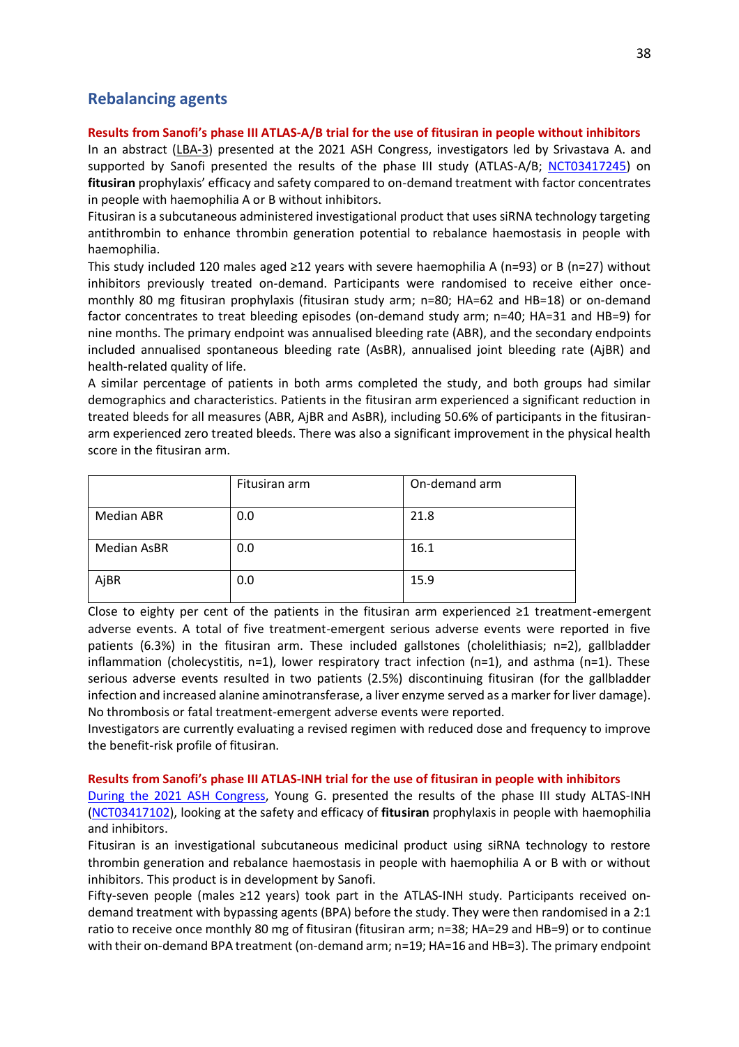## Rebalancing agents

### Results from Sanofi's phase III ATLAS-A/B trial for the use of fitusiran in people without inhibitors

In an abstract (LBA-3) presented at the 2021 ASH Congress, investigators led by Srivastava A. and supported by Sanofi presented the results of the phase III study (ATLAS-A/B; NCT03417245) on **fitusiran** prophylaxis' efficacy and safety compared to on-demand treatment with factor concentrates in people with haemophilia A or B without inhibitors.

Fitusiran is a subcutaneous administered investigational product that uses siRNA technology targeting antithrombin to enhance thrombin generation potential to rebalance haemostasis in people with haemophilia.

This study included 120 males aged ≥12 years with severe haemophilia A (n=93) or B (n=27) without inhibitors previously treated on-demand. Participants were randomised to receive either once-monthly 80 mg fitusiran prophylaxis (fitusiran study arm; n=80; HA=62 and HB=18) or on-demand factor concentrates to treat bleeding episodes (on-demand study arm; n=40; HA=31 and HB=9) for nine months. The primary endpoint was annualised bleeding rate (ABR), and the secondary endpoints included annualised spontaneous bleeding rate (AsBR), annualised joint bleeding rate (AjBR) and health-related quality of life.

A similar percentage of patients in both arms completed the study, and both groups had similar demographics and characteristics. Patients in the fitusiran arm experienced a significant reduction in treated bleeds for all measures (ABR, AjBR and AsBR), including 50.6% of participants in the fitusiran-arm experienced zero treated bleeds. There was also a significant improvement in the physical health score in the fitusiran arm.

| | Fitusiran arm | On-demand arm |
|---|---|---|
| Median ABR | 0.0 | 21.8 |
| Median AsBR | 0.0 | 16.1 |
| AjBR | 0.0 | 15.9 |

Close to eighty per cent of the patients in the fitusiran arm experienced ≥1 treatment-emergent adverse events. A total of five treatment-emergent serious adverse events were reported in five patients (6.3%) in the fitusiran arm. These included gallstones (cholelithiasis; n=2), gallbladder inflammation (cholecystitis, n=1), lower respiratory tract infection (n=1), and asthma (n=1). These serious adverse events resulted in two patients (2.5%) discontinuing fitusiran (for the gallbladder infection and increased alanine aminotransferase, a liver enzyme served as a marker for liver damage). No thrombosis or fatal treatment-emergent adverse events were reported.

Investigators are currently evaluating a revised regimen with reduced dose and frequency to improve the benefit-risk profile of fitusiran.

### Results from Sanofi's phase III ATLAS-INH trial for the use of fitusiran in people with inhibitors

During the 2021 ASH Congress, Young G. presented the results of the phase III study ALTAS-INH (NCT03417102), looking at the safety and efficacy of **fitusiran** prophylaxis in people with haemophilia and inhibitors.

Fitusiran is an investigational subcutaneous medicinal product using siRNA technology to restore thrombin generation and rebalance haemostasis in people with haemophilia A or B with or without inhibitors. This product is in development by Sanofi.

Fifty-seven people (males ≥12 years) took part in the ATLAS-INH study. Participants received on-demand treatment with bypassing agents (BPA) before the study. They were then randomised in a 2:1 ratio to receive once monthly 80 mg of fitusiran (fitusiran arm; n=38; HA=29 and HB=9) or to continue with their on-demand BPA treatment (on-demand arm; n=19; HA=16 and HB=3). The primary endpoint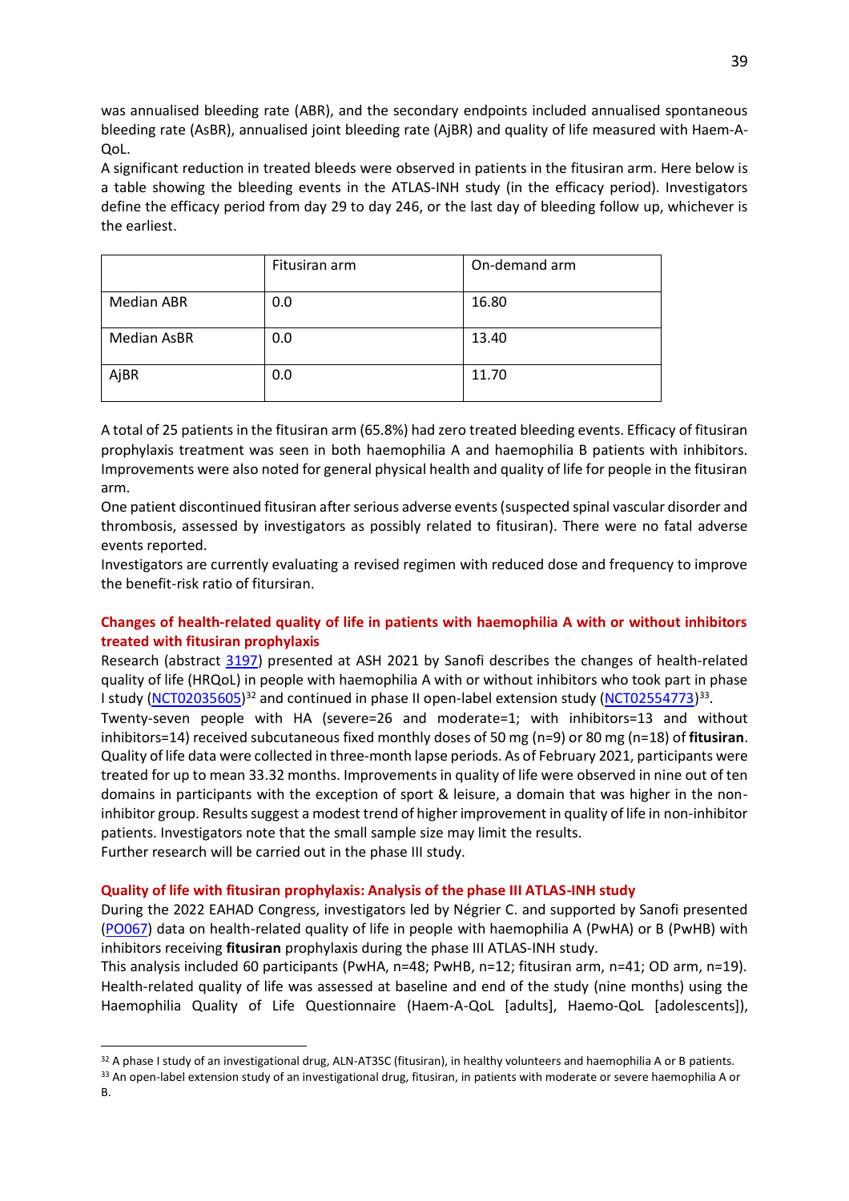was annualised bleeding rate (ABR), and the secondary endpoints included annualised spontaneous bleeding rate (AsBR), annualised joint bleeding rate (AjBR) and quality of life measured with Haem-A-QoL.

A significant reduction in treated bleeds were observed in patients in the fitusiran arm. Here below is a table showing the bleeding events in the ATLAS-INH study (in the efficacy period). Investigators define the efficacy period from day 29 to day 246, or the last day of bleeding follow up, whichever is the earliest.

| | Fitusiran arm | On-demand arm |
|---|---|---|
| Median ABR | 0.0 | 16.80 |
| Median AsBR | 0.0 | 13.40 |
| AjBR | 0.0 | 11.70 |

A total of 25 patients in the fitusiran arm (65.8%) had zero treated bleeding events. Efficacy of fitusiran prophylaxis treatment was seen in both haemophilia A and haemophilia B patients with inhibitors. Improvements were also noted for general physical health and quality of life for people in the fitusiran arm.

One patient discontinued fitusiran after serious adverse events (suspected spinal vascular disorder and thrombosis, assessed by investigators as possibly related to fitusiran). There were no fatal adverse events reported.

Investigators are currently evaluating a revised regimen with reduced dose and frequency to improve the benefit-risk ratio of fitursiran.

## Changes of health-related quality of life in patients with haemophilia A with or without inhibitors treated with fitusiran prophylaxis

Research (abstract 3197) presented at ASH 2021 by Sanofi describes the changes of health-related quality of life (HRQoL) in people with haemophilia A with or without inhibitors who took part in phase I study (NCT02035605)[32] and continued in phase II open-label extension study (NCT02554773)[33].

Twenty-seven people with HA (severe=26 and moderate=1; with inhibitors=13 and without inhibitors=14) received subcutaneous fixed monthly doses of 50 mg (n=9) or 80 mg (n=18) of **fitusiran**. Quality of life data were collected in three-month lapse periods. As of February 2021, participants were treated for up to mean 33.32 months. Improvements in quality of life were observed in nine out of ten domains in participants with the exception of sport & leisure, a domain that was higher in the non-inhibitor group. Results suggest a modest trend of higher improvement in quality of life in non-inhibitor patients. Investigators note that the small sample size may limit the results.

Further research will be carried out in the phase III study.

## Quality of life with fitusiran prophylaxis: Analysis of the phase III ATLAS-INH study

During the 2022 EAHAD Congress, investigators led by Négrier C. and supported by Sanofi presented (PO067) data on health-related quality of life in people with haemophilia A (PwHA) or B (PwHB) with inhibitors receiving **fitusiran** prophylaxis during the phase III ATLAS-INH study.

This analysis included 60 participants (PwHA, n=48; PwHB, n=12; fitusiran arm, n=41; OD arm, n=19). Health-related quality of life was assessed at baseline and end of the study (nine months) using the Haemophilia Quality of Life Questionnaire (Haem-A-QoL [adults], Haemo-QoL [adolescents]),

[32] A phase I study of an investigational drug, ALN-AT3SC (fitusiran), in healthy volunteers and haemophilia A or B patients.

[33] An open-label extension study of an investigational drug, fitusiran, in patients with moderate or severe haemophilia A or B.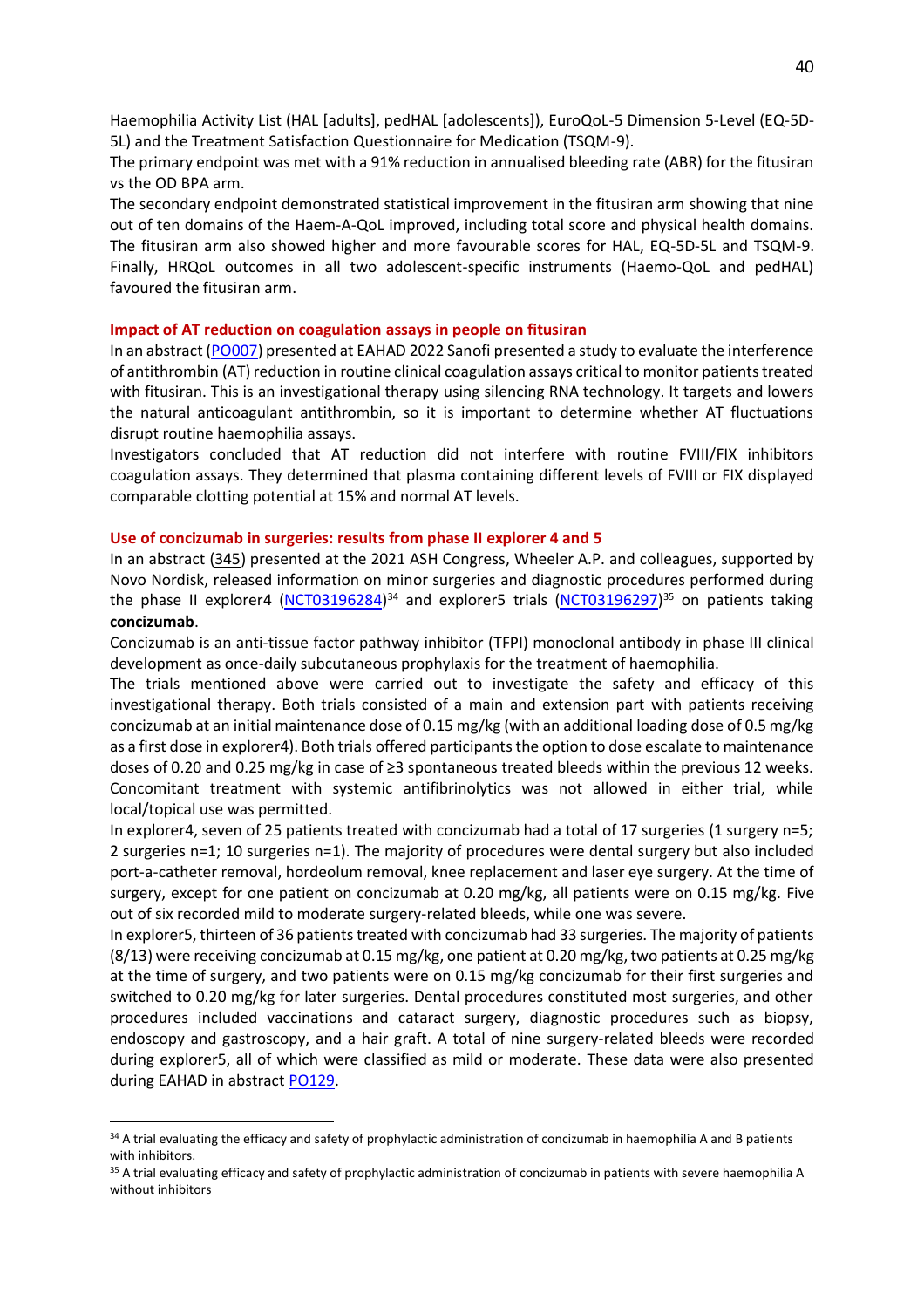Haemophilia Activity List (HAL [adults], pedHAL [adolescents]), EuroQoL-5 Dimension 5-Level (EQ-5D-5L) and the Treatment Satisfaction Questionnaire for Medication (TSQM-9).
The primary endpoint was met with a 91% reduction in annualised bleeding rate (ABR) for the fitusiran vs the OD BPA arm.
The secondary endpoint demonstrated statistical improvement in the fitusiran arm showing that nine out of ten domains of the Haem-A-QoL improved, including total score and physical health domains. The fitusiran arm also showed higher and more favourable scores for HAL, EQ-5D-5L and TSQM-9. Finally, HRQoL outcomes in all two adolescent-specific instruments (Haemo-QoL and pedHAL) favoured the fitusiran arm.

### Impact of AT reduction on coagulation assays in people on fitusiran

In an abstract (PO007) presented at EAHAD 2022 Sanofi presented a study to evaluate the interference of antithrombin (AT) reduction in routine clinical coagulation assays critical to monitor patients treated with fitusiran. This is an investigational therapy using silencing RNA technology. It targets and lowers the natural anticoagulant antithrombin, so it is important to determine whether AT fluctuations disrupt routine haemophilia assays.
Investigators concluded that AT reduction did not interfere with routine FVIII/FIX inhibitors coagulation assays. They determined that plasma containing different levels of FVIII or FIX displayed comparable clotting potential at 15% and normal AT levels.

### Use of concizumab in surgeries: results from phase II explorer 4 and 5

In an abstract (345) presented at the 2021 ASH Congress, Wheeler A.P. and colleagues, supported by Novo Nordisk, released information on minor surgeries and diagnostic procedures performed during the phase II explorer4 (NCT03196284)[34] and explorer5 trials (NCT03196297)[35] on patients taking **concizumab**.
Concizumab is an anti-tissue factor pathway inhibitor (TFPI) monoclonal antibody in phase III clinical development as once-daily subcutaneous prophylaxis for the treatment of haemophilia.
The trials mentioned above were carried out to investigate the safety and efficacy of this investigational therapy. Both trials consisted of a main and extension part with patients receiving concizumab at an initial maintenance dose of 0.15 mg/kg (with an additional loading dose of 0.5 mg/kg as a first dose in explorer4). Both trials offered participants the option to dose escalate to maintenance doses of 0.20 and 0.25 mg/kg in case of ≥3 spontaneous treated bleeds within the previous 12 weeks. Concomitant treatment with systemic antifibrinolytics was not allowed in either trial, while local/topical use was permitted.
In explorer4, seven of 25 patients treated with concizumab had a total of 17 surgeries (1 surgery n=5; 2 surgeries n=1; 10 surgeries n=1). The majority of procedures were dental surgery but also included port-a-catheter removal, hordeolum removal, knee replacement and laser eye surgery. At the time of surgery, except for one patient on concizumab at 0.20 mg/kg, all patients were on 0.15 mg/kg. Five out of six recorded mild to moderate surgery-related bleeds, while one was severe.
In explorer5, thirteen of 36 patients treated with concizumab had 33 surgeries. The majority of patients (8/13) were receiving concizumab at 0.15 mg/kg, one patient at 0.20 mg/kg, two patients at 0.25 mg/kg at the time of surgery, and two patients were on 0.15 mg/kg concizumab for their first surgeries and switched to 0.20 mg/kg for later surgeries. Dental procedures constituted most surgeries, and other procedures included vaccinations and cataract surgery, diagnostic procedures such as biopsy, endoscopy and gastroscopy, and a hair graft. A total of nine surgery-related bleeds were recorded during explorer5, all of which were classified as mild or moderate. These data were also presented during EAHAD in abstract PO129.

[34] A trial evaluating the efficacy and safety of prophylactic administration of concizumab in haemophilia A and B patients with inhibitors.
[35] A trial evaluating efficacy and safety of prophylactic administration of concizumab in patients with severe haemophilia A without inhibitors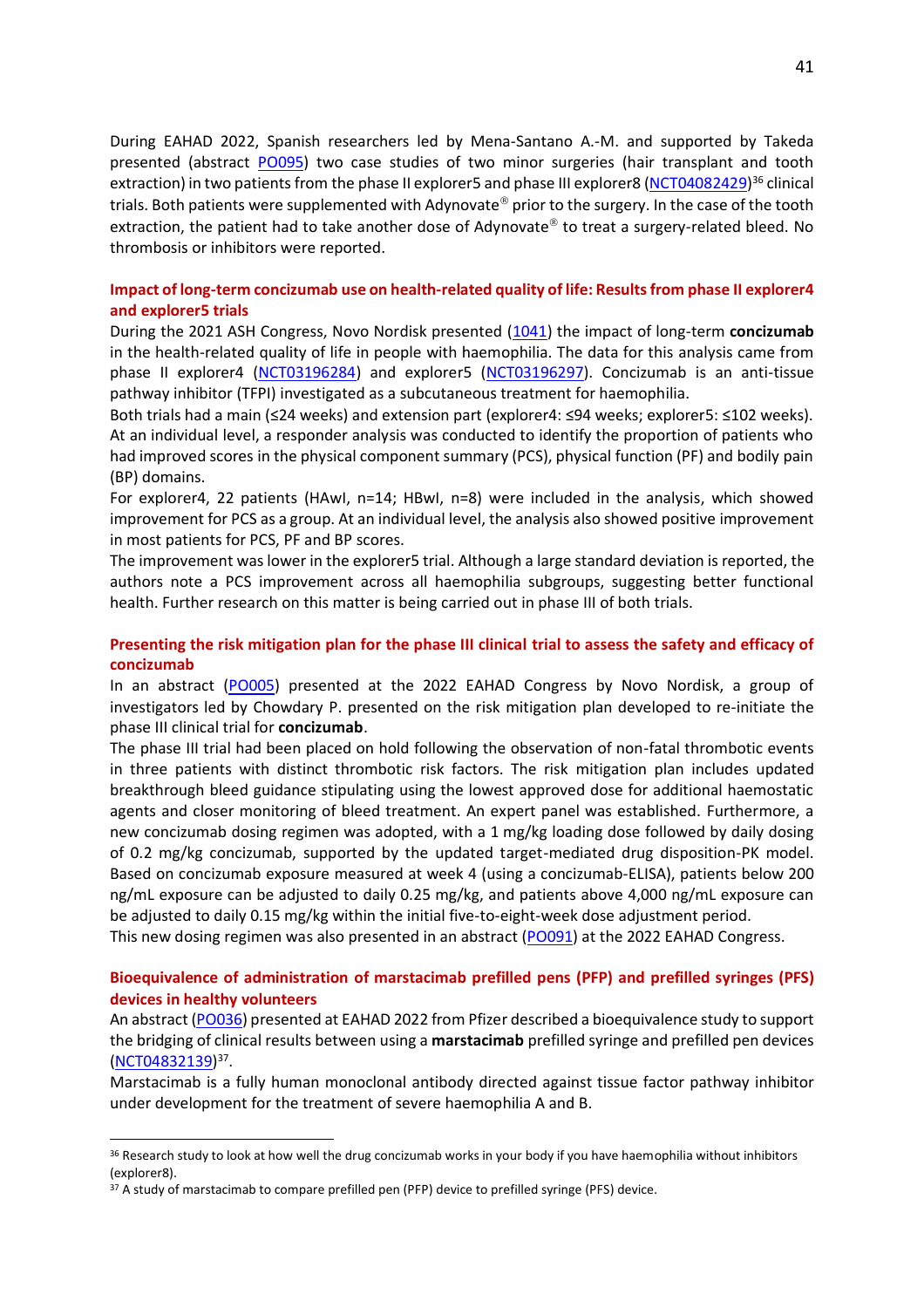During EAHAD 2022, Spanish researchers led by Mena-Santano A.-M. and supported by Takeda presented (abstract PO095) two case studies of two minor surgeries (hair transplant and tooth extraction) in two patients from the phase II explorer5 and phase III explorer8 (NCT04082429)[36] clinical trials. Both patients were supplemented with Adynovate® prior to the surgery. In the case of the tooth extraction, the patient had to take another dose of Adynovate® to treat a surgery-related bleed. No thrombosis or inhibitors were reported.

### Impact of long-term concizumab use on health-related quality of life: Results from phase II explorer4 and explorer5 trials

During the 2021 ASH Congress, Novo Nordisk presented (1041) the impact of long-term **concizumab** in the health-related quality of life in people with haemophilia. The data for this analysis came from phase II explorer4 (NCT03196284) and explorer5 (NCT03196297). Concizumab is an anti-tissue pathway inhibitor (TFPI) investigated as a subcutaneous treatment for haemophilia.

Both trials had a main (≤24 weeks) and extension part (explorer4: ≤94 weeks; explorer5: ≤102 weeks). At an individual level, a responder analysis was conducted to identify the proportion of patients who had improved scores in the physical component summary (PCS), physical function (PF) and bodily pain (BP) domains.

For explorer4, 22 patients (HAwI, n=14; HBwI, n=8) were included in the analysis, which showed improvement for PCS as a group. At an individual level, the analysis also showed positive improvement in most patients for PCS, PF and BP scores.

The improvement was lower in the explorer5 trial. Although a large standard deviation is reported, the authors note a PCS improvement across all haemophilia subgroups, suggesting better functional health. Further research on this matter is being carried out in phase III of both trials.

### Presenting the risk mitigation plan for the phase III clinical trial to assess the safety and efficacy of concizumab

In an abstract (PO005) presented at the 2022 EAHAD Congress by Novo Nordisk, a group of investigators led by Chowdary P. presented on the risk mitigation plan developed to re-initiate the phase III clinical trial for **concizumab**.

The phase III trial had been placed on hold following the observation of non-fatal thrombotic events in three patients with distinct thrombotic risk factors. The risk mitigation plan includes updated breakthrough bleed guidance stipulating using the lowest approved dose for additional haemostatic agents and closer monitoring of bleed treatment. An expert panel was established. Furthermore, a new concizumab dosing regimen was adopted, with a 1 mg/kg loading dose followed by daily dosing of 0.2 mg/kg concizumab, supported by the updated target-mediated drug disposition-PK model. Based on concizumab exposure measured at week 4 (using a concizumab-ELISA), patients below 200 ng/mL exposure can be adjusted to daily 0.25 mg/kg, and patients above 4,000 ng/mL exposure can be adjusted to daily 0.15 mg/kg within the initial five-to-eight-week dose adjustment period.

This new dosing regimen was also presented in an abstract (PO091) at the 2022 EAHAD Congress.

### Bioequivalence of administration of marstacimab prefilled pens (PFP) and prefilled syringes (PFS) devices in healthy volunteers

An abstract (PO036) presented at EAHAD 2022 from Pfizer described a bioequivalence study to support the bridging of clinical results between using a **marstacimab** prefilled syringe and prefilled pen devices (NCT04832139)[37].

Marstacimab is a fully human monoclonal antibody directed against tissue factor pathway inhibitor under development for the treatment of severe haemophilia A and B.

---

[36] Research study to look at how well the drug concizumab works in your body if you have haemophilia without inhibitors (explorer8).

[37] A study of marstacimab to compare prefilled pen (PFP) device to prefilled syringe (PFS) device.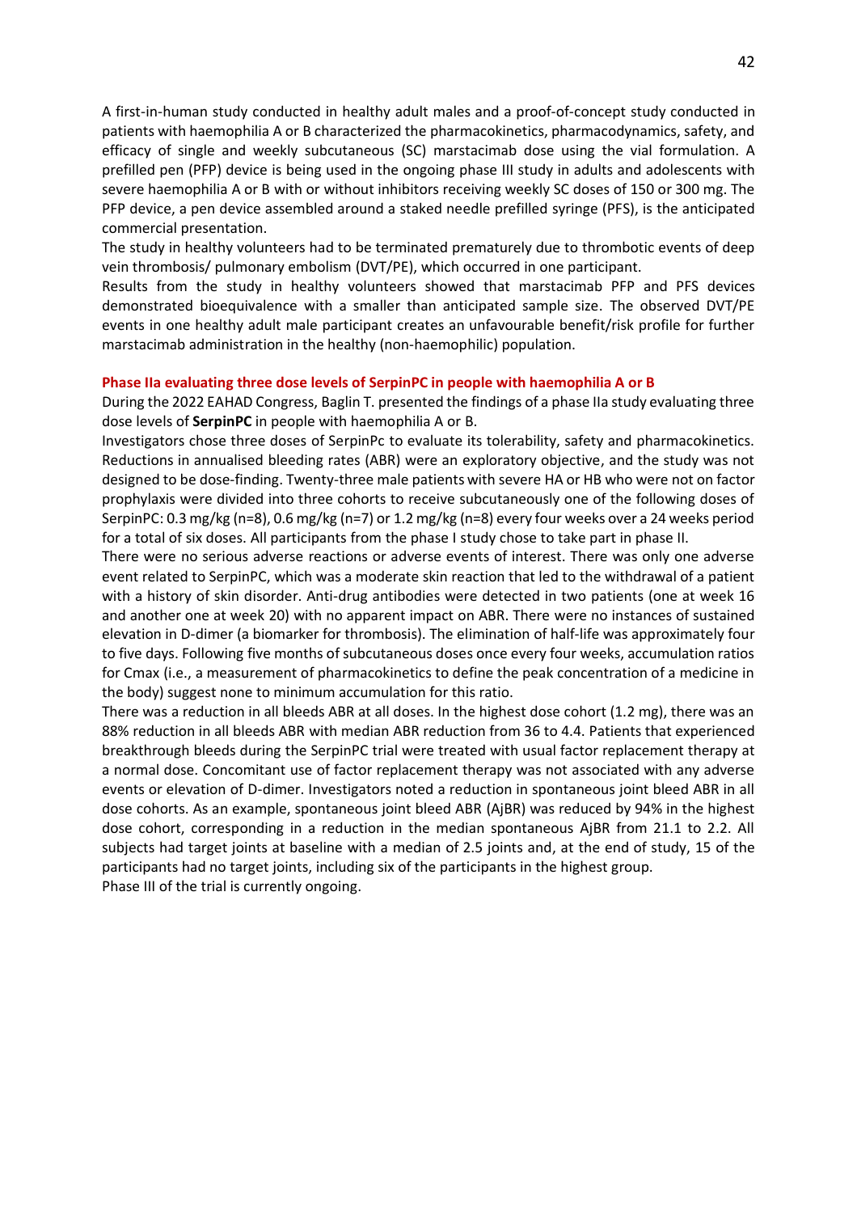A first-in-human study conducted in healthy adult males and a proof-of-concept study conducted in patients with haemophilia A or B characterized the pharmacokinetics, pharmacodynamics, safety, and efficacy of single and weekly subcutaneous (SC) marstacimab dose using the vial formulation. A prefilled pen (PFP) device is being used in the ongoing phase III study in adults and adolescents with severe haemophilia A or B with or without inhibitors receiving weekly SC doses of 150 or 300 mg. The PFP device, a pen device assembled around a staked needle prefilled syringe (PFS), is the anticipated commercial presentation.

The study in healthy volunteers had to be terminated prematurely due to thrombotic events of deep vein thrombosis/ pulmonary embolism (DVT/PE), which occurred in one participant.

Results from the study in healthy volunteers showed that marstacimab PFP and PFS devices demonstrated bioequivalence with a smaller than anticipated sample size. The observed DVT/PE events in one healthy adult male participant creates an unfavourable benefit/risk profile for further marstacimab administration in the healthy (non-haemophilic) population.

### Phase IIa evaluating three dose levels of SerpinPC in people with haemophilia A or B

During the 2022 EAHAD Congress, Baglin T. presented the findings of a phase IIa study evaluating three dose levels of **SerpinPC** in people with haemophilia A or B.

Investigators chose three doses of SerpinPc to evaluate its tolerability, safety and pharmacokinetics. Reductions in annualised bleeding rates (ABR) were an exploratory objective, and the study was not designed to be dose-finding. Twenty-three male patients with severe HA or HB who were not on factor prophylaxis were divided into three cohorts to receive subcutaneously one of the following doses of SerpinPC: 0.3 mg/kg (n=8), 0.6 mg/kg (n=7) or 1.2 mg/kg (n=8) every four weeks over a 24 weeks period for a total of six doses. All participants from the phase I study chose to take part in phase II.

There were no serious adverse reactions or adverse events of interest. There was only one adverse event related to SerpinPC, which was a moderate skin reaction that led to the withdrawal of a patient with a history of skin disorder. Anti-drug antibodies were detected in two patients (one at week 16 and another one at week 20) with no apparent impact on ABR. There were no instances of sustained elevation in D-dimer (a biomarker for thrombosis). The elimination of half-life was approximately four to five days. Following five months of subcutaneous doses once every four weeks, accumulation ratios for Cmax (i.e., a measurement of pharmacokinetics to define the peak concentration of a medicine in the body) suggest none to minimum accumulation for this ratio.

There was a reduction in all bleeds ABR at all doses. In the highest dose cohort (1.2 mg), there was an 88% reduction in all bleeds ABR with median ABR reduction from 36 to 4.4. Patients that experienced breakthrough bleeds during the SerpinPC trial were treated with usual factor replacement therapy at a normal dose. Concomitant use of factor replacement therapy was not associated with any adverse events or elevation of D-dimer. Investigators noted a reduction in spontaneous joint bleed ABR in all dose cohorts. As an example, spontaneous joint bleed ABR (AjBR) was reduced by 94% in the highest dose cohort, corresponding in a reduction in the median spontaneous AjBR from 21.1 to 2.2. All subjects had target joints at baseline with a median of 2.5 joints and, at the end of study, 15 of the participants had no target joints, including six of the participants in the highest group.

Phase III of the trial is currently ongoing.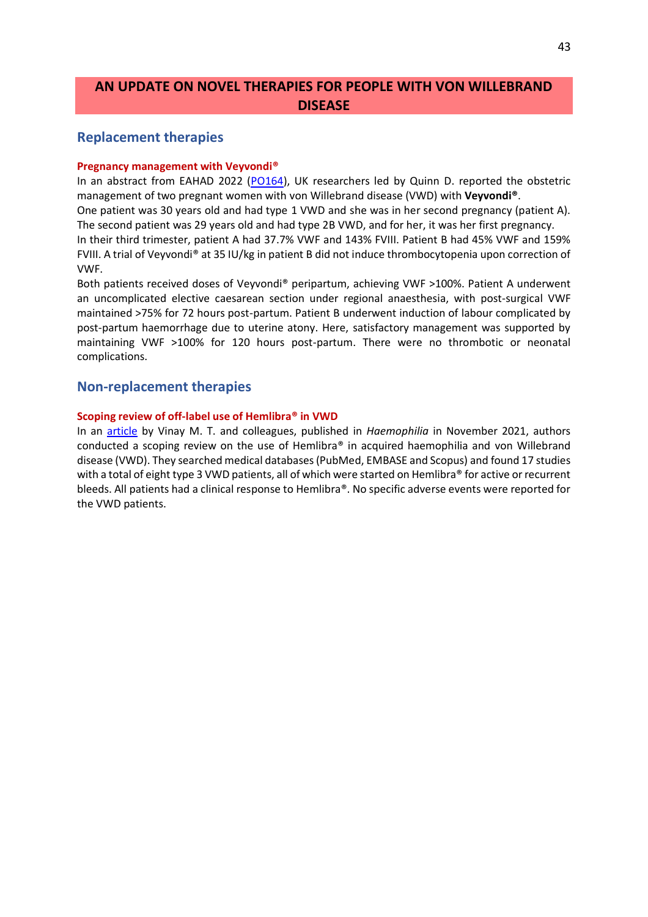# AN UPDATE ON NOVEL THERAPIES FOR PEOPLE WITH VON WILLEBRAND DISEASE

## Replacement therapies

### Pregnancy management with Veyvondi®

In an abstract from EAHAD 2022 (PO164), UK researchers led by Quinn D. reported the obstetric management of two pregnant women with von Willebrand disease (VWD) with **Veyvondi®**.

One patient was 30 years old and had type 1 VWD and she was in her second pregnancy (patient A). The second patient was 29 years old and had type 2B VWD, and for her, it was her first pregnancy.

In their third trimester, patient A had 37.7% VWF and 143% FVIII. Patient B had 45% VWF and 159% FVIII. A trial of Veyvondi® at 35 IU/kg in patient B did not induce thrombocytopenia upon correction of VWF.

Both patients received doses of Veyvondi® peripartum, achieving VWF >100%. Patient A underwent an uncomplicated elective caesarean section under regional anaesthesia, with post-surgical VWF maintained >75% for 72 hours post-partum. Patient B underwent induction of labour complicated by post-partum haemorrhage due to uterine atony. Here, satisfactory management was supported by maintaining VWF >100% for 120 hours post-partum. There were no thrombotic or neonatal complications.

## Non-replacement therapies

### Scoping review of off-label use of Hemlibra® in VWD

In an article by Vinay M. T. and colleagues, published in *Haemophilia* in November 2021, authors conducted a scoping review on the use of Hemlibra® in acquired haemophilia and von Willebrand disease (VWD). They searched medical databases (PubMed, EMBASE and Scopus) and found 17 studies with a total of eight type 3 VWD patients, all of which were started on Hemlibra® for active or recurrent bleeds. All patients had a clinical response to Hemlibra®. No specific adverse events were reported for the VWD patients.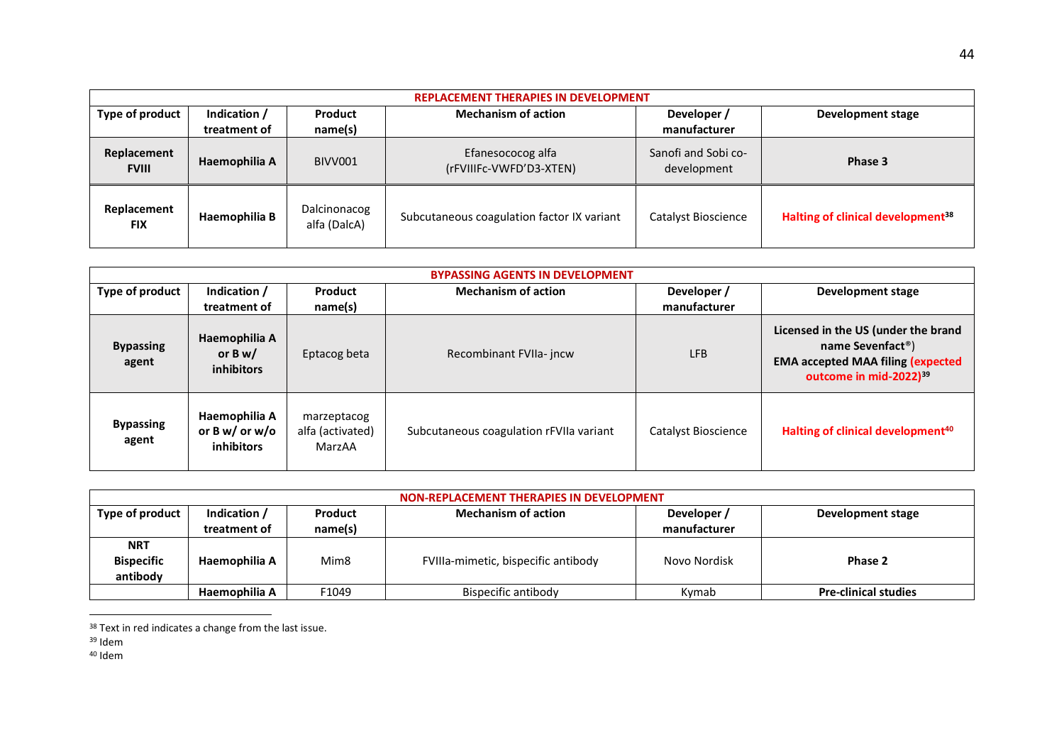| REPLACEMENT THERAPIES IN DEVELOPMENT | | | | | |
|---|---|---|---|---|---|
| **Type of product** | **Indication / treatment of** | **Product name(s)** | **Mechanism of action** | **Developer / manufacturer** | **Development stage** |
| **Replacement FVIII** | **Haemophilia A** | BIVV001 | Efanesococog alfa (rFVIIIFc-VWFD'D3-XTEN) | Sanofi and Sobi co-development | **Phase 3** |
| **Replacement FIX** | **Haemophilia B** | Dalcinonacog alfa (DalcA) | Subcutaneous coagulation factor IX variant | Catalyst Bioscience | **Halting of clinical development**[38] |

| BYPASSING AGENTS IN DEVELOPMENT | | | | | |
|---|---|---|---|---|---|
| **Type of product** | **Indication / treatment of** | **Product name(s)** | **Mechanism of action** | **Developer / manufacturer** | **Development stage** |
| **Bypassing agent** | **Haemophilia A or B w/ inhibitors** | Eptacog beta | Recombinant FVIIa- jncw | LFB | **Licensed in the US (under the brand name Sevenfact®)** **EMA accepted MAA filing (expected outcome in mid-2022)**[39] |
| **Bypassing agent** | **Haemophilia A or B w/ or w/o inhibitors** | marzeptacog alfa (activated) MarzAA | Subcutaneous coagulation rFVIIa variant | Catalyst Bioscience | **Halting of clinical development**[40] |

| NON-REPLACEMENT THERAPIES IN DEVELOPMENT | | | | | |
|---|---|---|---|---|---|
| **Type of product** | **Indication / treatment of** | **Product name(s)** | **Mechanism of action** | **Developer / manufacturer** | **Development stage** |
| **NRT Bispecific antibody** | **Haemophilia A** | Mim8 | FVIIIa-mimetic, bispecific antibody | Novo Nordisk | **Phase 2** |
| | **Haemophilia A** | F1049 | Bispecific antibody | Kymab | **Pre-clinical studies** |

[38] Text in red indicates a change from the last issue.

[39] Idem

[40] Idem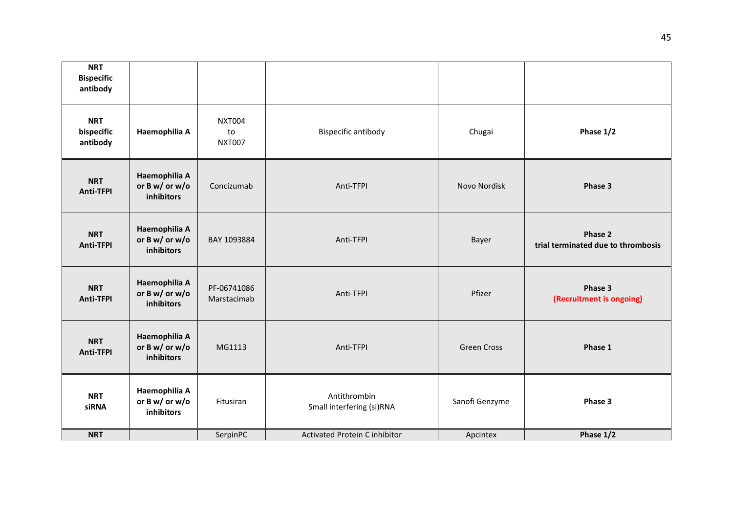| | | | | | |
|---|---|---|---|---|---|
| **NRT Bispecific antibody** | | | | | |
| **NRT bispecific antibody** | **Haemophilia A** | NXT004 to NXT007 | Bispecific antibody | Chugai | **Phase 1/2** |
| **NRT Anti-TFPI** | **Haemophilia A or B w/ or w/o inhibitors** | Concizumab | Anti-TFPI | Novo Nordisk | **Phase 3** |
| **NRT Anti-TFPI** | **Haemophilia A or B w/ or w/o inhibitors** | BAY 1093884 | Anti-TFPI | Bayer | **Phase 2 trial terminated due to thrombosis** |
| **NRT Anti-TFPI** | **Haemophilia A or B w/ or w/o inhibitors** | PF-06741086 Marstacimab | Anti-TFPI | Pfizer | **Phase 3 (Recruitment is ongoing)** |
| **NRT Anti-TFPI** | **Haemophilia A or B w/ or w/o inhibitors** | MG1113 | Anti-TFPI | Green Cross | **Phase 1** |
| **NRT siRNA** | **Haemophilia A or B w/ or w/o inhibitors** | Fitusiran | Antithrombin Small interfering (si)RNA | Sanofi Genzyme | **Phase 3** |
| **NRT** | | SerpinPC | Activated Protein C inhibitor | Apcintex | **Phase 1/2** |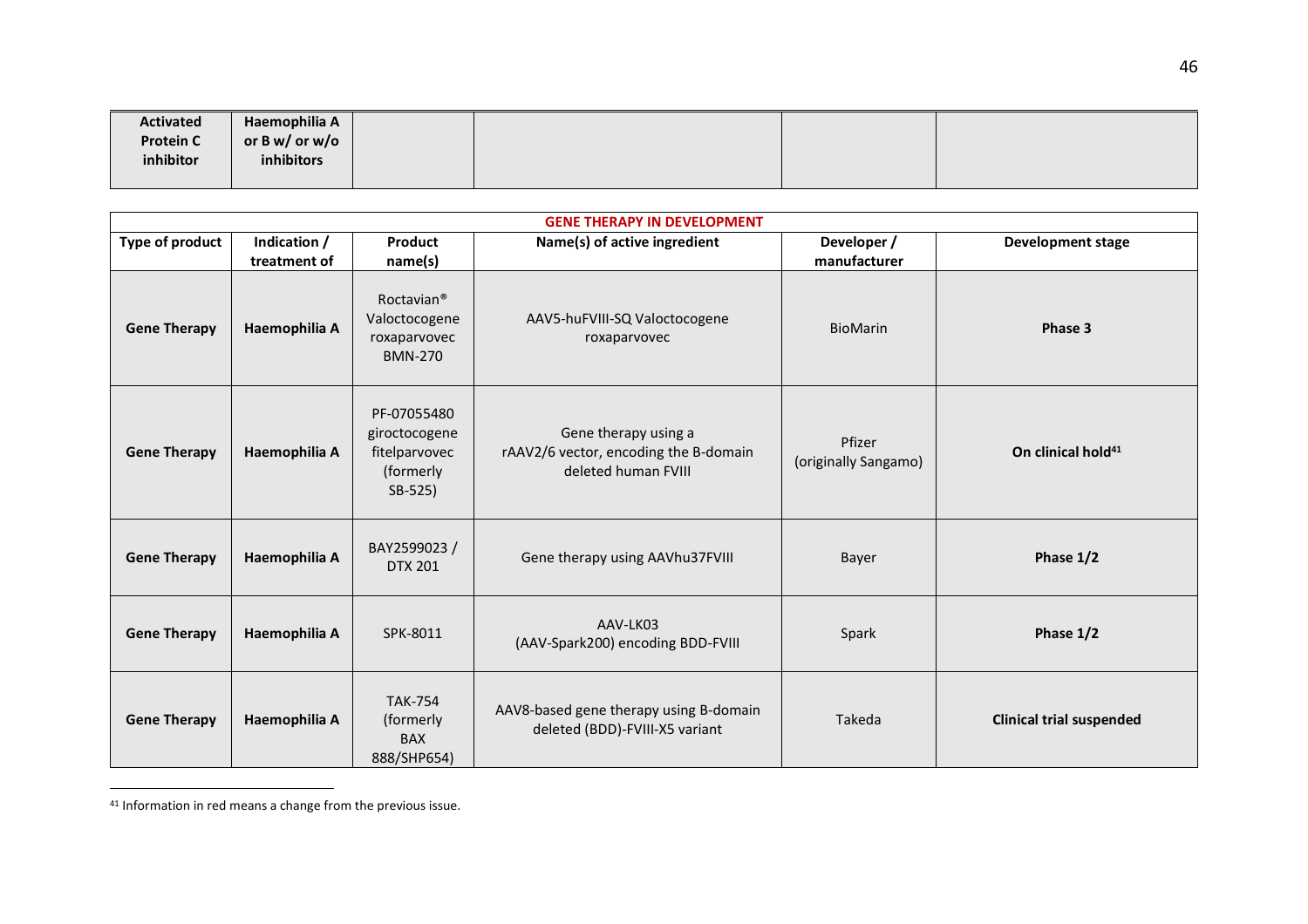| | | | | | |
|---|---|---|---|---|---|
| **Activated Protein C inhibitor** | **Haemophilia A or B w/ or w/o inhibitors** | | | | |

| **GENE THERAPY IN DEVELOPMENT** | | | | | |
|---|---|---|---|---|---|
| **Type of product** | **Indication / treatment of** | **Product name(s)** | **Name(s) of active ingredient** | **Developer / manufacturer** | **Development stage** |
| **Gene Therapy** | **Haemophilia A** | Roctavian® Valoctocogene roxaparvovec BMN-270 | AAV5-huFVIII-SQ Valoctocogene roxaparvovec | BioMarin | **Phase 3** |
| **Gene Therapy** | **Haemophilia A** | PF-07055480 giroctocogene fitelparvovec (formerly SB-525) | Gene therapy using a rAAV2/6 vector, encoding the B-domain deleted human FVIII | Pfizer (originally Sangamo) | **On clinical hold[41]** |
| **Gene Therapy** | **Haemophilia A** | BAY2599023 / DTX 201 | Gene therapy using AAVhu37FVIII | Bayer | **Phase 1/2** |
| **Gene Therapy** | **Haemophilia A** | SPK-8011 | AAV-LK03 (AAV-Spark200) encoding BDD-FVIII | Spark | **Phase 1/2** |
| **Gene Therapy** | **Haemophilia A** | TAK-754 (formerly BAX 888/SHP654) | AAV8-based gene therapy using B-domain deleted (BDD)-FVIII-X5 variant | Takeda | **Clinical trial suspended** |

[41] Information in red means a change from the previous issue.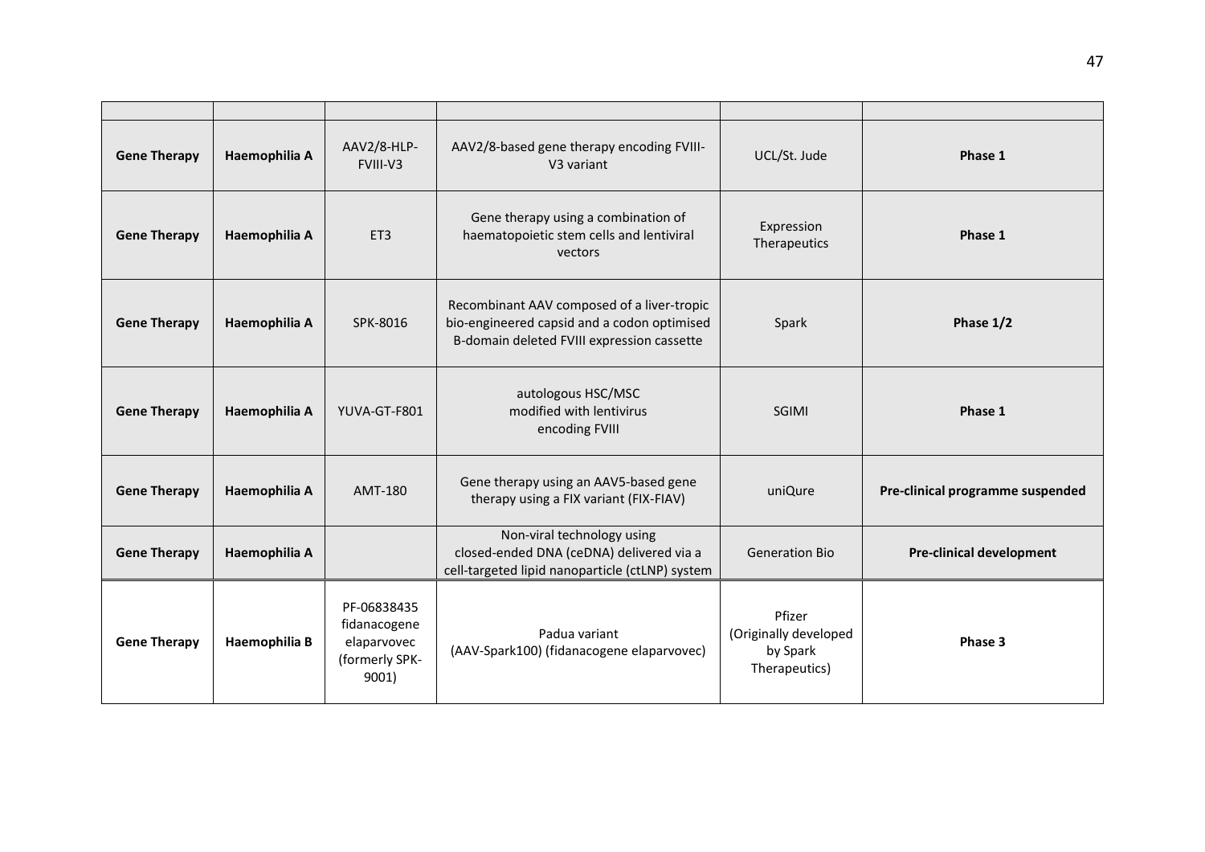| | | | | | |
|---|---|---|---|---|---|
| **Gene Therapy** | **Haemophilia A** | AAV2/8-HLP-FVIII-V3 | AAV2/8-based gene therapy encoding FVIII-V3 variant | UCL/St. Jude | **Phase 1** |
| **Gene Therapy** | **Haemophilia A** | ET3 | Gene therapy using a combination of haematopoietic stem cells and lentiviral vectors | Expression Therapeutics | **Phase 1** |
| **Gene Therapy** | **Haemophilia A** | SPK-8016 | Recombinant AAV composed of a liver-tropic bio-engineered capsid and a codon optimised B-domain deleted FVIII expression cassette | Spark | **Phase 1/2** |
| **Gene Therapy** | **Haemophilia A** | YUVA-GT-F801 | autologous HSC/MSC modified with lentivirus encoding FVIII | SGIMI | **Phase 1** |
| **Gene Therapy** | **Haemophilia A** | AMT-180 | Gene therapy using an AAV5-based gene therapy using a FIX variant (FIX-FIAV) | uniQure | **Pre-clinical programme suspended** |
| **Gene Therapy** | **Haemophilia A** | | Non-viral technology using closed-ended DNA (ceDNA) delivered via a cell-targeted lipid nanoparticle (ctLNP) system | Generation Bio | **Pre-clinical development** |
| **Gene Therapy** | **Haemophilia B** | PF-06838435 fidanacogene elaparvovec (formerly SPK-9001) | Padua variant (AAV-Spark100) (fidanacogene elaparvovec) | Pfizer (Originally developed by Spark Therapeutics) | **Phase 3** |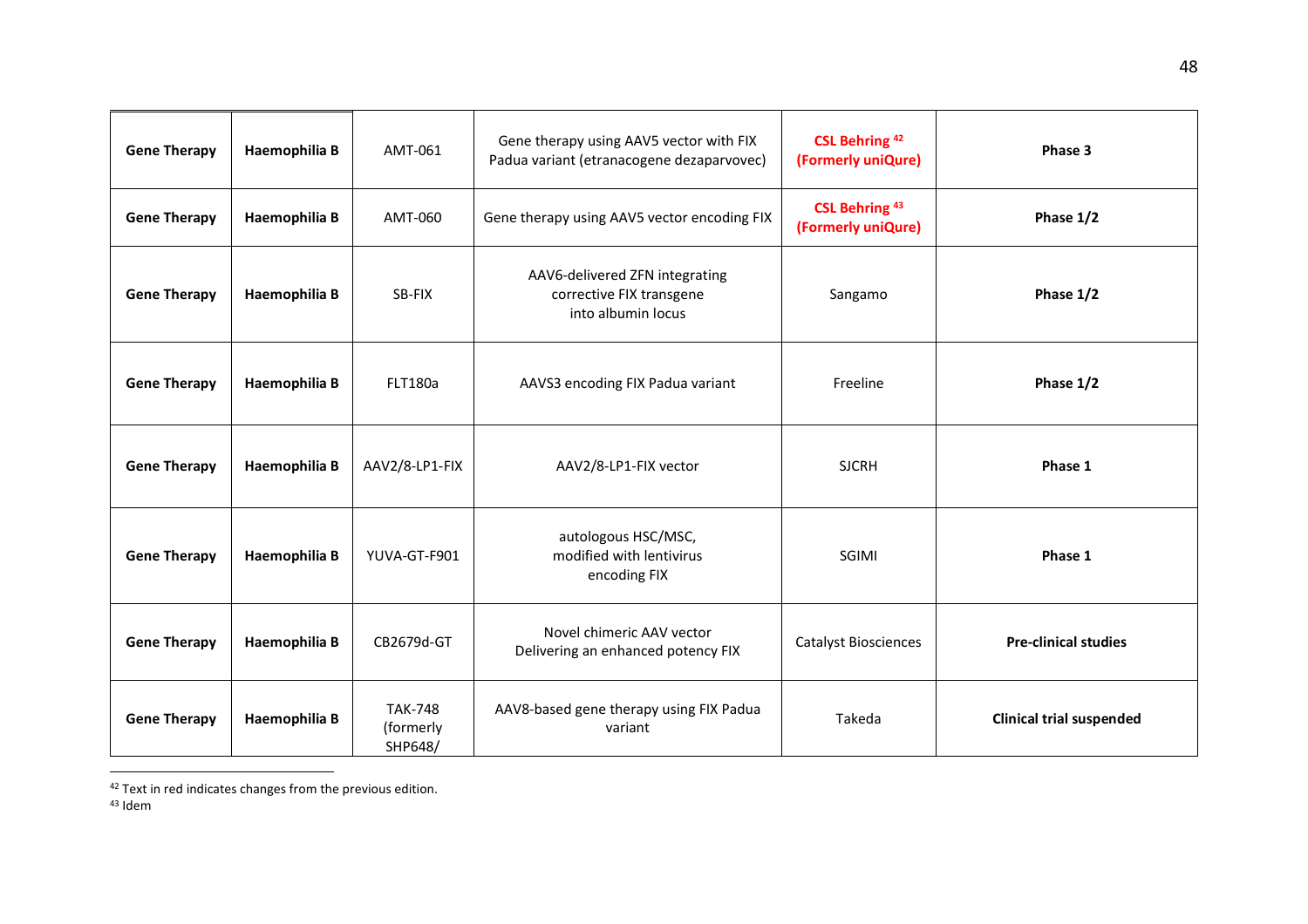| | | | | | |
|---|---|---|---|---|---|
| **Gene Therapy** | **Haemophilia B** | AMT-061 | Gene therapy using AAV5 vector with FIX Padua variant (etranacogene dezaparvovec) | **CSL Behring [42] (Formerly uniQure)** | **Phase 3** |
| **Gene Therapy** | **Haemophilia B** | AMT-060 | Gene therapy using AAV5 vector encoding FIX | **CSL Behring [43] (Formerly uniQure)** | **Phase 1/2** |
| **Gene Therapy** | **Haemophilia B** | SB-FIX | AAV6-delivered ZFN integrating corrective FIX transgene into albumin locus | Sangamo | **Phase 1/2** |
| **Gene Therapy** | **Haemophilia B** | FLT180a | AAVS3 encoding FIX Padua variant | Freeline | **Phase 1/2** |
| **Gene Therapy** | **Haemophilia B** | AAV2/8-LP1-FIX | AAV2/8-LP1-FIX vector | SJCRH | **Phase 1** |
| **Gene Therapy** | **Haemophilia B** | YUVA-GT-F901 | autologous HSC/MSC, modified with lentivirus encoding FIX | SGIMI | **Phase 1** |
| **Gene Therapy** | **Haemophilia B** | CB2679d-GT | Novel chimeric AAV vector Delivering an enhanced potency FIX | Catalyst Biosciences | **Pre-clinical studies** |
| **Gene Therapy** | **Haemophilia B** | TAK-748 (formerly SHP648/ | AAV8-based gene therapy using FIX Padua variant | Takeda | **Clinical trial suspended** |

[42] Text in red indicates changes from the previous edition.
[43] Idem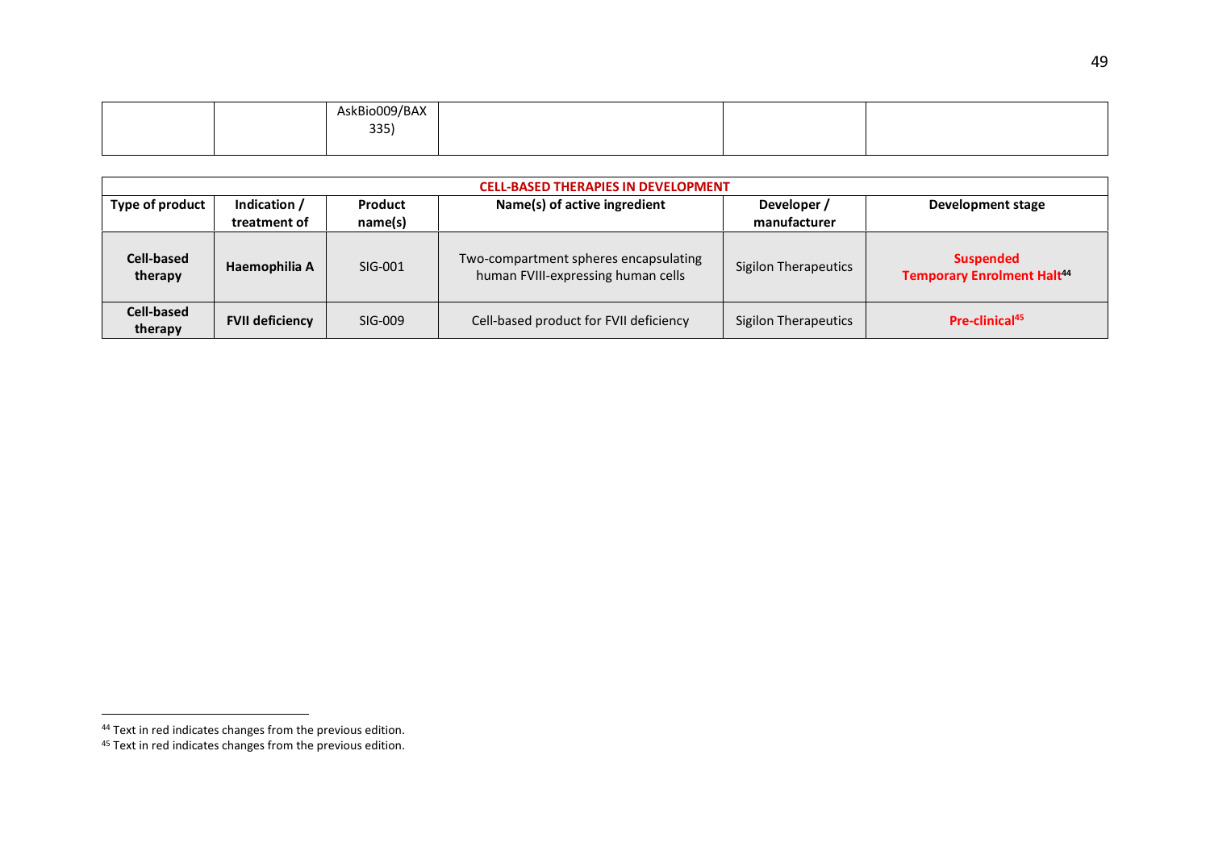| | | | | | |
|---|---|---|---|---|---|
| | | AskBio009/BAX 335) | | | |

| CELL-BASED THERAPIES IN DEVELOPMENT | | | | | |
|---|---|---|---|---|---|
| **Type of product** | **Indication / treatment of** | **Product name(s)** | **Name(s) of active ingredient** | **Developer / manufacturer** | **Development stage** |
| **Cell-based therapy** | **Haemophilia A** | SIG-001 | Two-compartment spheres encapsulating human FVIII-expressing human cells | Sigilon Therapeutics | **Suspended Temporary Enrolment Halt**[44] |
| **Cell-based therapy** | **FVII deficiency** | SIG-009 | Cell-based product for FVII deficiency | Sigilon Therapeutics | **Pre-clinical**[45] |

[44] Text in red indicates changes from the previous edition.

[45] Text in red indicates changes from the previous edition.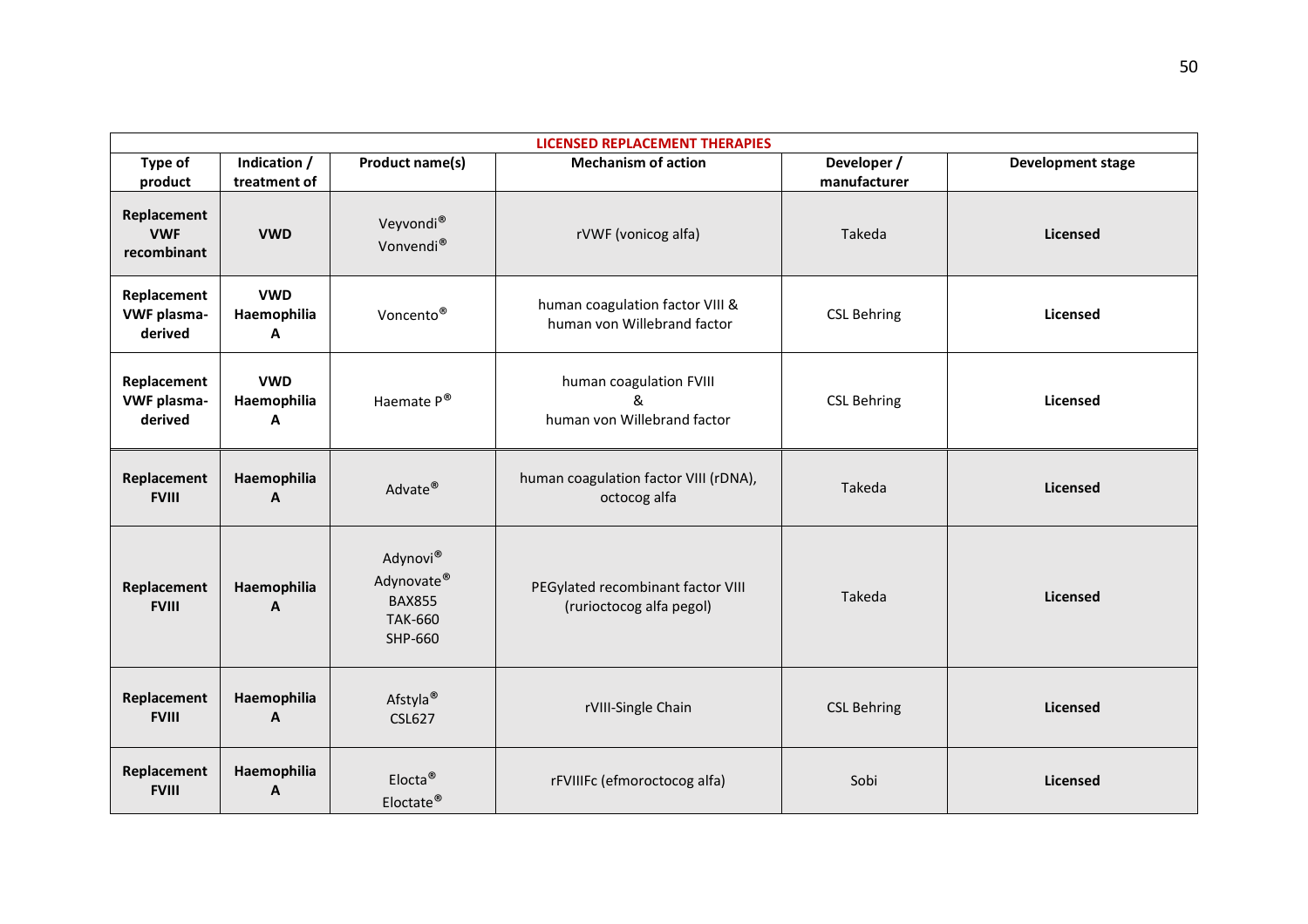| LICENSED REPLACEMENT THERAPIES | | | | | |
|---|---|---|---|---|---|
| **Type of product** | **Indication / treatment of** | **Product name(s)** | **Mechanism of action** | **Developer / manufacturer** | **Development stage** |
| **Replacement VWF recombinant** | **VWD** | Veyvondi® Vonvendi® | rVWF (vonicog alfa) | Takeda | **Licensed** |
| **Replacement VWF plasma-derived** | **VWD Haemophilia A** | Voncento® | human coagulation factor VIII & human von Willebrand factor | CSL Behring | **Licensed** |
| **Replacement VWF plasma-derived** | **VWD Haemophilia A** | Haemate P® | human coagulation FVIII & human von Willebrand factor | CSL Behring | **Licensed** |
| **Replacement FVIII** | **Haemophilia A** | Advate® | human coagulation factor VIII (rDNA), octocog alfa | Takeda | **Licensed** |
| **Replacement FVIII** | **Haemophilia A** | Adynovi® Adynovate® BAX855 TAK-660 SHP-660 | PEGylated recombinant factor VIII (rurioctocog alfa pegol) | Takeda | **Licensed** |
| **Replacement FVIII** | **Haemophilia A** | Afstyla® CSL627 | rVIII-Single Chain | CSL Behring | **Licensed** |
| **Replacement FVIII** | **Haemophilia A** | Elocta® Eloctate® | rFVIIIFc (efmoroctocog alfa) | Sobi | **Licensed** |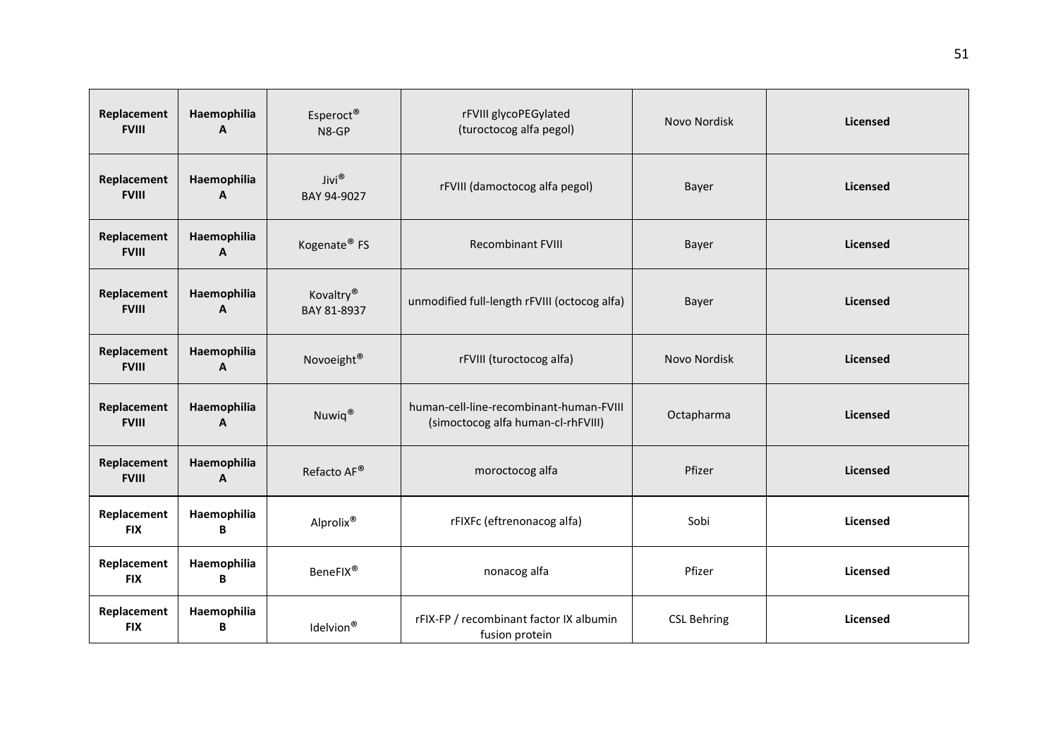| | | | | | |
|---|---|---|---|---|---|
| **Replacement FVIII** | **Haemophilia A** | Esperoct® N8-GP | rFVIII glycoPEGylated (turoctocog alfa pegol) | Novo Nordisk | **Licensed** |
| **Replacement FVIII** | **Haemophilia A** | Jivi® BAY 94-9027 | rFVIII (damoctocog alfa pegol) | Bayer | **Licensed** |
| **Replacement FVIII** | **Haemophilia A** | Kogenate® FS | Recombinant FVIII | Bayer | **Licensed** |
| **Replacement FVIII** | **Haemophilia A** | Kovaltry® BAY 81-8937 | unmodified full-length rFVIII (octocog alfa) | Bayer | **Licensed** |
| **Replacement FVIII** | **Haemophilia A** | Novoeight® | rFVIII (turoctocog alfa) | Novo Nordisk | **Licensed** |
| **Replacement FVIII** | **Haemophilia A** | Nuwiq® | human-cell-line-recombinant-human-FVIII (simoctocog alfa human-cl-rhFVIII) | Octapharma | **Licensed** |
| **Replacement FVIII** | **Haemophilia A** | Refacto AF® | moroctocog alfa | Pfizer | **Licensed** |
| **Replacement FIX** | **Haemophilia B** | Alprolix® | rFIXFc (eftrenonacog alfa) | Sobi | **Licensed** |
| **Replacement FIX** | **Haemophilia B** | BeneFIX® | nonacog alfa | Pfizer | **Licensed** |
| **Replacement FIX** | **Haemophilia B** | Idelvion® | rFIX-FP / recombinant factor IX albumin fusion protein | CSL Behring | **Licensed** |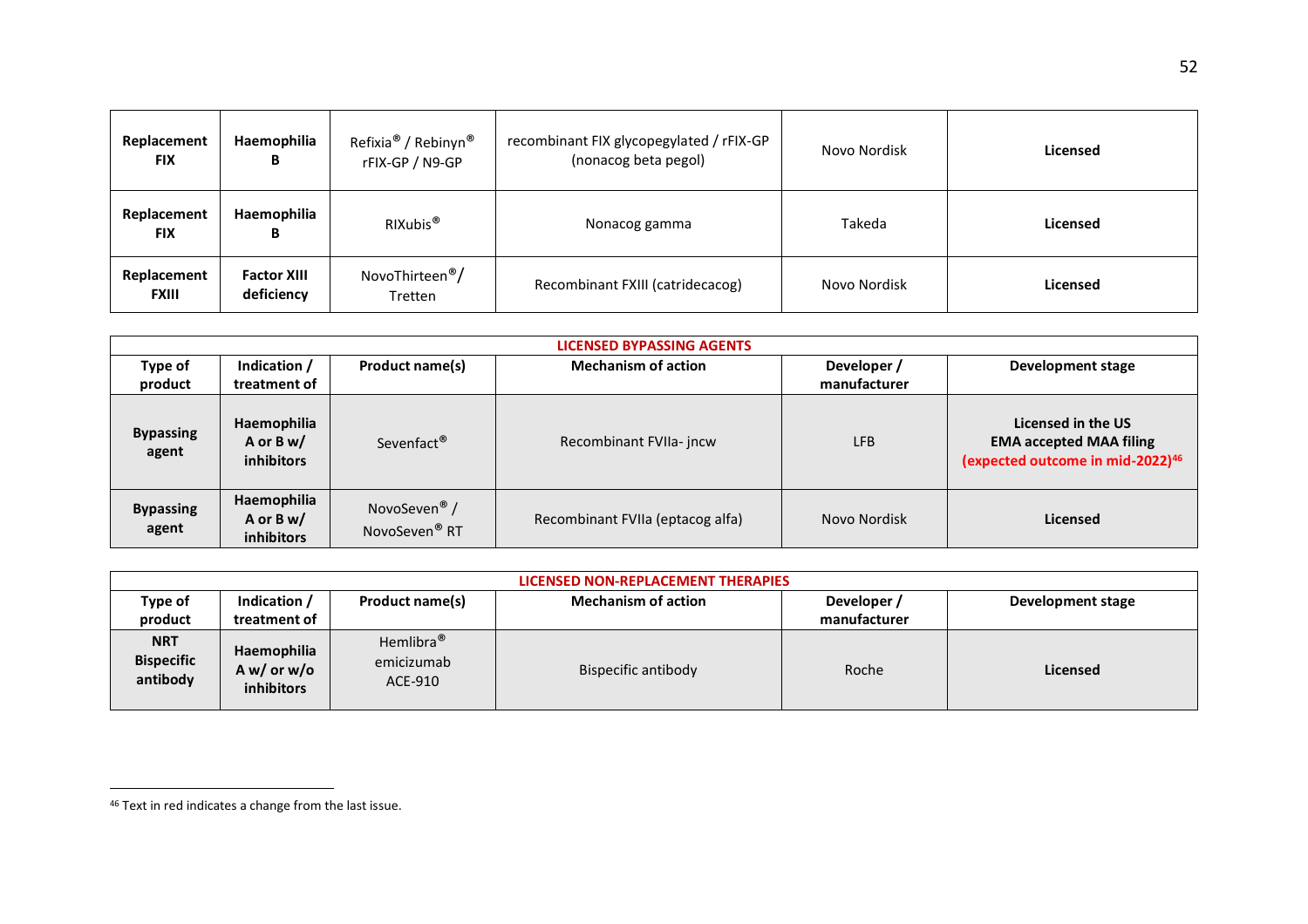| | | | | | |
|---|---|---|---|---|---|
| **Replacement FIX** | **Haemophilia B** | Refixia® / Rebinyn® rFIX-GP / N9-GP | recombinant FIX glycopegylated / rFIX-GP (nonacog beta pegol) | Novo Nordisk | **Licensed** |
| **Replacement FIX** | **Haemophilia B** | RIXubis® | Nonacog gamma | Takeda | **Licensed** |
| **Replacement FXIII** | **Factor XIII deficiency** | NovoThirteen®/ Tretten | Recombinant FXIII (catridecacog) | Novo Nordisk | **Licensed** |

| **LICENSED BYPASSING AGENTS** | | | | | |
|---|---|---|---|---|---|
| **Type of product** | **Indication / treatment of** | **Product name(s)** | **Mechanism of action** | **Developer / manufacturer** | **Development stage** |
| **Bypassing agent** | **Haemophilia A or B w/ inhibitors** | Sevenfact® | Recombinant FVIIa- jncw | LFB | **Licensed in the US EMA accepted MAA filing (expected outcome in mid-2022)**[46] |
| **Bypassing agent** | **Haemophilia A or B w/ inhibitors** | NovoSeven® / NovoSeven® RT | Recombinant FVIIa (eptacog alfa) | Novo Nordisk | **Licensed** |

| **LICENSED NON-REPLACEMENT THERAPIES** | | | | | |
|---|---|---|---|---|---|
| **Type of product** | **Indication / treatment of** | **Product name(s)** | **Mechanism of action** | **Developer / manufacturer** | **Development stage** |
| **NRT Bispecific antibody** | **Haemophilia A w/ or w/o inhibitors** | Hemlibra® emicizumab ACE-910 | Bispecific antibody | Roche | **Licensed** |

[46] Text in red indicates a change from the last issue.